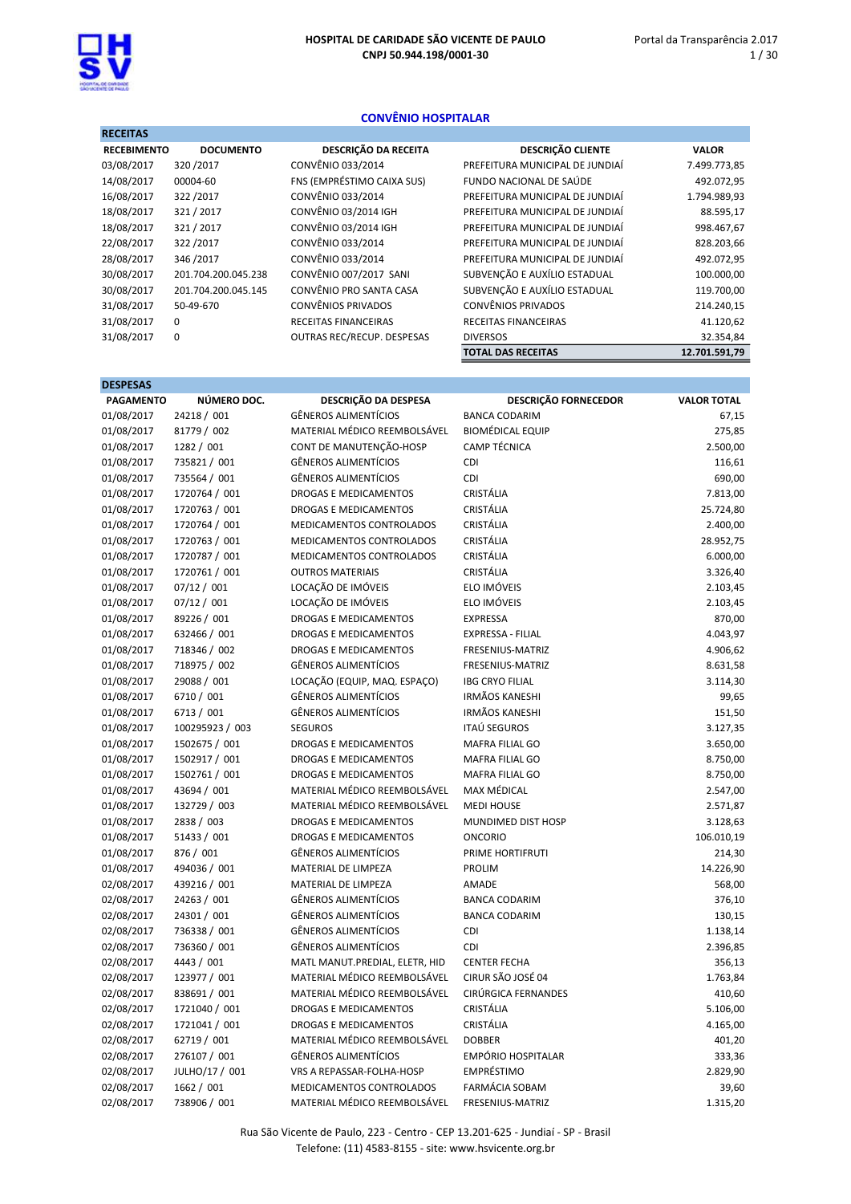# HOSPITAL DE CARIDADE SÃO VICENTE DE PAULO

**CNPJ 50.944.198/0001-30**

Portal da Transparência 2.017

## CONVÊNIO HOSPITALAR

### RECEITAS

| RECEBIMENTO | DOCUMENTO | DESCRIÇÃO DA RECEITA | DESCRIÇÃO CLIENTE | VALOR |
|---|---|---|---|---|
| 03/08/2017 | 320 /2017 | CONVÊNIO 033/2014 | PREFEITURA MUNICIPAL DE JUNDIAÍ | 7.499.773,85 |
| 14/08/2017 | 00004-60 | FNS (EMPRÉSTIMO CAIXA SUS) | FUNDO NACIONAL DE SAÚDE | 492.072,95 |
| 16/08/2017 | 322 /2017 | CONVÊNIO 033/2014 | PREFEITURA MUNICIPAL DE JUNDIAÍ | 1.794.989,93 |
| 18/08/2017 | 321 / 2017 | CONVÊNIO 03/2014 IGH | PREFEITURA MUNICIPAL DE JUNDIAÍ | 88.595,17 |
| 18/08/2017 | 321 / 2017 | CONVÊNIO 03/2014 IGH | PREFEITURA MUNICIPAL DE JUNDIAÍ | 998.467,67 |
| 22/08/2017 | 322 /2017 | CONVÊNIO 033/2014 | PREFEITURA MUNICIPAL DE JUNDIAÍ | 828.203,66 |
| 28/08/2017 | 346 /2017 | CONVÊNIO 033/2014 | PREFEITURA MUNICIPAL DE JUNDIAÍ | 492.072,95 |
| 30/08/2017 | 201.704.200.045.238 | CONVÊNIO 007/2017 SANI | SUBVENÇÃO E AUXÍLIO ESTADUAL | 100.000,00 |
| 30/08/2017 | 201.704.200.045.145 | CONVÊNIO PRO SANTA CASA | SUBVENÇÃO E AUXÍLIO ESTADUAL | 119.700,00 |
| 31/08/2017 | 50-49-670 | CONVÊNIOS PRIVADOS | CONVÊNIOS PRIVADOS | 214.240,15 |
| 31/08/2017 | 0 | RECEITAS FINANCEIRAS | RECEITAS FINANCEIRAS | 41.120,62 |
| 31/08/2017 | 0 | OUTRAS REC/RECUP. DESPESAS | DIVERSOS | 32.354,84 |
| | | | **TOTAL DAS RECEITAS** | **12.701.591,79** |

### DESPESAS

| PAGAMENTO | NÚMERO DOC. | DESCRIÇÃO DA DESPESA | DESCRIÇÃO FORNECEDOR | VALOR TOTAL |
|---|---|---|---|---|
| 01/08/2017 | 24218 / 001 | GÊNEROS ALIMENTÍCIOS | BANCA CODARIM | 67,15 |
| 01/08/2017 | 81779 / 002 | MATERIAL MÉDICO REEMBOLSÁVEL | BIOMÉDICAL EQUIP | 275,85 |
| 01/08/2017 | 1282 / 001 | CONT DE MANUTENÇÃO-HOSP | CAMP TÉCNICA | 2.500,00 |
| 01/08/2017 | 735821 / 001 | GÊNEROS ALIMENTÍCIOS | CDI | 116,61 |
| 01/08/2017 | 735564 / 001 | GÊNEROS ALIMENTÍCIOS | CDI | 690,00 |
| 01/08/2017 | 1720764 / 001 | DROGAS E MEDICAMENTOS | CRISTÁLIA | 7.813,00 |
| 01/08/2017 | 1720763 / 001 | DROGAS E MEDICAMENTOS | CRISTÁLIA | 25.724,80 |
| 01/08/2017 | 1720764 / 001 | MEDICAMENTOS CONTROLADOS | CRISTÁLIA | 2.400,00 |
| 01/08/2017 | 1720763 / 001 | MEDICAMENTOS CONTROLADOS | CRISTÁLIA | 28.952,75 |
| 01/08/2017 | 1720787 / 001 | MEDICAMENTOS CONTROLADOS | CRISTÁLIA | 6.000,00 |
| 01/08/2017 | 1720761 / 001 | OUTROS MATERIAIS | CRISTÁLIA | 3.326,40 |
| 01/08/2017 | 07/12 / 001 | LOCAÇÃO DE IMÓVEIS | ELO IMÓVEIS | 2.103,45 |
| 01/08/2017 | 07/12 / 001 | LOCAÇÃO DE IMÓVEIS | ELO IMÓVEIS | 2.103,45 |
| 01/08/2017 | 89226 / 001 | DROGAS E MEDICAMENTOS | EXPRESSA | 870,00 |
| 01/08/2017 | 632466 / 001 | DROGAS E MEDICAMENTOS | EXPRESSA - FILIAL | 4.043,97 |
| 01/08/2017 | 718346 / 002 | DROGAS E MEDICAMENTOS | FRESENIUS-MATRIZ | 4.906,62 |
| 01/08/2017 | 718975 / 002 | GÊNEROS ALIMENTÍCIOS | FRESENIUS-MATRIZ | 8.631,58 |
| 01/08/2017 | 29088 / 001 | LOCAÇÃO (EQUIP, MAQ. ESPAÇO) | IBG CRYO FILIAL | 3.114,30 |
| 01/08/2017 | 6710 / 001 | GÊNEROS ALIMENTÍCIOS | IRMÃOS KANESHI | 99,65 |
| 01/08/2017 | 6713 / 001 | GÊNEROS ALIMENTÍCIOS | IRMÃOS KANESHI | 151,50 |
| 01/08/2017 | 100295923 / 003 | SEGUROS | ITAÚ SEGUROS | 3.127,35 |
| 01/08/2017 | 1502675 / 001 | DROGAS E MEDICAMENTOS | MAFRA FILIAL GO | 3.650,00 |
| 01/08/2017 | 1502917 / 001 | DROGAS E MEDICAMENTOS | MAFRA FILIAL GO | 8.750,00 |
| 01/08/2017 | 1502761 / 001 | DROGAS E MEDICAMENTOS | MAFRA FILIAL GO | 8.750,00 |
| 01/08/2017 | 43694 / 001 | MATERIAL MÉDICO REEMBOLSÁVEL | MAX MÉDICAL | 2.547,00 |
| 01/08/2017 | 132729 / 003 | MATERIAL MÉDICO REEMBOLSÁVEL | MEDI HOUSE | 2.571,87 |
| 01/08/2017 | 2838 / 003 | DROGAS E MEDICAMENTOS | MUNDIMED DIST HOSP | 3.128,63 |
| 01/08/2017 | 51433 / 001 | DROGAS E MEDICAMENTOS | ONCORIO | 106.010,19 |
| 01/08/2017 | 876 / 001 | GÊNEROS ALIMENTÍCIOS | PRIME HORTIFRUTI | 214,30 |
| 01/08/2017 | 494036 / 001 | MATERIAL DE LIMPEZA | PROLIM | 14.226,90 |
| 02/08/2017 | 439216 / 001 | MATERIAL DE LIMPEZA | AMADE | 568,00 |
| 02/08/2017 | 24263 / 001 | GÊNEROS ALIMENTÍCIOS | BANCA CODARIM | 376,10 |
| 02/08/2017 | 24301 / 001 | GÊNEROS ALIMENTÍCIOS | BANCA CODARIM | 130,15 |
| 02/08/2017 | 736338 / 001 | GÊNEROS ALIMENTÍCIOS | CDI | 1.138,14 |
| 02/08/2017 | 736360 / 001 | GÊNEROS ALIMENTÍCIOS | CDI | 2.396,85 |
| 02/08/2017 | 4443 / 001 | MATL MANUT.PREDIAL, ELETR, HID | CENTER FECHA | 356,13 |
| 02/08/2017 | 123977 / 001 | MATERIAL MÉDICO REEMBOLSÁVEL | CIRUR SÃO JOSÉ 04 | 1.763,84 |
| 02/08/2017 | 838691 / 001 | MATERIAL MÉDICO REEMBOLSÁVEL | CIRÚRGICA FERNANDES | 410,60 |
| 02/08/2017 | 1721040 / 001 | DROGAS E MEDICAMENTOS | CRISTÁLIA | 5.106,00 |
| 02/08/2017 | 1721041 / 001 | DROGAS E MEDICAMENTOS | CRISTÁLIA | 4.165,00 |
| 02/08/2017 | 62719 / 001 | MATERIAL MÉDICO REEMBOLSÁVEL | DOBBER | 401,20 |
| 02/08/2017 | 276107 / 001 | GÊNEROS ALIMENTÍCIOS | EMPÓRIO HOSPITALAR | 333,36 |
| 02/08/2017 | JULHO/17 / 001 | VRS A REPASSAR-FOLHA-HOSP | EMPRÉSTIMO | 2.829,90 |
| 02/08/2017 | 1662 / 001 | MEDICAMENTOS CONTROLADOS | FARMÁCIA SOBAM | 39,60 |
| 02/08/2017 | 738906 / 001 | MATERIAL MÉDICO REEMBOLSÁVEL | FRESENIUS-MATRIZ | 1.315,20 |

Rua São Vicente de Paulo, 223 - Centro - CEP 13.201-625 - Jundiaí - SP - Brasil
Telefone: (11) 4583-8155 - site: www.hsvicente.org.br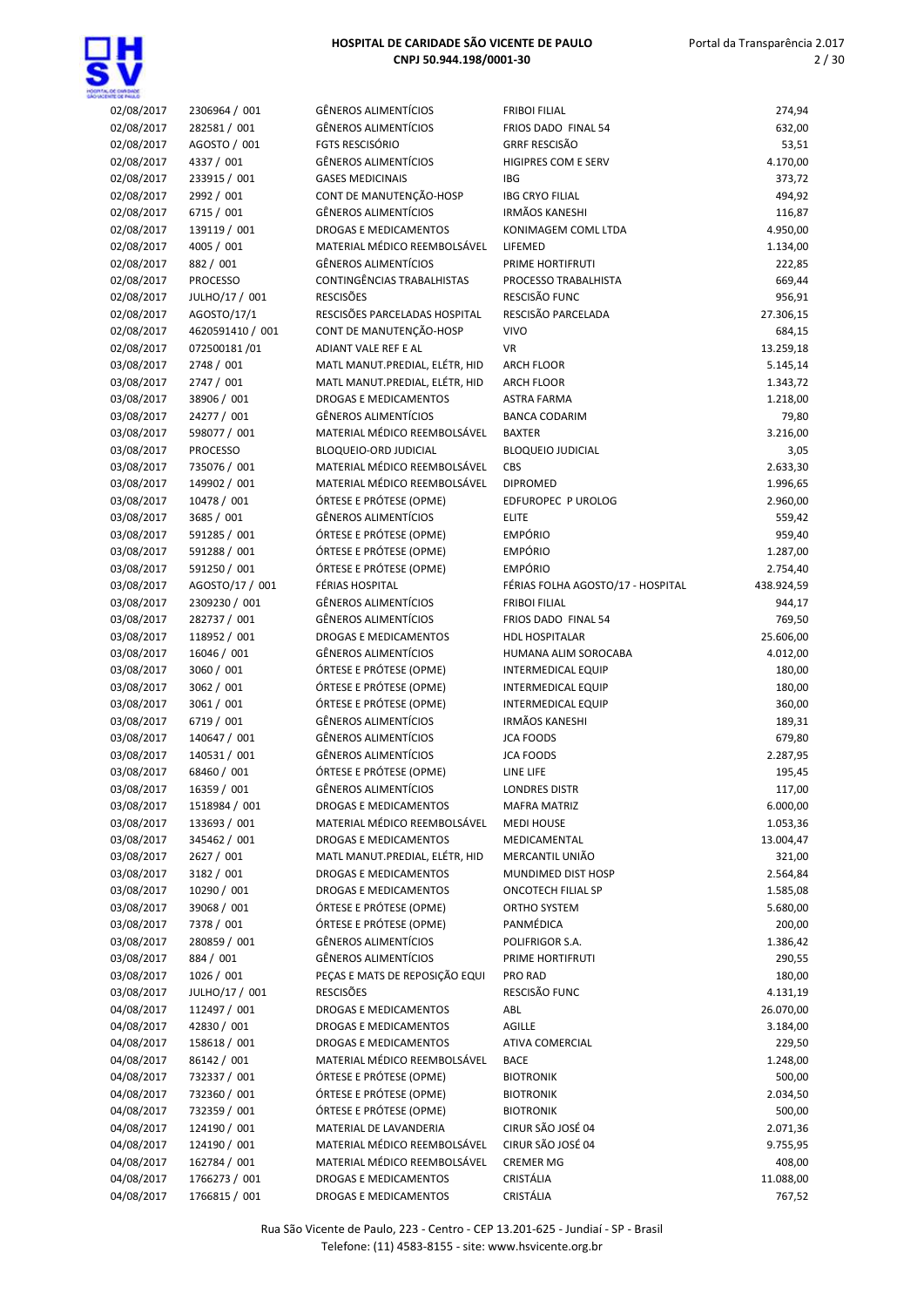| | | | | |
|---|---|---|---|---|
| 02/08/2017 | 2306964 / 001 | GÊNEROS ALIMENTÍCIOS | FRIBOI FILIAL | 274,94 |
| 02/08/2017 | 282581 / 001 | GÊNEROS ALIMENTÍCIOS | FRIOS DADO FINAL 54 | 632,00 |
| 02/08/2017 | AGOSTO / 001 | FGTS RESCISÓRIO | GRRF RESCISÃO | 53,51 |
| 02/08/2017 | 4337 / 001 | GÊNEROS ALIMENTÍCIOS | HIGIPRES COM E SERV | 4.170,00 |
| 02/08/2017 | 233915 / 001 | GASES MEDICINAIS | IBG | 373,72 |
| 02/08/2017 | 2992 / 001 | CONT DE MANUTENÇÃO-HOSP | IBG CRYO FILIAL | 494,92 |
| 02/08/2017 | 6715 / 001 | GÊNEROS ALIMENTÍCIOS | IRMÃOS KANESHI | 116,87 |
| 02/08/2017 | 139119 / 001 | DROGAS E MEDICAMENTOS | KONIMAGEM COML LTDA | 4.950,00 |
| 02/08/2017 | 4005 / 001 | MATERIAL MÉDICO REEMBOLSÁVEL | LIFEMED | 1.134,00 |
| 02/08/2017 | 882 / 001 | GÊNEROS ALIMENTÍCIOS | PRIME HORTIFRUTI | 222,85 |
| 02/08/2017 | PROCESSO | CONTINGÊNCIAS TRABALHISTAS | PROCESSO TRABALHISTA | 669,44 |
| 02/08/2017 | JULHO/17 / 001 | RESCISÕES | RESCISÃO FUNC | 956,91 |
| 02/08/2017 | AGOSTO/17/1 | RESCISÕES PARCELADAS HOSPITAL | RESCISÃO PARCELADA | 27.306,15 |
| 02/08/2017 | 4620591410 / 001 | CONT DE MANUTENÇÃO-HOSP | VIVO | 684,15 |
| 02/08/2017 | 072500181 /01 | ADIANT VALE REF E AL | VR | 13.259,18 |
| 03/08/2017 | 2748 / 001 | MATL MANUT.PREDIAL, ELÉTR, HID | ARCH FLOOR | 5.145,14 |
| 03/08/2017 | 2747 / 001 | MATL MANUT.PREDIAL, ELÉTR, HID | ARCH FLOOR | 1.343,72 |
| 03/08/2017 | 38906 / 001 | DROGAS E MEDICAMENTOS | ASTRA FARMA | 1.218,00 |
| 03/08/2017 | 24277 / 001 | GÊNEROS ALIMENTÍCIOS | BANCA CODARIM | 79,80 |
| 03/08/2017 | 598077 / 001 | MATERIAL MÉDICO REEMBOLSÁVEL | BAXTER | 3.216,00 |
| 03/08/2017 | PROCESSO | BLOQUEIO-ORD JUDICIAL | BLOQUEIO JUDICIAL | 3,05 |
| 03/08/2017 | 735076 / 001 | MATERIAL MÉDICO REEMBOLSÁVEL | CBS | 2.633,30 |
| 03/08/2017 | 149902 / 001 | MATERIAL MÉDICO REEMBOLSÁVEL | DIPROMED | 1.996,65 |
| 03/08/2017 | 10478 / 001 | ÓRTESE E PRÓTESE (OPME) | EDFUROPEC P UROLOG | 2.960,00 |
| 03/08/2017 | 3685 / 001 | GÊNEROS ALIMENTÍCIOS | ELITE | 559,42 |
| 03/08/2017 | 591285 / 001 | ÓRTESE E PRÓTESE (OPME) | EMPÓRIO | 959,40 |
| 03/08/2017 | 591288 / 001 | ÓRTESE E PRÓTESE (OPME) | EMPÓRIO | 1.287,00 |
| 03/08/2017 | 591250 / 001 | ÓRTESE E PRÓTESE (OPME) | EMPÓRIO | 2.754,40 |
| 03/08/2017 | AGOSTO/17 / 001 | FÉRIAS HOSPITAL | FÉRIAS FOLHA AGOSTO/17 - HOSPITAL | 438.924,59 |
| 03/08/2017 | 2309230 / 001 | GÊNEROS ALIMENTÍCIOS | FRIBOI FILIAL | 944,17 |
| 03/08/2017 | 282737 / 001 | GÊNEROS ALIMENTÍCIOS | FRIOS DADO FINAL 54 | 769,50 |
| 03/08/2017 | 118952 / 001 | DROGAS E MEDICAMENTOS | HDL HOSPITALAR | 25.606,00 |
| 03/08/2017 | 16046 / 001 | GÊNEROS ALIMENTÍCIOS | HUMANA ALIM SOROCABA | 4.012,00 |
| 03/08/2017 | 3060 / 001 | ÓRTESE E PRÓTESE (OPME) | INTERMEDICAL EQUIP | 180,00 |
| 03/08/2017 | 3062 / 001 | ÓRTESE E PRÓTESE (OPME) | INTERMEDICAL EQUIP | 180,00 |
| 03/08/2017 | 3061 / 001 | ÓRTESE E PRÓTESE (OPME) | INTERMEDICAL EQUIP | 360,00 |
| 03/08/2017 | 6719 / 001 | GÊNEROS ALIMENTÍCIOS | IRMÃOS KANESHI | 189,31 |
| 03/08/2017 | 140647 / 001 | GÊNEROS ALIMENTÍCIOS | JCA FOODS | 679,80 |
| 03/08/2017 | 140531 / 001 | GÊNEROS ALIMENTÍCIOS | JCA FOODS | 2.287,95 |
| 03/08/2017 | 68460 / 001 | ÓRTESE E PRÓTESE (OPME) | LINE LIFE | 195,45 |
| 03/08/2017 | 16359 / 001 | GÊNEROS ALIMENTÍCIOS | LONDRES DISTR | 117,00 |
| 03/08/2017 | 1518984 / 001 | DROGAS E MEDICAMENTOS | MAFRA MATRIZ | 6.000,00 |
| 03/08/2017 | 133693 / 001 | MATERIAL MÉDICO REEMBOLSÁVEL | MEDI HOUSE | 1.053,36 |
| 03/08/2017 | 345462 / 001 | DROGAS E MEDICAMENTOS | MEDICAMENTAL | 13.004,47 |
| 03/08/2017 | 2627 / 001 | MATL MANUT.PREDIAL, ELÉTR, HID | MERCANTIL UNIÃO | 321,00 |
| 03/08/2017 | 3182 / 001 | DROGAS E MEDICAMENTOS | MUNDIMED DIST HOSP | 2.564,84 |
| 03/08/2017 | 10290 / 001 | DROGAS E MEDICAMENTOS | ONCOTECH FILIAL SP | 1.585,08 |
| 03/08/2017 | 39068 / 001 | ÓRTESE E PRÓTESE (OPME) | ORTHO SYSTEM | 5.680,00 |
| 03/08/2017 | 7378 / 001 | ÓRTESE E PRÓTESE (OPME) | PANMÉDICA | 200,00 |
| 03/08/2017 | 280859 / 001 | GÊNEROS ALIMENTÍCIOS | POLIFRIGOR S.A. | 1.386,42 |
| 03/08/2017 | 884 / 001 | GÊNEROS ALIMENTÍCIOS | PRIME HORTIFRUTI | 290,55 |
| 03/08/2017 | 1026 / 001 | PEÇAS E MATS DE REPOSIÇÃO EQUI | PRO RAD | 180,00 |
| 03/08/2017 | JULHO/17 / 001 | RESCISÕES | RESCISÃO FUNC | 4.131,19 |
| 04/08/2017 | 112497 / 001 | DROGAS E MEDICAMENTOS | ABL | 26.070,00 |
| 04/08/2017 | 42830 / 001 | DROGAS E MEDICAMENTOS | AGILLE | 3.184,00 |
| 04/08/2017 | 158618 / 001 | DROGAS E MEDICAMENTOS | ATIVA COMERCIAL | 229,50 |
| 04/08/2017 | 86142 / 001 | MATERIAL MÉDICO REEMBOLSÁVEL | BACE | 1.248,00 |
| 04/08/2017 | 732337 / 001 | ÓRTESE E PRÓTESE (OPME) | BIOTRONIK | 500,00 |
| 04/08/2017 | 732360 / 001 | ÓRTESE E PRÓTESE (OPME) | BIOTRONIK | 2.034,50 |
| 04/08/2017 | 732359 / 001 | ÓRTESE E PRÓTESE (OPME) | BIOTRONIK | 500,00 |
| 04/08/2017 | 124190 / 001 | MATERIAL DE LAVANDERIA | CIRUR SÃO JOSÉ 04 | 2.071,36 |
| 04/08/2017 | 124190 / 001 | MATERIAL MÉDICO REEMBOLSÁVEL | CIRUR SÃO JOSÉ 04 | 9.755,95 |
| 04/08/2017 | 162784 / 001 | MATERIAL MÉDICO REEMBOLSÁVEL | CREMER MG | 408,00 |
| 04/08/2017 | 1766273 / 001 | DROGAS E MEDICAMENTOS | CRISTÁLIA | 11.088,00 |
| 04/08/2017 | 1766815 / 001 | DROGAS E MEDICAMENTOS | CRISTÁLIA | 767,52 |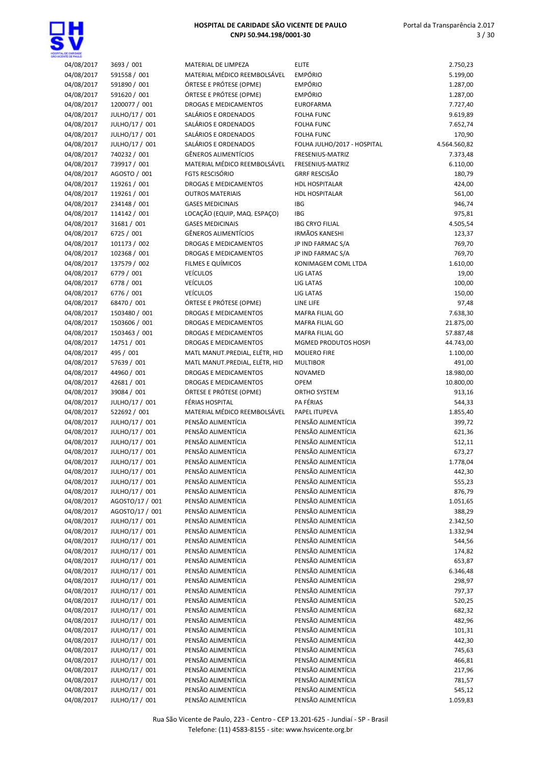| | | | | |
|---|---|---|---|---|
| 04/08/2017 | 3693 / 001 | MATERIAL DE LIMPEZA | ELITE | 2.750,23 |
| 04/08/2017 | 591558 / 001 | MATERIAL MÉDICO REEMBOLSÁVEL | EMPÓRIO | 5.199,00 |
| 04/08/2017 | 591890 / 001 | ÓRTESE E PRÓTESE (OPME) | EMPÓRIO | 1.287,00 |
| 04/08/2017 | 591620 / 001 | ÓRTESE E PRÓTESE (OPME) | EMPÓRIO | 1.287,00 |
| 04/08/2017 | 1200077 / 001 | DROGAS E MEDICAMENTOS | EUROFARMA | 7.727,40 |
| 04/08/2017 | JULHO/17 / 001 | SALÁRIOS E ORDENADOS | FOLHA FUNC | 9.619,89 |
| 04/08/2017 | JULHO/17 / 001 | SALÁRIOS E ORDENADOS | FOLHA FUNC | 7.652,74 |
| 04/08/2017 | JULHO/17 / 001 | SALÁRIOS E ORDENADOS | FOLHA FUNC | 170,90 |
| 04/08/2017 | JULHO/17 / 001 | SALÁRIOS E ORDENADOS | FOLHA JULHO/2017 - HOSPITAL | 4.564.560,82 |
| 04/08/2017 | 740232 / 001 | GÊNEROS ALIMENTÍCIOS | FRESENIUS-MATRIZ | 7.373,48 |
| 04/08/2017 | 739917 / 001 | MATERIAL MÉDICO REEMBOLSÁVEL | FRESENIUS-MATRIZ | 6.110,00 |
| 04/08/2017 | AGOSTO / 001 | FGTS RESCISÓRIO | GRRF RESCISÃO | 180,79 |
| 04/08/2017 | 119261 / 001 | DROGAS E MEDICAMENTOS | HDL HOSPITALAR | 424,00 |
| 04/08/2017 | 119261 / 001 | OUTROS MATERIAIS | HDL HOSPITALAR | 561,00 |
| 04/08/2017 | 234148 / 001 | GASES MEDICINAIS | IBG | 946,74 |
| 04/08/2017 | 114142 / 001 | LOCAÇÃO (EQUIP, MAQ. ESPAÇO) | IBG | 975,81 |
| 04/08/2017 | 31681 / 001 | GASES MEDICINAIS | IBG CRYO FILIAL | 4.505,54 |
| 04/08/2017 | 6725 / 001 | GÊNEROS ALIMENTÍCIOS | IRMÃOS KANESHI | 123,37 |
| 04/08/2017 | 101173 / 002 | DROGAS E MEDICAMENTOS | JP IND FARMAC S/A | 769,70 |
| 04/08/2017 | 102368 / 001 | DROGAS E MEDICAMENTOS | JP IND FARMAC S/A | 769,70 |
| 04/08/2017 | 137579 / 002 | FILMES E QUÍMICOS | KONIMAGEM COML LTDA | 1.610,00 |
| 04/08/2017 | 6779 / 001 | VEÍCULOS | LIG LATAS | 19,00 |
| 04/08/2017 | 6778 / 001 | VEÍCULOS | LIG LATAS | 100,00 |
| 04/08/2017 | 6776 / 001 | VEÍCULOS | LIG LATAS | 150,00 |
| 04/08/2017 | 68470 / 001 | ÓRTESE E PRÓTESE (OPME) | LINE LIFE | 97,48 |
| 04/08/2017 | 1503480 / 001 | DROGAS E MEDICAMENTOS | MAFRA FILIAL GO | 7.638,30 |
| 04/08/2017 | 1503606 / 001 | DROGAS E MEDICAMENTOS | MAFRA FILIAL GO | 21.875,00 |
| 04/08/2017 | 1503463 / 001 | DROGAS E MEDICAMENTOS | MAFRA FILIAL GO | 57.887,48 |
| 04/08/2017 | 14751 / 001 | DROGAS E MEDICAMENTOS | MGMED PRODUTOS HOSPI | 44.743,00 |
| 04/08/2017 | 495 / 001 | MATL MANUT.PREDIAL, ELÉTR, HID | MOLIERO FIRE | 1.100,00 |
| 04/08/2017 | 57639 / 001 | MATL MANUT.PREDIAL, ELÉTR, HID | MULTIBOR | 491,00 |
| 04/08/2017 | 44960 / 001 | DROGAS E MEDICAMENTOS | NOVAMED | 18.980,00 |
| 04/08/2017 | 42681 / 001 | DROGAS E MEDICAMENTOS | OPEM | 10.800,00 |
| 04/08/2017 | 39084 / 001 | ÓRTESE E PRÓTESE (OPME) | ORTHO SYSTEM | 913,16 |
| 04/08/2017 | JULHO/17 / 001 | FÉRIAS HOSPITAL | PA FÉRIAS | 544,33 |
| 04/08/2017 | 522692 / 001 | MATERIAL MÉDICO REEMBOLSÁVEL | PAPEL ITUPEVA | 1.855,40 |
| 04/08/2017 | JULHO/17 / 001 | PENSÃO ALIMENTÍCIA | PENSÃO ALIMENTÍCIA | 399,72 |
| 04/08/2017 | JULHO/17 / 001 | PENSÃO ALIMENTÍCIA | PENSÃO ALIMENTÍCIA | 621,36 |
| 04/08/2017 | JULHO/17 / 001 | PENSÃO ALIMENTÍCIA | PENSÃO ALIMENTÍCIA | 512,11 |
| 04/08/2017 | JULHO/17 / 001 | PENSÃO ALIMENTÍCIA | PENSÃO ALIMENTÍCIA | 673,27 |
| 04/08/2017 | JULHO/17 / 001 | PENSÃO ALIMENTÍCIA | PENSÃO ALIMENTÍCIA | 1.778,04 |
| 04/08/2017 | JULHO/17 / 001 | PENSÃO ALIMENTÍCIA | PENSÃO ALIMENTÍCIA | 442,30 |
| 04/08/2017 | JULHO/17 / 001 | PENSÃO ALIMENTÍCIA | PENSÃO ALIMENTÍCIA | 555,23 |
| 04/08/2017 | JULHO/17 / 001 | PENSÃO ALIMENTÍCIA | PENSÃO ALIMENTÍCIA | 876,79 |
| 04/08/2017 | AGOSTO/17 / 001 | PENSÃO ALIMENTÍCIA | PENSÃO ALIMENTÍCIA | 1.051,65 |
| 04/08/2017 | AGOSTO/17 / 001 | PENSÃO ALIMENTÍCIA | PENSÃO ALIMENTÍCIA | 388,29 |
| 04/08/2017 | JULHO/17 / 001 | PENSÃO ALIMENTÍCIA | PENSÃO ALIMENTÍCIA | 2.342,50 |
| 04/08/2017 | JULHO/17 / 001 | PENSÃO ALIMENTÍCIA | PENSÃO ALIMENTÍCIA | 1.332,94 |
| 04/08/2017 | JULHO/17 / 001 | PENSÃO ALIMENTÍCIA | PENSÃO ALIMENTÍCIA | 544,56 |
| 04/08/2017 | JULHO/17 / 001 | PENSÃO ALIMENTÍCIA | PENSÃO ALIMENTÍCIA | 174,82 |
| 04/08/2017 | JULHO/17 / 001 | PENSÃO ALIMENTÍCIA | PENSÃO ALIMENTÍCIA | 653,87 |
| 04/08/2017 | JULHO/17 / 001 | PENSÃO ALIMENTÍCIA | PENSÃO ALIMENTÍCIA | 6.346,48 |
| 04/08/2017 | JULHO/17 / 001 | PENSÃO ALIMENTÍCIA | PENSÃO ALIMENTÍCIA | 298,97 |
| 04/08/2017 | JULHO/17 / 001 | PENSÃO ALIMENTÍCIA | PENSÃO ALIMENTÍCIA | 797,37 |
| 04/08/2017 | JULHO/17 / 001 | PENSÃO ALIMENTÍCIA | PENSÃO ALIMENTÍCIA | 520,25 |
| 04/08/2017 | JULHO/17 / 001 | PENSÃO ALIMENTÍCIA | PENSÃO ALIMENTÍCIA | 682,32 |
| 04/08/2017 | JULHO/17 / 001 | PENSÃO ALIMENTÍCIA | PENSÃO ALIMENTÍCIA | 482,96 |
| 04/08/2017 | JULHO/17 / 001 | PENSÃO ALIMENTÍCIA | PENSÃO ALIMENTÍCIA | 101,31 |
| 04/08/2017 | JULHO/17 / 001 | PENSÃO ALIMENTÍCIA | PENSÃO ALIMENTÍCIA | 442,30 |
| 04/08/2017 | JULHO/17 / 001 | PENSÃO ALIMENTÍCIA | PENSÃO ALIMENTÍCIA | 745,63 |
| 04/08/2017 | JULHO/17 / 001 | PENSÃO ALIMENTÍCIA | PENSÃO ALIMENTÍCIA | 466,81 |
| 04/08/2017 | JULHO/17 / 001 | PENSÃO ALIMENTÍCIA | PENSÃO ALIMENTÍCIA | 217,96 |
| 04/08/2017 | JULHO/17 / 001 | PENSÃO ALIMENTÍCIA | PENSÃO ALIMENTÍCIA | 781,57 |
| 04/08/2017 | JULHO/17 / 001 | PENSÃO ALIMENTÍCIA | PENSÃO ALIMENTÍCIA | 545,12 |
| 04/08/2017 | JULHO/17 / 001 | PENSÃO ALIMENTÍCIA | PENSÃO ALIMENTÍCIA | 1.059,83 |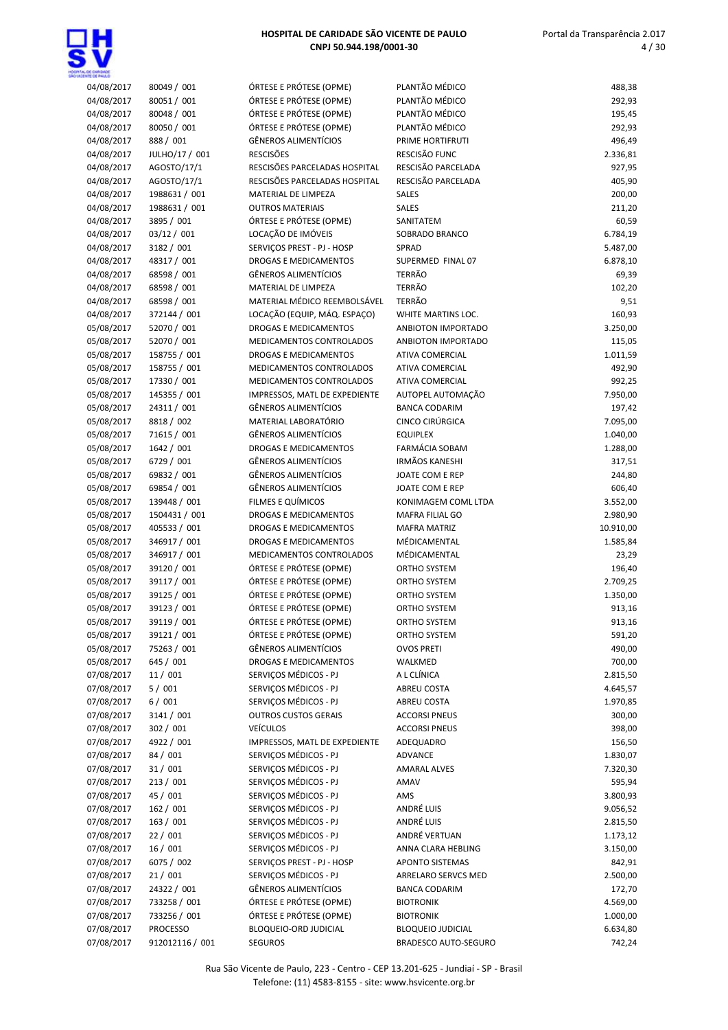| | | | | |
|---|---|---|---|---|
| 04/08/2017 | 80049 / 001 | ÓRTESE E PRÓTESE (OPME) | PLANTÃO MÉDICO | 488,38 |
| 04/08/2017 | 80051 / 001 | ÓRTESE E PRÓTESE (OPME) | PLANTÃO MÉDICO | 292,93 |
| 04/08/2017 | 80048 / 001 | ÓRTESE E PRÓTESE (OPME) | PLANTÃO MÉDICO | 195,45 |
| 04/08/2017 | 80050 / 001 | ÓRTESE E PRÓTESE (OPME) | PLANTÃO MÉDICO | 292,93 |
| 04/08/2017 | 888 / 001 | GÊNEROS ALIMENTÍCIOS | PRIME HORTIFRUTI | 496,49 |
| 04/08/2017 | JULHO/17 / 001 | RESCISÕES | RESCISÃO FUNC | 2.336,81 |
| 04/08/2017 | AGOSTO/17/1 | RESCISÕES PARCELADAS HOSPITAL | RESCISÃO PARCELADA | 927,95 |
| 04/08/2017 | AGOSTO/17/1 | RESCISÕES PARCELADAS HOSPITAL | RESCISÃO PARCELADA | 405,90 |
| 04/08/2017 | 1988631 / 001 | MATERIAL DE LIMPEZA | SALES | 200,00 |
| 04/08/2017 | 1988631 / 001 | OUTROS MATERIAIS | SALES | 211,20 |
| 04/08/2017 | 3895 / 001 | ÓRTESE E PRÓTESE (OPME) | SANITATEM | 60,59 |
| 04/08/2017 | 03/12 / 001 | LOCAÇÃO DE IMÓVEIS | SOBRADO BRANCO | 6.784,19 |
| 04/08/2017 | 3182 / 001 | SERVIÇOS PREST - PJ - HOSP | SPRAD | 5.487,00 |
| 04/08/2017 | 48317 / 001 | DROGAS E MEDICAMENTOS | SUPERMED FINAL 07 | 6.878,10 |
| 04/08/2017 | 68598 / 001 | GÊNEROS ALIMENTÍCIOS | TERRÃO | 69,39 |
| 04/08/2017 | 68598 / 001 | MATERIAL DE LIMPEZA | TERRÃO | 102,20 |
| 04/08/2017 | 68598 / 001 | MATERIAL MÉDICO REEMBOLSÁVEL | TERRÃO | 9,51 |
| 04/08/2017 | 372144 / 001 | LOCAÇÃO (EQUIP, MÁQ. ESPAÇO) | WHITE MARTINS LOC. | 160,93 |
| 05/08/2017 | 52070 / 001 | DROGAS E MEDICAMENTOS | ANBIOTON IMPORTADO | 3.250,00 |
| 05/08/2017 | 52070 / 001 | MEDICAMENTOS CONTROLADOS | ANBIOTON IMPORTADO | 115,05 |
| 05/08/2017 | 158755 / 001 | DROGAS E MEDICAMENTOS | ATIVA COMERCIAL | 1.011,59 |
| 05/08/2017 | 158755 / 001 | MEDICAMENTOS CONTROLADOS | ATIVA COMERCIAL | 492,90 |
| 05/08/2017 | 17330 / 001 | MEDICAMENTOS CONTROLADOS | ATIVA COMERCIAL | 992,25 |
| 05/08/2017 | 145355 / 001 | IMPRESSOS, MATL DE EXPEDIENTE | AUTOPEL AUTOMAÇÃO | 7.950,00 |
| 05/08/2017 | 24311 / 001 | GÊNEROS ALIMENTÍCIOS | BANCA CODARIM | 197,42 |
| 05/08/2017 | 8818 / 002 | MATERIAL LABORATÓRIO | CINCO CIRÚRGICA | 7.095,00 |
| 05/08/2017 | 71615 / 001 | GÊNEROS ALIMENTÍCIOS | EQUIPLEX | 1.040,00 |
| 05/08/2017 | 1642 / 001 | DROGAS E MEDICAMENTOS | FARMÁCIA SOBAM | 1.288,00 |
| 05/08/2017 | 6729 / 001 | GÊNEROS ALIMENTÍCIOS | IRMÃOS KANESHI | 317,51 |
| 05/08/2017 | 69832 / 001 | GÊNEROS ALIMENTÍCIOS | JOATE COM E REP | 244,80 |
| 05/08/2017 | 69854 / 001 | GÊNEROS ALIMENTÍCIOS | JOATE COM E REP | 606,40 |
| 05/08/2017 | 139448 / 001 | FILMES E QUÍMICOS | KONIMAGEM COML LTDA | 3.552,00 |
| 05/08/2017 | 1504431 / 001 | DROGAS E MEDICAMENTOS | MAFRA FILIAL GO | 2.980,90 |
| 05/08/2017 | 405533 / 001 | DROGAS E MEDICAMENTOS | MAFRA MATRIZ | 10.910,00 |
| 05/08/2017 | 346917 / 001 | DROGAS E MEDICAMENTOS | MÉDICAMENTAL | 1.585,84 |
| 05/08/2017 | 346917 / 001 | MEDICAMENTOS CONTROLADOS | MÉDICAMENTAL | 23,29 |
| 05/08/2017 | 39120 / 001 | ÓRTESE E PRÓTESE (OPME) | ORTHO SYSTEM | 196,40 |
| 05/08/2017 | 39117 / 001 | ÓRTESE E PRÓTESE (OPME) | ORTHO SYSTEM | 2.709,25 |
| 05/08/2017 | 39125 / 001 | ÓRTESE E PRÓTESE (OPME) | ORTHO SYSTEM | 1.350,00 |
| 05/08/2017 | 39123 / 001 | ÓRTESE E PRÓTESE (OPME) | ORTHO SYSTEM | 913,16 |
| 05/08/2017 | 39119 / 001 | ÓRTESE E PRÓTESE (OPME) | ORTHO SYSTEM | 913,16 |
| 05/08/2017 | 39121 / 001 | ÓRTESE E PRÓTESE (OPME) | ORTHO SYSTEM | 591,20 |
| 05/08/2017 | 75263 / 001 | GÊNEROS ALIMENTÍCIOS | OVOS PRETI | 490,00 |
| 05/08/2017 | 645 / 001 | DROGAS E MEDICAMENTOS | WALKMED | 700,00 |
| 07/08/2017 | 11 / 001 | SERVIÇOS MÉDICOS - PJ | A L CLÍNICA | 2.815,50 |
| 07/08/2017 | 5 / 001 | SERVIÇOS MÉDICOS - PJ | ABREU COSTA | 4.645,57 |
| 07/08/2017 | 6 / 001 | SERVIÇOS MÉDICOS - PJ | ABREU COSTA | 1.970,85 |
| 07/08/2017 | 3141 / 001 | OUTROS CUSTOS GERAIS | ACCORSI PNEUS | 300,00 |
| 07/08/2017 | 302 / 001 | VEÍCULOS | ACCORSI PNEUS | 398,00 |
| 07/08/2017 | 4922 / 001 | IMPRESSOS, MATL DE EXPEDIENTE | ADEQUADRO | 156,50 |
| 07/08/2017 | 84 / 001 | SERVIÇOS MÉDICOS - PJ | ADVANCE | 1.830,07 |
| 07/08/2017 | 31 / 001 | SERVIÇOS MÉDICOS - PJ | AMARAL ALVES | 7.320,30 |
| 07/08/2017 | 213 / 001 | SERVIÇOS MÉDICOS - PJ | AMAV | 595,94 |
| 07/08/2017 | 45 / 001 | SERVIÇOS MÉDICOS - PJ | AMS | 3.800,93 |
| 07/08/2017 | 162 / 001 | SERVIÇOS MÉDICOS - PJ | ANDRÉ LUIS | 9.056,52 |
| 07/08/2017 | 163 / 001 | SERVIÇOS MÉDICOS - PJ | ANDRÉ LUIS | 2.815,50 |
| 07/08/2017 | 22 / 001 | SERVIÇOS MÉDICOS - PJ | ANDRÉ VERTUAN | 1.173,12 |
| 07/08/2017 | 16 / 001 | SERVIÇOS MÉDICOS - PJ | ANNA CLARA HEBLING | 3.150,00 |
| 07/08/2017 | 6075 / 002 | SERVIÇOS PREST - PJ - HOSP | APONTO SISTEMAS | 842,91 |
| 07/08/2017 | 21 / 001 | SERVIÇOS MÉDICOS - PJ | ARRELARO SERVCS MED | 2.500,00 |
| 07/08/2017 | 24322 / 001 | GÊNEROS ALIMENTÍCIOS | BANCA CODARIM | 172,70 |
| 07/08/2017 | 733258 / 001 | ÓRTESE E PRÓTESE (OPME) | BIOTRONIK | 4.569,00 |
| 07/08/2017 | 733256 / 001 | ÓRTESE E PRÓTESE (OPME) | BIOTRONIK | 1.000,00 |
| 07/08/2017 | PROCESSO | BLOQUEIO-ORD JUDICIAL | BLOQUEIO JUDICIAL | 6.634,80 |
| 07/08/2017 | 912012116 / 001 | SEGUROS | BRADESCO AUTO-SEGURO | 742,24 |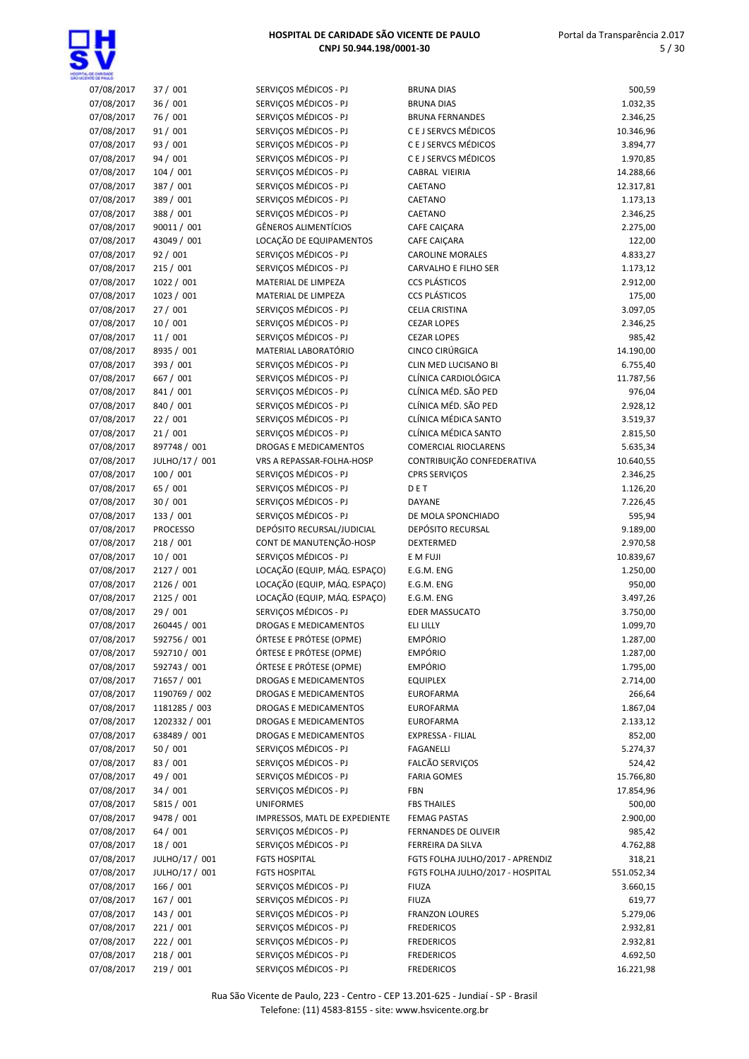| | | | | |
|---|---|---|---|---|
| 07/08/2017 | 37 / 001 | SERVIÇOS MÉDICOS - PJ | BRUNA DIAS | 500,59 |
| 07/08/2017 | 36 / 001 | SERVIÇOS MÉDICOS - PJ | BRUNA DIAS | 1.032,35 |
| 07/08/2017 | 76 / 001 | SERVIÇOS MÉDICOS - PJ | BRUNA FERNANDES | 2.346,25 |
| 07/08/2017 | 91 / 001 | SERVIÇOS MÉDICOS - PJ | C E J SERVCS MÉDICOS | 10.346,96 |
| 07/08/2017 | 93 / 001 | SERVIÇOS MÉDICOS - PJ | C E J SERVCS MÉDICOS | 3.894,77 |
| 07/08/2017 | 94 / 001 | SERVIÇOS MÉDICOS - PJ | C E J SERVCS MÉDICOS | 1.970,85 |
| 07/08/2017 | 104 / 001 | SERVIÇOS MÉDICOS - PJ | CABRAL VIEIRIA | 14.288,66 |
| 07/08/2017 | 387 / 001 | SERVIÇOS MÉDICOS - PJ | CAETANO | 12.317,81 |
| 07/08/2017 | 389 / 001 | SERVIÇOS MÉDICOS - PJ | CAETANO | 1.173,13 |
| 07/08/2017 | 388 / 001 | SERVIÇOS MÉDICOS - PJ | CAETANO | 2.346,25 |
| 07/08/2017 | 90011 / 001 | GÊNEROS ALIMENTÍCIOS | CAFE CAIÇARA | 2.275,00 |
| 07/08/2017 | 43049 / 001 | LOCAÇÃO DE EQUIPAMENTOS | CAFE CAIÇARA | 122,00 |
| 07/08/2017 | 92 / 001 | SERVIÇOS MÉDICOS - PJ | CAROLINE MORALES | 4.833,27 |
| 07/08/2017 | 215 / 001 | SERVIÇOS MÉDICOS - PJ | CARVALHO E FILHO SER | 1.173,12 |
| 07/08/2017 | 1022 / 001 | MATERIAL DE LIMPEZA | CCS PLÁSTICOS | 2.912,00 |
| 07/08/2017 | 1023 / 001 | MATERIAL DE LIMPEZA | CCS PLÁSTICOS | 175,00 |
| 07/08/2017 | 27 / 001 | SERVIÇOS MÉDICOS - PJ | CELIA CRISTINA | 3.097,05 |
| 07/08/2017 | 10 / 001 | SERVIÇOS MÉDICOS - PJ | CEZAR LOPES | 2.346,25 |
| 07/08/2017 | 11 / 001 | SERVIÇOS MÉDICOS - PJ | CEZAR LOPES | 985,42 |
| 07/08/2017 | 8935 / 001 | MATERIAL LABORATÓRIO | CINCO CIRÚRGICA | 14.190,00 |
| 07/08/2017 | 393 / 001 | SERVIÇOS MÉDICOS - PJ | CLIN MED LUCISANO BI | 6.755,40 |
| 07/08/2017 | 667 / 001 | SERVIÇOS MÉDICOS - PJ | CLÍNICA CARDIOLÓGICA | 11.787,56 |
| 07/08/2017 | 841 / 001 | SERVIÇOS MÉDICOS - PJ | CLÍNICA MÉD. SÃO PED | 976,04 |
| 07/08/2017 | 840 / 001 | SERVIÇOS MÉDICOS - PJ | CLÍNICA MÉD. SÃO PED | 2.928,12 |
| 07/08/2017 | 22 / 001 | SERVIÇOS MÉDICOS - PJ | CLÍNICA MÉDICA SANTO | 3.519,37 |
| 07/08/2017 | 21 / 001 | SERVIÇOS MÉDICOS - PJ | CLÍNICA MÉDICA SANTO | 2.815,50 |
| 07/08/2017 | 897748 / 001 | DROGAS E MEDICAMENTOS | COMERCIAL RIOCLARENS | 5.635,34 |
| 07/08/2017 | JULHO/17 / 001 | VRS A REPASSAR-FOLHA-HOSP | CONTRIBUIÇÃO CONFEDERATIVA | 10.640,55 |
| 07/08/2017 | 100 / 001 | SERVIÇOS MÉDICOS - PJ | CPRS SERVIÇOS | 2.346,25 |
| 07/08/2017 | 65 / 001 | SERVIÇOS MÉDICOS - PJ | D E T | 1.126,20 |
| 07/08/2017 | 30 / 001 | SERVIÇOS MÉDICOS - PJ | DAYANE | 7.226,45 |
| 07/08/2017 | 133 / 001 | SERVIÇOS MÉDICOS - PJ | DE MOLA SPONCHIADO | 595,94 |
| 07/08/2017 | PROCESSO | DEPÓSITO RECURSAL/JUDICIAL | DEPÓSITO RECURSAL | 9.189,00 |
| 07/08/2017 | 218 / 001 | CONT DE MANUTENÇÃO-HOSP | DEXTERMED | 2.970,58 |
| 07/08/2017 | 10 / 001 | SERVIÇOS MÉDICOS - PJ | E M FUJI | 10.839,67 |
| 07/08/2017 | 2127 / 001 | LOCAÇÃO (EQUIP, MÁQ. ESPAÇO) | E.G.M. ENG | 1.250,00 |
| 07/08/2017 | 2126 / 001 | LOCAÇÃO (EQUIP, MÁQ. ESPAÇO) | E.G.M. ENG | 950,00 |
| 07/08/2017 | 2125 / 001 | LOCAÇÃO (EQUIP, MÁQ. ESPAÇO) | E.G.M. ENG | 3.497,26 |
| 07/08/2017 | 29 / 001 | SERVIÇOS MÉDICOS - PJ | EDER MASSUCATO | 3.750,00 |
| 07/08/2017 | 260445 / 001 | DROGAS E MEDICAMENTOS | ELI LILLY | 1.099,70 |
| 07/08/2017 | 592756 / 001 | ÓRTESE E PRÓTESE (OPME) | EMPÓRIO | 1.287,00 |
| 07/08/2017 | 592710 / 001 | ÓRTESE E PRÓTESE (OPME) | EMPÓRIO | 1.287,00 |
| 07/08/2017 | 592743 / 001 | ÓRTESE E PRÓTESE (OPME) | EMPÓRIO | 1.795,00 |
| 07/08/2017 | 71657 / 001 | DROGAS E MEDICAMENTOS | EQUIPLEX | 2.714,00 |
| 07/08/2017 | 1190769 / 002 | DROGAS E MEDICAMENTOS | EUROFARMA | 266,64 |
| 07/08/2017 | 1181285 / 003 | DROGAS E MEDICAMENTOS | EUROFARMA | 1.867,04 |
| 07/08/2017 | 1202332 / 001 | DROGAS E MEDICAMENTOS | EUROFARMA | 2.133,12 |
| 07/08/2017 | 638489 / 001 | DROGAS E MEDICAMENTOS | EXPRESSA - FILIAL | 852,00 |
| 07/08/2017 | 50 / 001 | SERVIÇOS MÉDICOS - PJ | FAGANELLI | 5.274,37 |
| 07/08/2017 | 83 / 001 | SERVIÇOS MÉDICOS - PJ | FALCÃO SERVIÇOS | 524,42 |
| 07/08/2017 | 49 / 001 | SERVIÇOS MÉDICOS - PJ | FARIA GOMES | 15.766,80 |
| 07/08/2017 | 34 / 001 | SERVIÇOS MÉDICOS - PJ | FBN | 17.854,96 |
| 07/08/2017 | 5815 / 001 | UNIFORMES | FBS THAILES | 500,00 |
| 07/08/2017 | 9478 / 001 | IMPRESSOS, MATL DE EXPEDIENTE | FEMAG PASTAS | 2.900,00 |
| 07/08/2017 | 64 / 001 | SERVIÇOS MÉDICOS - PJ | FERNANDES DE OLIVEIR | 985,42 |
| 07/08/2017 | 18 / 001 | SERVIÇOS MÉDICOS - PJ | FERREIRA DA SILVA | 4.762,88 |
| 07/08/2017 | JULHO/17 / 001 | FGTS HOSPITAL | FGTS FOLHA JULHO/2017 - APRENDIZ | 318,21 |
| 07/08/2017 | JULHO/17 / 001 | FGTS HOSPITAL | FGTS FOLHA JULHO/2017 - HOSPITAL | 551.052,34 |
| 07/08/2017 | 166 / 001 | SERVIÇOS MÉDICOS - PJ | FIUZA | 3.660,15 |
| 07/08/2017 | 167 / 001 | SERVIÇOS MÉDICOS - PJ | FIUZA | 619,77 |
| 07/08/2017 | 143 / 001 | SERVIÇOS MÉDICOS - PJ | FRANZON LOURES | 5.279,06 |
| 07/08/2017 | 221 / 001 | SERVIÇOS MÉDICOS - PJ | FREDERICOS | 2.932,81 |
| 07/08/2017 | 222 / 001 | SERVIÇOS MÉDICOS - PJ | FREDERICOS | 2.932,81 |
| 07/08/2017 | 218 / 001 | SERVIÇOS MÉDICOS - PJ | FREDERICOS | 4.692,50 |
| 07/08/2017 | 219 / 001 | SERVIÇOS MÉDICOS - PJ | FREDERICOS | 16.221,98 |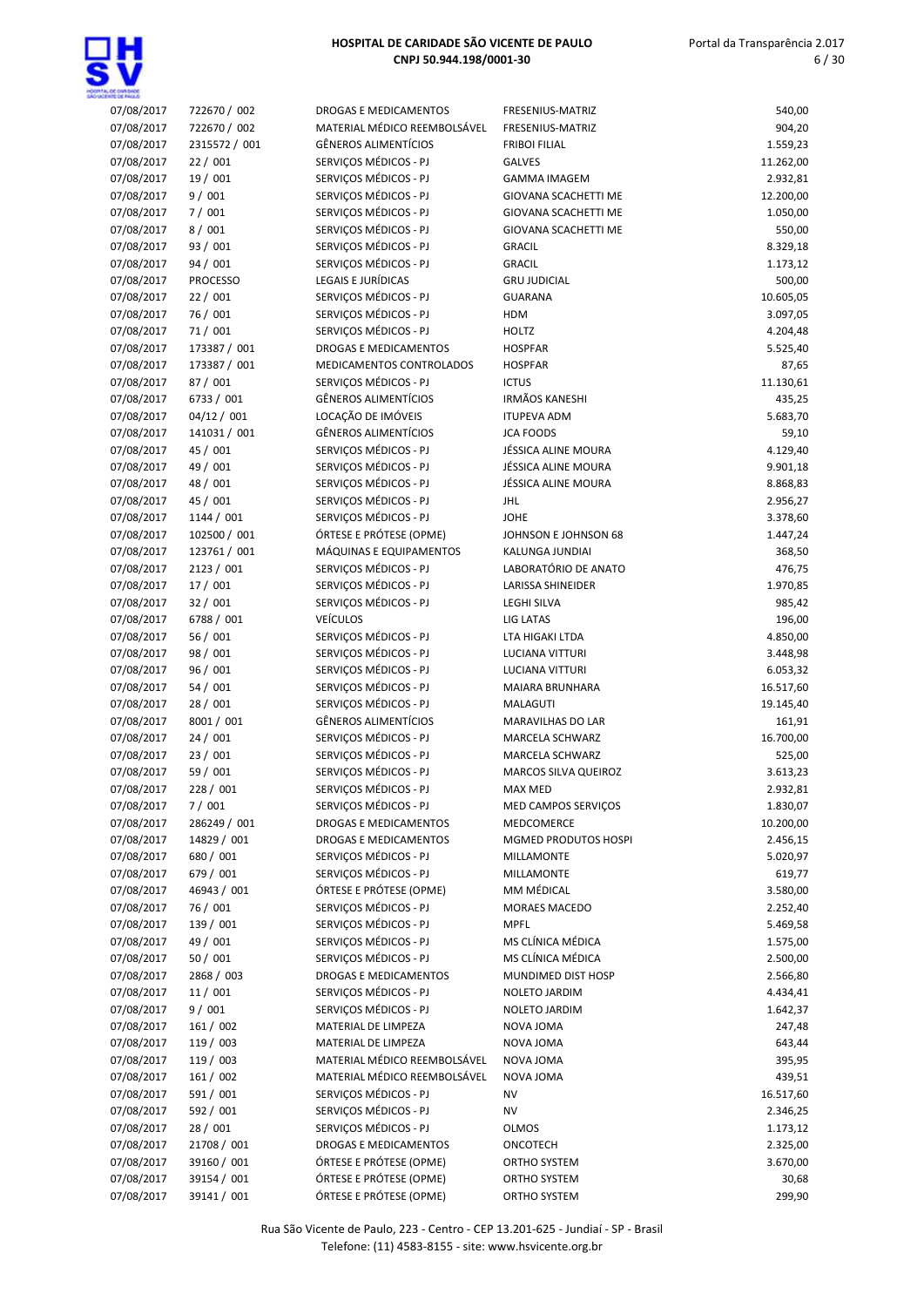| | | | | |
|---|---|---|---|---|
| 07/08/2017 | 722670 / 002 | DROGAS E MEDICAMENTOS | FRESENIUS-MATRIZ | 540,00 |
| 07/08/2017 | 722670 / 002 | MATERIAL MÉDICO REEMBOLSÁVEL | FRESENIUS-MATRIZ | 904,20 |
| 07/08/2017 | 2315572 / 001 | GÊNEROS ALIMENTÍCIOS | FRIBOI FILIAL | 1.559,23 |
| 07/08/2017 | 22 / 001 | SERVIÇOS MÉDICOS - PJ | GALVES | 11.262,00 |
| 07/08/2017 | 19 / 001 | SERVIÇOS MÉDICOS - PJ | GAMMA IMAGEM | 2.932,81 |
| 07/08/2017 | 9 / 001 | SERVIÇOS MÉDICOS - PJ | GIOVANA SCACHETTI ME | 12.200,00 |
| 07/08/2017 | 7 / 001 | SERVIÇOS MÉDICOS - PJ | GIOVANA SCACHETTI ME | 1.050,00 |
| 07/08/2017 | 8 / 001 | SERVIÇOS MÉDICOS - PJ | GIOVANA SCACHETTI ME | 550,00 |
| 07/08/2017 | 93 / 001 | SERVIÇOS MÉDICOS - PJ | GRACIL | 8.329,18 |
| 07/08/2017 | 94 / 001 | SERVIÇOS MÉDICOS - PJ | GRACIL | 1.173,12 |
| 07/08/2017 | PROCESSO | LEGAIS E JURÍDICAS | GRU JUDICIAL | 500,00 |
| 07/08/2017 | 22 / 001 | SERVIÇOS MÉDICOS - PJ | GUARANA | 10.605,05 |
| 07/08/2017 | 76 / 001 | SERVIÇOS MÉDICOS - PJ | HDM | 3.097,05 |
| 07/08/2017 | 71 / 001 | SERVIÇOS MÉDICOS - PJ | HOLTZ | 4.204,48 |
| 07/08/2017 | 173387 / 001 | DROGAS E MEDICAMENTOS | HOSPFAR | 5.525,40 |
| 07/08/2017 | 173387 / 001 | MEDICAMENTOS CONTROLADOS | HOSPFAR | 87,65 |
| 07/08/2017 | 87 / 001 | SERVIÇOS MÉDICOS - PJ | ICTUS | 11.130,61 |
| 07/08/2017 | 6733 / 001 | GÊNEROS ALIMENTÍCIOS | IRMÃOS KANESHI | 435,25 |
| 07/08/2017 | 04/12 / 001 | LOCAÇÃO DE IMÓVEIS | ITUPEVA ADM | 5.683,70 |
| 07/08/2017 | 141031 / 001 | GÊNEROS ALIMENTÍCIOS | JCA FOODS | 59,10 |
| 07/08/2017 | 45 / 001 | SERVIÇOS MÉDICOS - PJ | JÉSSICA ALINE MOURA | 4.129,40 |
| 07/08/2017 | 49 / 001 | SERVIÇOS MÉDICOS - PJ | JÉSSICA ALINE MOURA | 9.901,18 |
| 07/08/2017 | 48 / 001 | SERVIÇOS MÉDICOS - PJ | JÉSSICA ALINE MOURA | 8.868,83 |
| 07/08/2017 | 45 / 001 | SERVIÇOS MÉDICOS - PJ | JHL | 2.956,27 |
| 07/08/2017 | 1144 / 001 | SERVIÇOS MÉDICOS - PJ | JOHE | 3.378,60 |
| 07/08/2017 | 102500 / 001 | ÓRTESE E PRÓTESE (OPME) | JOHNSON E JOHNSON 68 | 1.447,24 |
| 07/08/2017 | 123761 / 001 | MÁQUINAS E EQUIPAMENTOS | KALUNGA JUNDIAI | 368,50 |
| 07/08/2017 | 2123 / 001 | SERVIÇOS MÉDICOS - PJ | LABORATÓRIO DE ANATO | 476,75 |
| 07/08/2017 | 17 / 001 | SERVIÇOS MÉDICOS - PJ | LARISSA SHINEIDER | 1.970,85 |
| 07/08/2017 | 32 / 001 | SERVIÇOS MÉDICOS - PJ | LEGHI SILVA | 985,42 |
| 07/08/2017 | 6788 / 001 | VEÍCULOS | LIG LATAS | 196,00 |
| 07/08/2017 | 56 / 001 | SERVIÇOS MÉDICOS - PJ | LTA HIGAKI LTDA | 4.850,00 |
| 07/08/2017 | 98 / 001 | SERVIÇOS MÉDICOS - PJ | LUCIANA VITTURI | 3.448,98 |
| 07/08/2017 | 96 / 001 | SERVIÇOS MÉDICOS - PJ | LUCIANA VITTURI | 6.053,32 |
| 07/08/2017 | 54 / 001 | SERVIÇOS MÉDICOS - PJ | MAIARA BRUNHARA | 16.517,60 |
| 07/08/2017 | 28 / 001 | SERVIÇOS MÉDICOS - PJ | MALAGUTI | 19.145,40 |
| 07/08/2017 | 8001 / 001 | GÊNEROS ALIMENTÍCIOS | MARAVILHAS DO LAR | 161,91 |
| 07/08/2017 | 24 / 001 | SERVIÇOS MÉDICOS - PJ | MARCELA SCHWARZ | 16.700,00 |
| 07/08/2017 | 23 / 001 | SERVIÇOS MÉDICOS - PJ | MARCELA SCHWARZ | 525,00 |
| 07/08/2017 | 59 / 001 | SERVIÇOS MÉDICOS - PJ | MARCOS SILVA QUEIROZ | 3.613,23 |
| 07/08/2017 | 228 / 001 | SERVIÇOS MÉDICOS - PJ | MAX MED | 2.932,81 |
| 07/08/2017 | 7 / 001 | SERVIÇOS MÉDICOS - PJ | MED CAMPOS SERVIÇOS | 1.830,07 |
| 07/08/2017 | 286249 / 001 | DROGAS E MEDICAMENTOS | MEDCOMERCE | 10.200,00 |
| 07/08/2017 | 14829 / 001 | DROGAS E MEDICAMENTOS | MGMED PRODUTOS HOSPI | 2.456,15 |
| 07/08/2017 | 680 / 001 | SERVIÇOS MÉDICOS - PJ | MILLAMONTE | 5.020,97 |
| 07/08/2017 | 679 / 001 | SERVIÇOS MÉDICOS - PJ | MILLAMONTE | 619,77 |
| 07/08/2017 | 46943 / 001 | ÓRTESE E PRÓTESE (OPME) | MM MÉDICAL | 3.580,00 |
| 07/08/2017 | 76 / 001 | SERVIÇOS MÉDICOS - PJ | MORAES MACEDO | 2.252,40 |
| 07/08/2017 | 139 / 001 | SERVIÇOS MÉDICOS - PJ | MPFL | 5.469,58 |
| 07/08/2017 | 49 / 001 | SERVIÇOS MÉDICOS - PJ | MS CLÍNICA MÉDICA | 1.575,00 |
| 07/08/2017 | 50 / 001 | SERVIÇOS MÉDICOS - PJ | MS CLÍNICA MÉDICA | 2.500,00 |
| 07/08/2017 | 2868 / 003 | DROGAS E MEDICAMENTOS | MUNDIMED DIST HOSP | 2.566,80 |
| 07/08/2017 | 11 / 001 | SERVIÇOS MÉDICOS - PJ | NOLETO JARDIM | 4.434,41 |
| 07/08/2017 | 9 / 001 | SERVIÇOS MÉDICOS - PJ | NOLETO JARDIM | 1.642,37 |
| 07/08/2017 | 161 / 002 | MATERIAL DE LIMPEZA | NOVA JOMA | 247,48 |
| 07/08/2017 | 119 / 003 | MATERIAL DE LIMPEZA | NOVA JOMA | 643,44 |
| 07/08/2017 | 119 / 003 | MATERIAL MÉDICO REEMBOLSÁVEL | NOVA JOMA | 395,95 |
| 07/08/2017 | 161 / 002 | MATERIAL MÉDICO REEMBOLSÁVEL | NOVA JOMA | 439,51 |
| 07/08/2017 | 591 / 001 | SERVIÇOS MÉDICOS - PJ | NV | 16.517,60 |
| 07/08/2017 | 592 / 001 | SERVIÇOS MÉDICOS - PJ | NV | 2.346,25 |
| 07/08/2017 | 28 / 001 | SERVIÇOS MÉDICOS - PJ | OLMOS | 1.173,12 |
| 07/08/2017 | 21708 / 001 | DROGAS E MEDICAMENTOS | ONCOTECH | 2.325,00 |
| 07/08/2017 | 39160 / 001 | ÓRTESE E PRÓTESE (OPME) | ORTHO SYSTEM | 3.670,00 |
| 07/08/2017 | 39154 / 001 | ÓRTESE E PRÓTESE (OPME) | ORTHO SYSTEM | 30,68 |
| 07/08/2017 | 39141 / 001 | ÓRTESE E PRÓTESE (OPME) | ORTHO SYSTEM | 299,90 |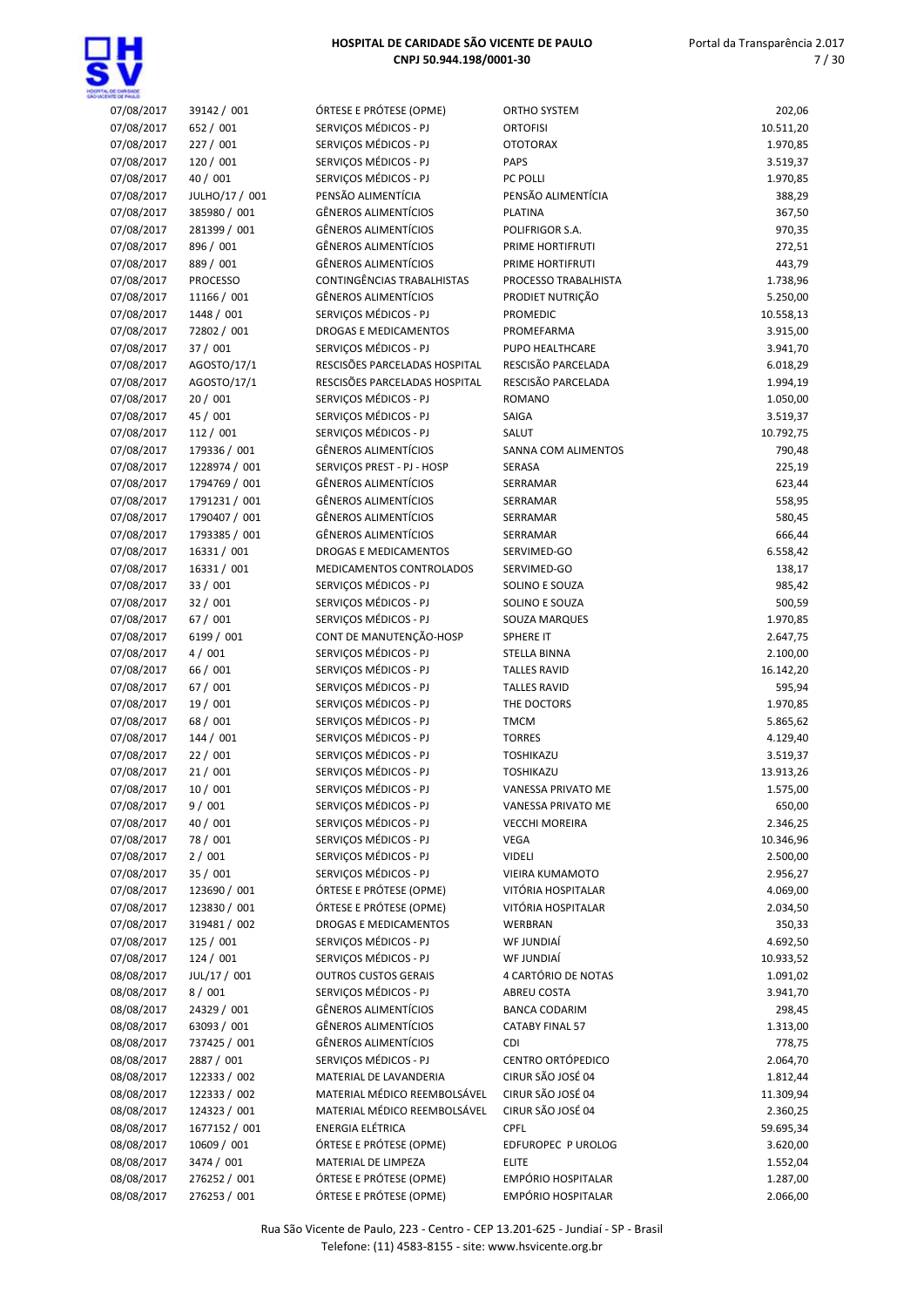| | | | | |
|---|---|---|---|---|
| 07/08/2017 | 39142 / 001 | ÓRTESE E PRÓTESE (OPME) | ORTHO SYSTEM | 202,06 |
| 07/08/2017 | 652 / 001 | SERVIÇOS MÉDICOS - PJ | ORTOFISI | 10.511,20 |
| 07/08/2017 | 227 / 001 | SERVIÇOS MÉDICOS - PJ | OTOTORAX | 1.970,85 |
| 07/08/2017 | 120 / 001 | SERVIÇOS MÉDICOS - PJ | PAPS | 3.519,37 |
| 07/08/2017 | 40 / 001 | SERVIÇOS MÉDICOS - PJ | PC POLLI | 1.970,85 |
| 07/08/2017 | JULHO/17 / 001 | PENSÃO ALIMENTÍCIA | PENSÃO ALIMENTÍCIA | 388,29 |
| 07/08/2017 | 385980 / 001 | GÊNEROS ALIMENTÍCIOS | PLATINA | 367,50 |
| 07/08/2017 | 281399 / 001 | GÊNEROS ALIMENTÍCIOS | POLIFRIGOR S.A. | 970,35 |
| 07/08/2017 | 896 / 001 | GÊNEROS ALIMENTÍCIOS | PRIME HORTIFRUTI | 272,51 |
| 07/08/2017 | 889 / 001 | GÊNEROS ALIMENTÍCIOS | PRIME HORTIFRUTI | 443,79 |
| 07/08/2017 | PROCESSO | CONTINGÊNCIAS TRABALHISTAS | PROCESSO TRABALHISTA | 1.738,96 |
| 07/08/2017 | 11166 / 001 | GÊNEROS ALIMENTÍCIOS | PRODIET NUTRIÇÃO | 5.250,00 |
| 07/08/2017 | 1448 / 001 | SERVIÇOS MÉDICOS - PJ | PROMEDIC | 10.558,13 |
| 07/08/2017 | 72802 / 001 | DROGAS E MEDICAMENTOS | PROMEFARMA | 3.915,00 |
| 07/08/2017 | 37 / 001 | SERVIÇOS MÉDICOS - PJ | PUPO HEALTHCARE | 3.941,70 |
| 07/08/2017 | AGOSTO/17/1 | RESCISÕES PARCELADAS HOSPITAL | RESCISÃO PARCELADA | 6.018,29 |
| 07/08/2017 | AGOSTO/17/1 | RESCISÕES PARCELADAS HOSPITAL | RESCISÃO PARCELADA | 1.994,19 |
| 07/08/2017 | 20 / 001 | SERVIÇOS MÉDICOS - PJ | ROMANO | 1.050,00 |
| 07/08/2017 | 45 / 001 | SERVIÇOS MÉDICOS - PJ | SAIGA | 3.519,37 |
| 07/08/2017 | 112 / 001 | SERVIÇOS MÉDICOS - PJ | SALUT | 10.792,75 |
| 07/08/2017 | 179336 / 001 | GÊNEROS ALIMENTÍCIOS | SANNA COM ALIMENTOS | 790,48 |
| 07/08/2017 | 1228974 / 001 | SERVIÇOS PREST - PJ - HOSP | SERASA | 225,19 |
| 07/08/2017 | 1794769 / 001 | GÊNEROS ALIMENTÍCIOS | SERRAMAR | 623,44 |
| 07/08/2017 | 1791231 / 001 | GÊNEROS ALIMENTÍCIOS | SERRAMAR | 558,95 |
| 07/08/2017 | 1790407 / 001 | GÊNEROS ALIMENTÍCIOS | SERRAMAR | 580,45 |
| 07/08/2017 | 1793385 / 001 | GÊNEROS ALIMENTÍCIOS | SERRAMAR | 666,44 |
| 07/08/2017 | 16331 / 001 | DROGAS E MEDICAMENTOS | SERVIMED-GO | 6.558,42 |
| 07/08/2017 | 16331 / 001 | MEDICAMENTOS CONTROLADOS | SERVIMED-GO | 138,17 |
| 07/08/2017 | 33 / 001 | SERVIÇOS MÉDICOS - PJ | SOLINO E SOUZA | 985,42 |
| 07/08/2017 | 32 / 001 | SERVIÇOS MÉDICOS - PJ | SOLINO E SOUZA | 500,59 |
| 07/08/2017 | 67 / 001 | SERVIÇOS MÉDICOS - PJ | SOUZA MARQUES | 1.970,85 |
| 07/08/2017 | 6199 / 001 | CONT DE MANUTENÇÃO-HOSP | SPHERE IT | 2.647,75 |
| 07/08/2017 | 4 / 001 | SERVIÇOS MÉDICOS - PJ | STELLA BINNA | 2.100,00 |
| 07/08/2017 | 66 / 001 | SERVIÇOS MÉDICOS - PJ | TALLES RAVID | 16.142,20 |
| 07/08/2017 | 67 / 001 | SERVIÇOS MÉDICOS - PJ | TALLES RAVID | 595,94 |
| 07/08/2017 | 19 / 001 | SERVIÇOS MÉDICOS - PJ | THE DOCTORS | 1.970,85 |
| 07/08/2017 | 68 / 001 | SERVIÇOS MÉDICOS - PJ | TMCM | 5.865,62 |
| 07/08/2017 | 144 / 001 | SERVIÇOS MÉDICOS - PJ | TORRES | 4.129,40 |
| 07/08/2017 | 22 / 001 | SERVIÇOS MÉDICOS - PJ | TOSHIKAZU | 3.519,37 |
| 07/08/2017 | 21 / 001 | SERVIÇOS MÉDICOS - PJ | TOSHIKAZU | 13.913,26 |
| 07/08/2017 | 10 / 001 | SERVIÇOS MÉDICOS - PJ | VANESSA PRIVATO ME | 1.575,00 |
| 07/08/2017 | 9 / 001 | SERVIÇOS MÉDICOS - PJ | VANESSA PRIVATO ME | 650,00 |
| 07/08/2017 | 40 / 001 | SERVIÇOS MÉDICOS - PJ | VECCHI MOREIRA | 2.346,25 |
| 07/08/2017 | 78 / 001 | SERVIÇOS MÉDICOS - PJ | VEGA | 10.346,96 |
| 07/08/2017 | 2 / 001 | SERVIÇOS MÉDICOS - PJ | VIDELI | 2.500,00 |
| 07/08/2017 | 35 / 001 | SERVIÇOS MÉDICOS - PJ | VIEIRA KUMAMOTO | 2.956,27 |
| 07/08/2017 | 123690 / 001 | ÓRTESE E PRÓTESE (OPME) | VITÓRIA HOSPITALAR | 4.069,00 |
| 07/08/2017 | 123830 / 001 | ÓRTESE E PRÓTESE (OPME) | VITÓRIA HOSPITALAR | 2.034,50 |
| 07/08/2017 | 319481 / 002 | DROGAS E MEDICAMENTOS | WERBRAN | 350,33 |
| 07/08/2017 | 125 / 001 | SERVIÇOS MÉDICOS - PJ | WF JUNDIAÍ | 4.692,50 |
| 07/08/2017 | 124 / 001 | SERVIÇOS MÉDICOS - PJ | WF JUNDIAÍ | 10.933,52 |
| 08/08/2017 | JUL/17 / 001 | OUTROS CUSTOS GERAIS | 4 CARTÓRIO DE NOTAS | 1.091,02 |
| 08/08/2017 | 8 / 001 | SERVIÇOS MÉDICOS - PJ | ABREU COSTA | 3.941,70 |
| 08/08/2017 | 24329 / 001 | GÊNEROS ALIMENTÍCIOS | BANCA CODARIM | 298,45 |
| 08/08/2017 | 63093 / 001 | GÊNEROS ALIMENTÍCIOS | CATABY FINAL 57 | 1.313,00 |
| 08/08/2017 | 737425 / 001 | GÊNEROS ALIMENTÍCIOS | CDI | 778,75 |
| 08/08/2017 | 2887 / 001 | SERVIÇOS MÉDICOS - PJ | CENTRO ORTÓPEDICO | 2.064,70 |
| 08/08/2017 | 122333 / 002 | MATERIAL DE LAVANDERIA | CIRUR SÃO JOSÉ 04 | 1.812,44 |
| 08/08/2017 | 122333 / 002 | MATERIAL MÉDICO REEMBOLSÁVEL | CIRUR SÃO JOSÉ 04 | 11.309,94 |
| 08/08/2017 | 124323 / 001 | MATERIAL MÉDICO REEMBOLSÁVEL | CIRUR SÃO JOSÉ 04 | 2.360,25 |
| 08/08/2017 | 1677152 / 001 | ENERGIA ELÉTRICA | CPFL | 59.695,34 |
| 08/08/2017 | 10609 / 001 | ÓRTESE E PRÓTESE (OPME) | EDFUROPEC P UROLOG | 3.620,00 |
| 08/08/2017 | 3474 / 001 | MATERIAL DE LIMPEZA | ELITE | 1.552,04 |
| 08/08/2017 | 276252 / 001 | ÓRTESE E PRÓTESE (OPME) | EMPÓRIO HOSPITALAR | 1.287,00 |
| 08/08/2017 | 276253 / 001 | ÓRTESE E PRÓTESE (OPME) | EMPÓRIO HOSPITALAR | 2.066,00 |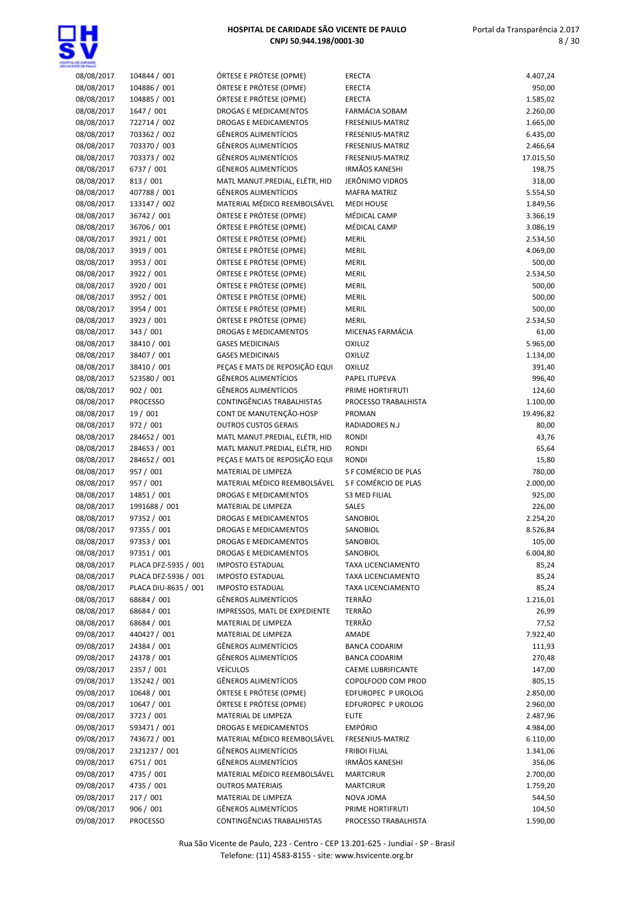| | | | | |
|---|---|---|---|---|
| 08/08/2017 | 104844 / 001 | ÓRTESE E PRÓTESE (OPME) | ERECTA | 4.407,24 |
| 08/08/2017 | 104886 / 001 | ÓRTESE E PRÓTESE (OPME) | ERECTA | 950,00 |
| 08/08/2017 | 104885 / 001 | ÓRTESE E PRÓTESE (OPME) | ERECTA | 1.585,02 |
| 08/08/2017 | 1647 / 001 | DROGAS E MEDICAMENTOS | FARMÁCIA SOBAM | 2.260,00 |
| 08/08/2017 | 722714 / 002 | DROGAS E MEDICAMENTOS | FRESENIUS-MATRIZ | 1.665,00 |
| 08/08/2017 | 703362 / 002 | GÊNEROS ALIMENTÍCIOS | FRESENIUS-MATRIZ | 6.435,00 |
| 08/08/2017 | 703370 / 003 | GÊNEROS ALIMENTÍCIOS | FRESENIUS-MATRIZ | 2.466,64 |
| 08/08/2017 | 703373 / 002 | GÊNEROS ALIMENTÍCIOS | FRESENIUS-MATRIZ | 17.015,50 |
| 08/08/2017 | 6737 / 001 | GÊNEROS ALIMENTÍCIOS | IRMÃOS KANESHI | 198,75 |
| 08/08/2017 | 813 / 001 | MATL MANUT.PREDIAL, ELÉTR, HID | JERÔNIMO VIDROS | 318,00 |
| 08/08/2017 | 407788 / 001 | GÊNEROS ALIMENTÍCIOS | MAFRA MATRIZ | 5.554,50 |
| 08/08/2017 | 133147 / 002 | MATERIAL MÉDICO REEMBOLSÁVEL | MEDI HOUSE | 1.849,56 |
| 08/08/2017 | 36742 / 001 | ÓRTESE E PRÓTESE (OPME) | MÉDICAL CAMP | 3.366,19 |
| 08/08/2017 | 36706 / 001 | ÓRTESE E PRÓTESE (OPME) | MÉDICAL CAMP | 3.086,19 |
| 08/08/2017 | 3921 / 001 | ÓRTESE E PRÓTESE (OPME) | MERIL | 2.534,50 |
| 08/08/2017 | 3919 / 001 | ÓRTESE E PRÓTESE (OPME) | MERIL | 4.069,00 |
| 08/08/2017 | 3953 / 001 | ÓRTESE E PRÓTESE (OPME) | MERIL | 500,00 |
| 08/08/2017 | 3922 / 001 | ÓRTESE E PRÓTESE (OPME) | MERIL | 2.534,50 |
| 08/08/2017 | 3920 / 001 | ÓRTESE E PRÓTESE (OPME) | MERIL | 500,00 |
| 08/08/2017 | 3952 / 001 | ÓRTESE E PRÓTESE (OPME) | MERIL | 500,00 |
| 08/08/2017 | 3954 / 001 | ÓRTESE E PRÓTESE (OPME) | MERIL | 500,00 |
| 08/08/2017 | 3923 / 001 | ÓRTESE E PRÓTESE (OPME) | MERIL | 2.534,50 |
| 08/08/2017 | 343 / 001 | DROGAS E MEDICAMENTOS | MICENAS FARMÁCIA | 61,00 |
| 08/08/2017 | 38410 / 001 | GASES MEDICINAIS | OXILUZ | 5.965,00 |
| 08/08/2017 | 38407 / 001 | GASES MEDICINAIS | OXILUZ | 1.134,00 |
| 08/08/2017 | 38410 / 001 | PEÇAS E MATS DE REPOSIÇÃO EQUI | OXILUZ | 391,40 |
| 08/08/2017 | 523580 / 001 | GÊNEROS ALIMENTÍCIOS | PAPEL ITUPEVA | 996,40 |
| 08/08/2017 | 902 / 001 | GÊNEROS ALIMENTÍCIOS | PRIME HORTIFRUTI | 124,60 |
| 08/08/2017 | PROCESSO | CONTINGÊNCIAS TRABALHISTAS | PROCESSO TRABALHISTA | 1.100,00 |
| 08/08/2017 | 19 / 001 | CONT DE MANUTENÇÃO-HOSP | PROMAN | 19.496,82 |
| 08/08/2017 | 972 / 001 | OUTROS CUSTOS GERAIS | RADIADORES N.J | 80,00 |
| 08/08/2017 | 284652 / 001 | MATL MANUT.PREDIAL, ELÉTR, HID | RONDI | 43,76 |
| 08/08/2017 | 284653 / 001 | MATL MANUT.PREDIAL, ELÉTR, HID | RONDI | 65,64 |
| 08/08/2017 | 284652 / 001 | PEÇAS E MATS DE REPOSIÇÃO EQUI | RONDI | 15,80 |
| 08/08/2017 | 957 / 001 | MATERIAL DE LIMPEZA | S F COMÉRCIO DE PLAS | 780,00 |
| 08/08/2017 | 957 / 001 | MATERIAL MÉDICO REEMBOLSÁVEL | S F COMÉRCIO DE PLAS | 2.000,00 |
| 08/08/2017 | 14851 / 001 | DROGAS E MEDICAMENTOS | S3 MED FILIAL | 925,00 |
| 08/08/2017 | 1991688 / 001 | MATERIAL DE LIMPEZA | SALES | 226,00 |
| 08/08/2017 | 97352 / 001 | DROGAS E MEDICAMENTOS | SANOBIOL | 2.254,20 |
| 08/08/2017 | 97355 / 001 | DROGAS E MEDICAMENTOS | SANOBIOL | 8.526,84 |
| 08/08/2017 | 97353 / 001 | DROGAS E MEDICAMENTOS | SANOBIOL | 105,00 |
| 08/08/2017 | 97351 / 001 | DROGAS E MEDICAMENTOS | SANOBIOL | 6.004,80 |
| 08/08/2017 | PLACA DFZ-5935 / 001 | IMPOSTO ESTADUAL | TAXA LICENCIAMENTO | 85,24 |
| 08/08/2017 | PLACA DFZ-5936 / 001 | IMPOSTO ESTADUAL | TAXA LICENCIAMENTO | 85,24 |
| 08/08/2017 | PLACA DIU-8635 / 001 | IMPOSTO ESTADUAL | TAXA LICENCIAMENTO | 85,24 |
| 08/08/2017 | 68684 / 001 | GÊNEROS ALIMENTÍCIOS | TERRÃO | 1.216,01 |
| 08/08/2017 | 68684 / 001 | IMPRESSOS, MATL DE EXPEDIENTE | TERRÃO | 26,99 |
| 08/08/2017 | 68684 / 001 | MATERIAL DE LIMPEZA | TERRÃO | 77,52 |
| 09/08/2017 | 440427 / 001 | MATERIAL DE LIMPEZA | AMADE | 7.922,40 |
| 09/08/2017 | 24384 / 001 | GÊNEROS ALIMENTÍCIOS | BANCA CODARIM | 111,93 |
| 09/08/2017 | 24378 / 001 | GÊNEROS ALIMENTÍCIOS | BANCA CODARIM | 270,48 |
| 09/08/2017 | 2357 / 001 | VEÍCULOS | CAEME LUBRIFICANTE | 147,00 |
| 09/08/2017 | 135242 / 001 | GÊNEROS ALIMENTÍCIOS | COPOLFOOD COM PROD | 805,15 |
| 09/08/2017 | 10648 / 001 | ÓRTESE E PRÓTESE (OPME) | EDFUROPEC P UROLOG | 2.850,00 |
| 09/08/2017 | 10647 / 001 | ÓRTESE E PRÓTESE (OPME) | EDFUROPEC P UROLOG | 2.960,00 |
| 09/08/2017 | 3723 / 001 | MATERIAL DE LIMPEZA | ELITE | 2.487,96 |
| 09/08/2017 | 593471 / 001 | DROGAS E MEDICAMENTOS | EMPÓRIO | 4.984,00 |
| 09/08/2017 | 743672 / 001 | MATERIAL MÉDICO REEMBOLSÁVEL | FRESENIUS-MATRIZ | 6.110,00 |
| 09/08/2017 | 2321237 / 001 | GÊNEROS ALIMENTÍCIOS | FRIBOI FILIAL | 1.341,06 |
| 09/08/2017 | 6751 / 001 | GÊNEROS ALIMENTÍCIOS | IRMÃOS KANESHI | 356,06 |
| 09/08/2017 | 4735 / 001 | MATERIAL MÉDICO REEMBOLSÁVEL | MARTCIRUR | 2.700,00 |
| 09/08/2017 | 4735 / 001 | OUTROS MATERIAIS | MARTCIRUR | 1.759,20 |
| 09/08/2017 | 217 / 001 | MATERIAL DE LIMPEZA | NOVA JOMA | 544,50 |
| 09/08/2017 | 906 / 001 | GÊNEROS ALIMENTÍCIOS | PRIME HORTIFRUTI | 104,50 |
| 09/08/2017 | PROCESSO | CONTINGÊNCIAS TRABALHISTAS | PROCESSO TRABALHISTA | 1.590,00 |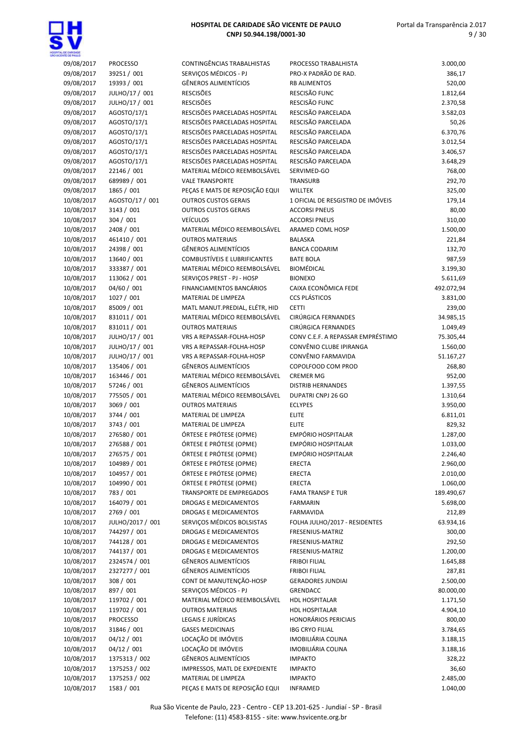| | | | | |
|---|---|---|---|---|
| 09/08/2017 | PROCESSO | CONTINGÊNCIAS TRABALHISTAS | PROCESSO TRABALHISTA | 3.000,00 |
| 09/08/2017 | 39251 / 001 | SERVIÇOS MÉDICOS - PJ | PRO-X PADRÃO DE RAD. | 386,17 |
| 09/08/2017 | 19393 / 001 | GÊNEROS ALIMENTÍCIOS | RB ALIMENTOS | 520,00 |
| 09/08/2017 | JULHO/17 / 001 | RESCISÕES | RESCISÃO FUNC | 1.812,64 |
| 09/08/2017 | JULHO/17 / 001 | RESCISÕES | RESCISÃO FUNC | 2.370,58 |
| 09/08/2017 | AGOSTO/17/1 | RESCISÕES PARCELADAS HOSPITAL | RESCISÃO PARCELADA | 3.582,03 |
| 09/08/2017 | AGOSTO/17/1 | RESCISÕES PARCELADAS HOSPITAL | RESCISÃO PARCELADA | 50,26 |
| 09/08/2017 | AGOSTO/17/1 | RESCISÕES PARCELADAS HOSPITAL | RESCISÃO PARCELADA | 6.370,76 |
| 09/08/2017 | AGOSTO/17/1 | RESCISÕES PARCELADAS HOSPITAL | RESCISÃO PARCELADA | 3.012,54 |
| 09/08/2017 | AGOSTO/17/1 | RESCISÕES PARCELADAS HOSPITAL | RESCISÃO PARCELADA | 3.406,57 |
| 09/08/2017 | AGOSTO/17/1 | RESCISÕES PARCELADAS HOSPITAL | RESCISÃO PARCELADA | 3.648,29 |
| 09/08/2017 | 22146 / 001 | MATERIAL MÉDICO REEMBOLSÁVEL | SERVIMED-GO | 768,00 |
| 09/08/2017 | 689989 / 001 | VALE TRANSPORTE | TRANSURB | 292,70 |
| 09/08/2017 | 1865 / 001 | PEÇAS E MATS DE REPOSIÇÃO EQUI | WILLTEK | 325,00 |
| 10/08/2017 | AGOSTO/17 / 001 | OUTROS CUSTOS GERAIS | 1 OFICIAL DE RESGISTRO DE IMÓVEIS | 179,14 |
| 10/08/2017 | 3143 / 001 | OUTROS CUSTOS GERAIS | ACCORSI PNEUS | 80,00 |
| 10/08/2017 | 304 / 001 | VEÍCULOS | ACCORSI PNEUS | 310,00 |
| 10/08/2017 | 2408 / 001 | MATERIAL MÉDICO REEMBOLSÁVEL | ARAMED COML HOSP | 1.500,00 |
| 10/08/2017 | 461410 / 001 | OUTROS MATERIAIS | BALASKA | 221,84 |
| 10/08/2017 | 24398 / 001 | GÊNEROS ALIMENTÍCIOS | BANCA CODARIM | 132,70 |
| 10/08/2017 | 13640 / 001 | COMBUSTÍVEIS E LUBRIFICANTES | BATE BOLA | 987,59 |
| 10/08/2017 | 333387 / 001 | MATERIAL MÉDICO REEMBOLSÁVEL | BIOMÉDICAL | 3.199,30 |
| 10/08/2017 | 113062 / 001 | SERVIÇOS PREST - PJ - HOSP | BIONEXO | 5.611,69 |
| 10/08/2017 | 04/60 / 001 | FINANCIAMENTOS BANCÁRIOS | CAIXA ECONÔMICA FEDE | 492.072,94 |
| 10/08/2017 | 1027 / 001 | MATERIAL DE LIMPEZA | CCS PLÁSTICOS | 3.831,00 |
| 10/08/2017 | 85009 / 001 | MATL MANUT.PREDIAL, ELÉTR, HID | CETTI | 239,00 |
| 10/08/2017 | 831011 / 001 | MATERIAL MÉDICO REEMBOLSÁVEL | CIRÚRGICA FERNANDES | 34.985,15 |
| 10/08/2017 | 831011 / 001 | OUTROS MATERIAIS | CIRÚRGICA FERNANDES | 1.049,49 |
| 10/08/2017 | JULHO/17 / 001 | VRS A REPASSAR-FOLHA-HOSP | CONV C.E.F. A REPASSAR EMPRÉSTIMO | 75.305,44 |
| 10/08/2017 | JULHO/17 / 001 | VRS A REPASSAR-FOLHA-HOSP | CONVÊNIO CLUBE IPIRANGA | 1.560,00 |
| 10/08/2017 | JULHO/17 / 001 | VRS A REPASSAR-FOLHA-HOSP | CONVÊNIO FARMAVIDA | 51.167,27 |
| 10/08/2017 | 135406 / 001 | GÊNEROS ALIMENTÍCIOS | COPOLFOOD COM PROD | 268,80 |
| 10/08/2017 | 163446 / 001 | MATERIAL MÉDICO REEMBOLSÁVEL | CREMER MG | 952,00 |
| 10/08/2017 | 57246 / 001 | GÊNEROS ALIMENTÍCIOS | DISTRIB HERNANDES | 1.397,55 |
| 10/08/2017 | 775505 / 001 | MATERIAL MÉDICO REEMBOLSÁVEL | DUPATRI CNPJ 26 GO | 1.310,64 |
| 10/08/2017 | 3069 / 001 | OUTROS MATERIAIS | ECLYPES | 3.950,00 |
| 10/08/2017 | 3744 / 001 | MATERIAL DE LIMPEZA | ELITE | 6.811,01 |
| 10/08/2017 | 3743 / 001 | MATERIAL DE LIMPEZA | ELITE | 829,32 |
| 10/08/2017 | 276580 / 001 | ÓRTESE E PRÓTESE (OPME) | EMPÓRIO HOSPITALAR | 1.287,00 |
| 10/08/2017 | 276588 / 001 | ÓRTESE E PRÓTESE (OPME) | EMPÓRIO HOSPITALAR | 1.033,00 |
| 10/08/2017 | 276575 / 001 | ÓRTESE E PRÓTESE (OPME) | EMPÓRIO HOSPITALAR | 2.246,40 |
| 10/08/2017 | 104989 / 001 | ÓRTESE E PRÓTESE (OPME) | ERECTA | 2.960,00 |
| 10/08/2017 | 104957 / 001 | ÓRTESE E PRÓTESE (OPME) | ERECTA | 2.010,00 |
| 10/08/2017 | 104990 / 001 | ÓRTESE E PRÓTESE (OPME) | ERECTA | 1.060,00 |
| 10/08/2017 | 783 / 001 | TRANSPORTE DE EMPREGADOS | FAMA TRANSP E TUR | 189.490,67 |
| 10/08/2017 | 164079 / 001 | DROGAS E MEDICAMENTOS | FARMARIN | 5.698,00 |
| 10/08/2017 | 2769 / 001 | DROGAS E MEDICAMENTOS | FARMAVIDA | 212,89 |
| 10/08/2017 | JULHO/2017 / 001 | SERVIÇOS MÉDICOS BOLSISTAS | FOLHA JULHO/2017 - RESIDENTES | 63.934,16 |
| 10/08/2017 | 744297 / 001 | DROGAS E MEDICAMENTOS | FRESENIUS-MATRIZ | 300,00 |
| 10/08/2017 | 744128 / 001 | DROGAS E MEDICAMENTOS | FRESENIUS-MATRIZ | 292,50 |
| 10/08/2017 | 744137 / 001 | DROGAS E MEDICAMENTOS | FRESENIUS-MATRIZ | 1.200,00 |
| 10/08/2017 | 2324574 / 001 | GÊNEROS ALIMENTÍCIOS | FRIBOI FILIAL | 1.645,88 |
| 10/08/2017 | 2327277 / 001 | GÊNEROS ALIMENTÍCIOS | FRIBOI FILIAL | 287,81 |
| 10/08/2017 | 308 / 001 | CONT DE MANUTENÇÃO-HOSP | GERADORES JUNDIAI | 2.500,00 |
| 10/08/2017 | 897 / 001 | SERVIÇOS MÉDICOS - PJ | GRENDACC | 80.000,00 |
| 10/08/2017 | 119702 / 001 | MATERIAL MÉDICO REEMBOLSÁVEL | HDL HOSPITALAR | 1.171,50 |
| 10/08/2017 | 119702 / 001 | OUTROS MATERIAIS | HDL HOSPITALAR | 4.904,10 |
| 10/08/2017 | PROCESSO | LEGAIS E JURÍDICAS | HONORÁRIOS PERICIAIS | 800,00 |
| 10/08/2017 | 31846 / 001 | GASES MEDICINAIS | IBG CRYO FILIAL | 3.784,65 |
| 10/08/2017 | 04/12 / 001 | LOCAÇÃO DE IMÓVEIS | IMOBILIÁRIA COLINA | 3.188,15 |
| 10/08/2017 | 04/12 / 001 | LOCAÇÃO DE IMÓVEIS | IMOBILIÁRIA COLINA | 3.188,16 |
| 10/08/2017 | 1375313 / 002 | GÊNEROS ALIMENTÍCIOS | IMPAKTO | 328,22 |
| 10/08/2017 | 1375253 / 002 | IMPRESSOS, MATL DE EXPEDIENTE | IMPAKTO | 36,60 |
| 10/08/2017 | 1375253 / 002 | MATERIAL DE LIMPEZA | IMPAKTO | 2.485,00 |
| 10/08/2017 | 1583 / 001 | PEÇAS E MATS DE REPOSIÇÃO EQUI | INFRAMED | 1.040,00 |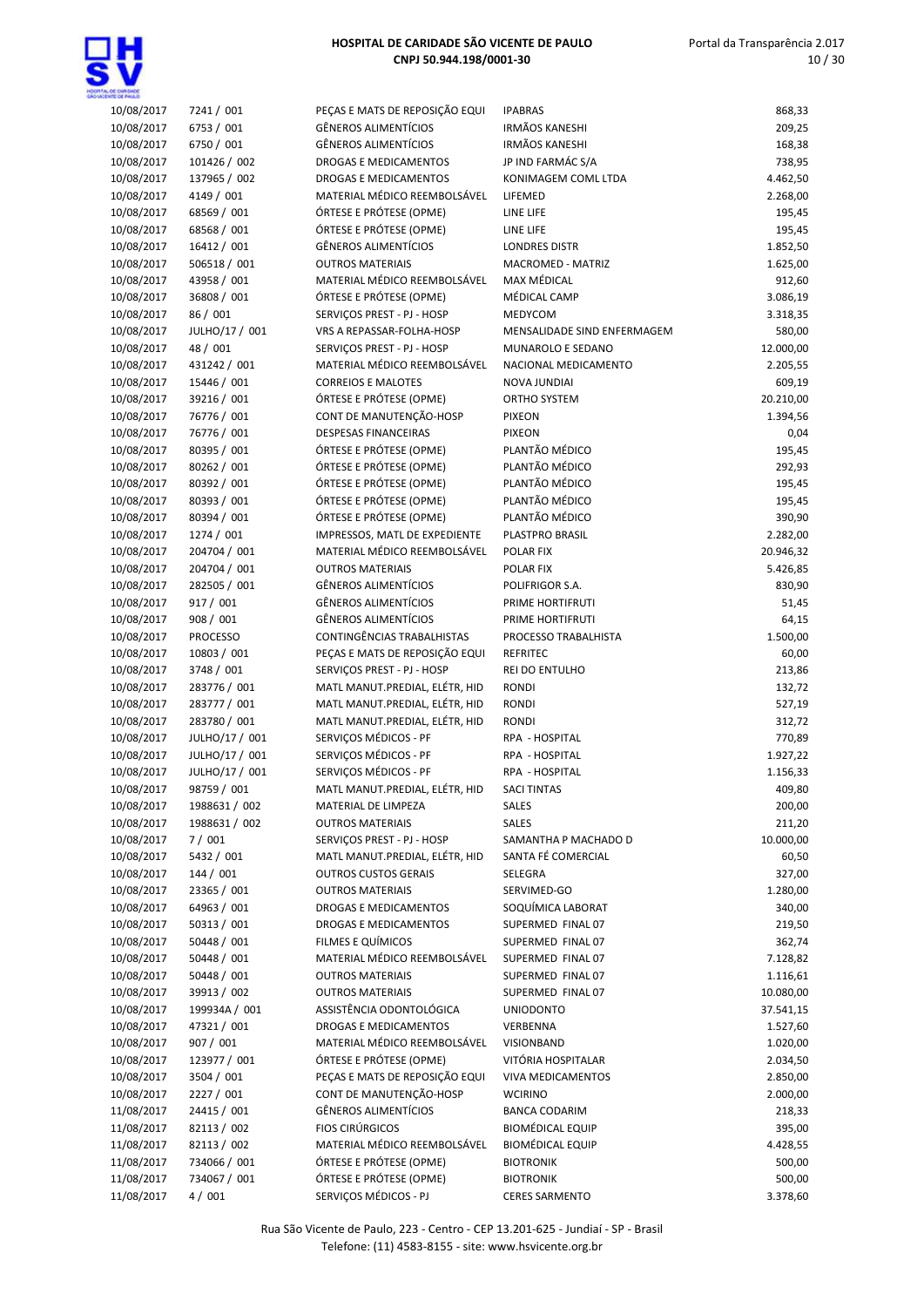| | | | | |
|---|---|---|---|---|
| 10/08/2017 | 7241 / 001 | PEÇAS E MATS DE REPOSIÇÃO EQUI | IPABRAS | 868,33 |
| 10/08/2017 | 6753 / 001 | GÊNEROS ALIMENTÍCIOS | IRMÃOS KANESHI | 209,25 |
| 10/08/2017 | 6750 / 001 | GÊNEROS ALIMENTÍCIOS | IRMÃOS KANESHI | 168,38 |
| 10/08/2017 | 101426 / 002 | DROGAS E MEDICAMENTOS | JP IND FARMÁC S/A | 738,95 |
| 10/08/2017 | 137965 / 002 | DROGAS E MEDICAMENTOS | KONIMAGEM COML LTDA | 4.462,50 |
| 10/08/2017 | 4149 / 001 | MATERIAL MÉDICO REEMBOLSÁVEL | LIFEMED | 2.268,00 |
| 10/08/2017 | 68569 / 001 | ÓRTESE E PRÓTESE (OPME) | LINE LIFE | 195,45 |
| 10/08/2017 | 68568 / 001 | ÓRTESE E PRÓTESE (OPME) | LINE LIFE | 195,45 |
| 10/08/2017 | 16412 / 001 | GÊNEROS ALIMENTÍCIOS | LONDRES DISTR | 1.852,50 |
| 10/08/2017 | 506518 / 001 | OUTROS MATERIAIS | MACROMED - MATRIZ | 1.625,00 |
| 10/08/2017 | 43958 / 001 | MATERIAL MÉDICO REEMBOLSÁVEL | MAX MÉDICAL | 912,60 |
| 10/08/2017 | 36808 / 001 | ÓRTESE E PRÓTESE (OPME) | MÉDICAL CAMP | 3.086,19 |
| 10/08/2017 | 86 / 001 | SERVIÇOS PREST - PJ - HOSP | MEDYCOM | 3.318,35 |
| 10/08/2017 | JULHO/17 / 001 | VRS A REPASSAR-FOLHA-HOSP | MENSALIDADE SIND ENFERMAGEM | 580,00 |
| 10/08/2017 | 48 / 001 | SERVIÇOS PREST - PJ - HOSP | MUNAROLO E SEDANO | 12.000,00 |
| 10/08/2017 | 431242 / 001 | MATERIAL MÉDICO REEMBOLSÁVEL | NACIONAL MEDICAMENTO | 2.205,55 |
| 10/08/2017 | 15446 / 001 | CORREIOS E MALOTES | NOVA JUNDIAI | 609,19 |
| 10/08/2017 | 39216 / 001 | ÓRTESE E PRÓTESE (OPME) | ORTHO SYSTEM | 20.210,00 |
| 10/08/2017 | 76776 / 001 | CONT DE MANUTENÇÃO-HOSP | PIXEON | 1.394,56 |
| 10/08/2017 | 76776 / 001 | DESPESAS FINANCEIRAS | PIXEON | 0,04 |
| 10/08/2017 | 80395 / 001 | ÓRTESE E PRÓTESE (OPME) | PLANTÃO MÉDICO | 195,45 |
| 10/08/2017 | 80262 / 001 | ÓRTESE E PRÓTESE (OPME) | PLANTÃO MÉDICO | 292,93 |
| 10/08/2017 | 80392 / 001 | ÓRTESE E PRÓTESE (OPME) | PLANTÃO MÉDICO | 195,45 |
| 10/08/2017 | 80393 / 001 | ÓRTESE E PRÓTESE (OPME) | PLANTÃO MÉDICO | 195,45 |
| 10/08/2017 | 80394 / 001 | ÓRTESE E PRÓTESE (OPME) | PLANTÃO MÉDICO | 390,90 |
| 10/08/2017 | 1274 / 001 | IMPRESSOS, MATL DE EXPEDIENTE | PLASTPRO BRASIL | 2.282,00 |
| 10/08/2017 | 204704 / 001 | MATERIAL MÉDICO REEMBOLSÁVEL | POLAR FIX | 20.946,32 |
| 10/08/2017 | 204704 / 001 | OUTROS MATERIAIS | POLAR FIX | 5.426,85 |
| 10/08/2017 | 282505 / 001 | GÊNEROS ALIMENTÍCIOS | POLIFRIGOR S.A. | 830,90 |
| 10/08/2017 | 917 / 001 | GÊNEROS ALIMENTÍCIOS | PRIME HORTIFRUTI | 51,45 |
| 10/08/2017 | 908 / 001 | GÊNEROS ALIMENTÍCIOS | PRIME HORTIFRUTI | 64,15 |
| 10/08/2017 | PROCESSO | CONTINGÊNCIAS TRABALHISTAS | PROCESSO TRABALHISTA | 1.500,00 |
| 10/08/2017 | 10803 / 001 | PEÇAS E MATS DE REPOSIÇÃO EQUI | REFRITEC | 60,00 |
| 10/08/2017 | 3748 / 001 | SERVIÇOS PREST - PJ - HOSP | REI DO ENTULHO | 213,86 |
| 10/08/2017 | 283776 / 001 | MATL MANUT.PREDIAL, ELÉTR, HID | RONDI | 132,72 |
| 10/08/2017 | 283777 / 001 | MATL MANUT.PREDIAL, ELÉTR, HID | RONDI | 527,19 |
| 10/08/2017 | 283780 / 001 | MATL MANUT.PREDIAL, ELÉTR, HID | RONDI | 312,72 |
| 10/08/2017 | JULHO/17 / 001 | SERVIÇOS MÉDICOS - PF | RPA - HOSPITAL | 770,89 |
| 10/08/2017 | JULHO/17 / 001 | SERVIÇOS MÉDICOS - PF | RPA - HOSPITAL | 1.927,22 |
| 10/08/2017 | JULHO/17 / 001 | SERVIÇOS MÉDICOS - PF | RPA - HOSPITAL | 1.156,33 |
| 10/08/2017 | 98759 / 001 | MATL MANUT.PREDIAL, ELÉTR, HID | SACI TINTAS | 409,80 |
| 10/08/2017 | 1988631 / 002 | MATERIAL DE LIMPEZA | SALES | 200,00 |
| 10/08/2017 | 1988631 / 002 | OUTROS MATERIAIS | SALES | 211,20 |
| 10/08/2017 | 7 / 001 | SERVIÇOS PREST - PJ - HOSP | SAMANTHA P MACHADO D | 10.000,00 |
| 10/08/2017 | 5432 / 001 | MATL MANUT.PREDIAL, ELÉTR, HID | SANTA FÉ COMERCIAL | 60,50 |
| 10/08/2017 | 144 / 001 | OUTROS CUSTOS GERAIS | SELEGRA | 327,00 |
| 10/08/2017 | 23365 / 001 | OUTROS MATERIAIS | SERVIMED-GO | 1.280,00 |
| 10/08/2017 | 64963 / 001 | DROGAS E MEDICAMENTOS | SOQUÍMICA LABORAT | 340,00 |
| 10/08/2017 | 50313 / 001 | DROGAS E MEDICAMENTOS | SUPERMED FINAL 07 | 219,50 |
| 10/08/2017 | 50448 / 001 | FILMES E QUÍMICOS | SUPERMED FINAL 07 | 362,74 |
| 10/08/2017 | 50448 / 001 | MATERIAL MÉDICO REEMBOLSÁVEL | SUPERMED FINAL 07 | 7.128,82 |
| 10/08/2017 | 50448 / 001 | OUTROS MATERIAIS | SUPERMED FINAL 07 | 1.116,61 |
| 10/08/2017 | 39913 / 002 | OUTROS MATERIAIS | SUPERMED FINAL 07 | 10.080,00 |
| 10/08/2017 | 199934A / 001 | ASSISTÊNCIA ODONTOLÓGICA | UNIODONTO | 37.541,15 |
| 10/08/2017 | 47321 / 001 | DROGAS E MEDICAMENTOS | VERBENNA | 1.527,60 |
| 10/08/2017 | 907 / 001 | MATERIAL MÉDICO REEMBOLSÁVEL | VISIONBAND | 1.020,00 |
| 10/08/2017 | 123977 / 001 | ÓRTESE E PRÓTESE (OPME) | VITÓRIA HOSPITALAR | 2.034,50 |
| 10/08/2017 | 3504 / 001 | PEÇAS E MATS DE REPOSIÇÃO EQUI | VIVA MEDICAMENTOS | 2.850,00 |
| 10/08/2017 | 2227 / 001 | CONT DE MANUTENÇÃO-HOSP | WCIRINO | 2.000,00 |
| 11/08/2017 | 24415 / 001 | GÊNEROS ALIMENTÍCIOS | BANCA CODARIM | 218,33 |
| 11/08/2017 | 82113 / 002 | FIOS CIRÚRGICOS | BIOMÉDICAL EQUIP | 395,00 |
| 11/08/2017 | 82113 / 002 | MATERIAL MÉDICO REEMBOLSÁVEL | BIOMÉDICAL EQUIP | 4.428,55 |
| 11/08/2017 | 734066 / 001 | ÓRTESE E PRÓTESE (OPME) | BIOTRONIK | 500,00 |
| 11/08/2017 | 734067 / 001 | ÓRTESE E PRÓTESE (OPME) | BIOTRONIK | 500,00 |
| 11/08/2017 | 4 / 001 | SERVIÇOS MÉDICOS - PJ | CERES SARMENTO | 3.378,60 |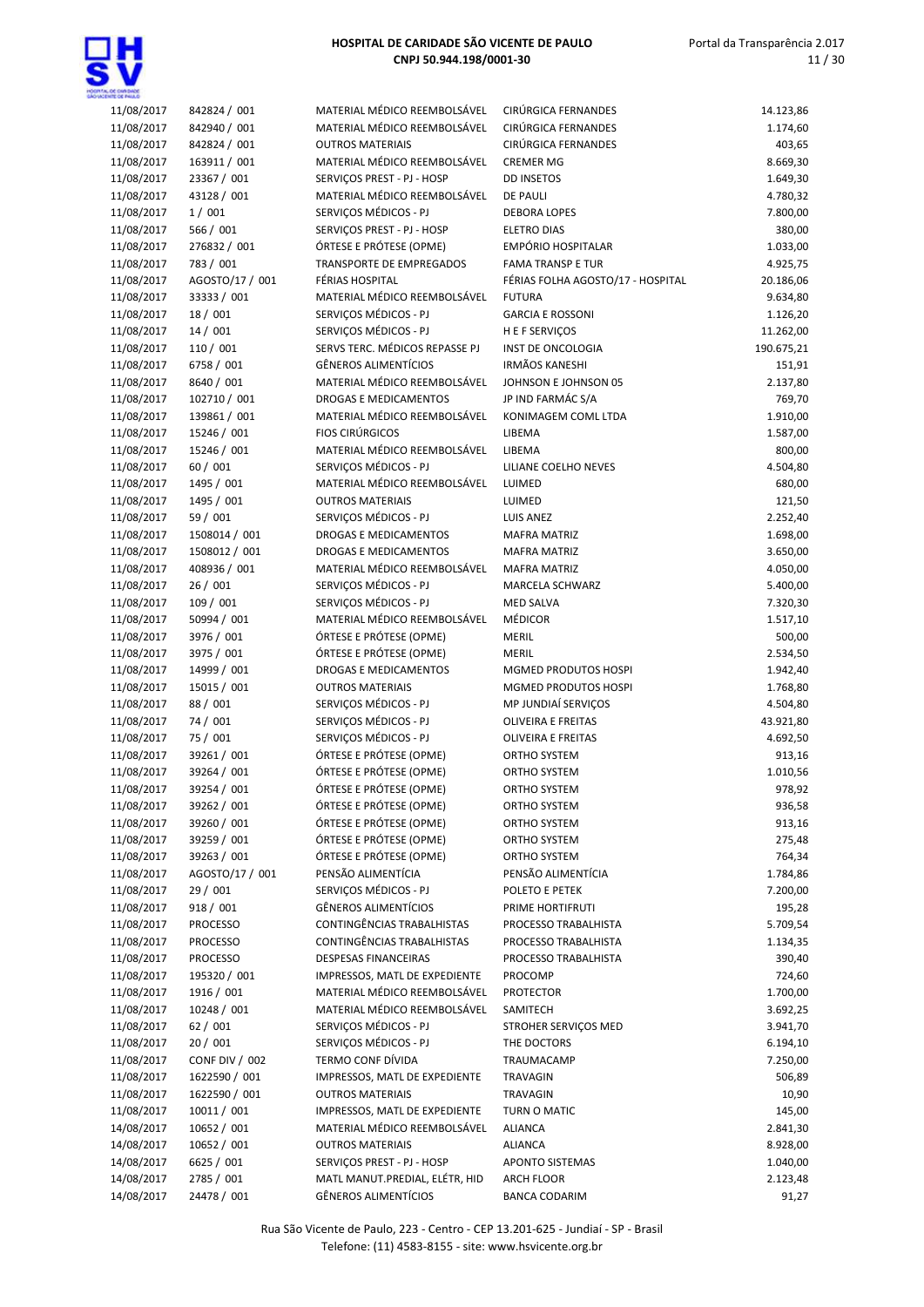| | | | | |
|---|---|---|---|---|
| 11/08/2017 | 842824 / 001 | MATERIAL MÉDICO REEMBOLSÁVEL | CIRÚRGICA FERNANDES | 14.123,86 |
| 11/08/2017 | 842940 / 001 | MATERIAL MÉDICO REEMBOLSÁVEL | CIRÚRGICA FERNANDES | 1.174,60 |
| 11/08/2017 | 842824 / 001 | OUTROS MATERIAIS | CIRÚRGICA FERNANDES | 403,65 |
| 11/08/2017 | 163911 / 001 | MATERIAL MÉDICO REEMBOLSÁVEL | CREMER MG | 8.669,30 |
| 11/08/2017 | 23367 / 001 | SERVIÇOS PREST - PJ - HOSP | DD INSETOS | 1.649,30 |
| 11/08/2017 | 43128 / 001 | MATERIAL MÉDICO REEMBOLSÁVEL | DE PAULI | 4.780,32 |
| 11/08/2017 | 1 / 001 | SERVIÇOS MÉDICOS - PJ | DEBORA LOPES | 7.800,00 |
| 11/08/2017 | 566 / 001 | SERVIÇOS PREST - PJ - HOSP | ELETRO DIAS | 380,00 |
| 11/08/2017 | 276832 / 001 | ÓRTESE E PRÓTESE (OPME) | EMPÓRIO HOSPITALAR | 1.033,00 |
| 11/08/2017 | 783 / 001 | TRANSPORTE DE EMPREGADOS | FAMA TRANSP E TUR | 4.925,75 |
| 11/08/2017 | AGOSTO/17 / 001 | FÉRIAS HOSPITAL | FÉRIAS FOLHA AGOSTO/17 - HOSPITAL | 20.186,06 |
| 11/08/2017 | 33333 / 001 | MATERIAL MÉDICO REEMBOLSÁVEL | FUTURA | 9.634,80 |
| 11/08/2017 | 18 / 001 | SERVIÇOS MÉDICOS - PJ | GARCIA E ROSSONI | 1.126,20 |
| 11/08/2017 | 14 / 001 | SERVIÇOS MÉDICOS - PJ | H E F SERVIÇOS | 11.262,00 |
| 11/08/2017 | 110 / 001 | SERVS TERC. MÉDICOS REPASSE PJ | INST DE ONCOLOGIA | 190.675,21 |
| 11/08/2017 | 6758 / 001 | GÊNEROS ALIMENTÍCIOS | IRMÃOS KANESHI | 151,91 |
| 11/08/2017 | 8640 / 001 | MATERIAL MÉDICO REEMBOLSÁVEL | JOHNSON E JOHNSON 05 | 2.137,80 |
| 11/08/2017 | 102710 / 001 | DROGAS E MEDICAMENTOS | JP IND FARMÁC S/A | 769,70 |
| 11/08/2017 | 139861 / 001 | MATERIAL MÉDICO REEMBOLSÁVEL | KONIMAGEM COML LTDA | 1.910,00 |
| 11/08/2017 | 15246 / 001 | FIOS CIRÚRGICOS | LIBEMA | 1.587,00 |
| 11/08/2017 | 15246 / 001 | MATERIAL MÉDICO REEMBOLSÁVEL | LIBEMA | 800,00 |
| 11/08/2017 | 60 / 001 | SERVIÇOS MÉDICOS - PJ | LILIANE COELHO NEVES | 4.504,80 |
| 11/08/2017 | 1495 / 001 | MATERIAL MÉDICO REEMBOLSÁVEL | LUIMED | 680,00 |
| 11/08/2017 | 1495 / 001 | OUTROS MATERIAIS | LUIMED | 121,50 |
| 11/08/2017 | 59 / 001 | SERVIÇOS MÉDICOS - PJ | LUIS ANEZ | 2.252,40 |
| 11/08/2017 | 1508014 / 001 | DROGAS E MEDICAMENTOS | MAFRA MATRIZ | 1.698,00 |
| 11/08/2017 | 1508012 / 001 | DROGAS E MEDICAMENTOS | MAFRA MATRIZ | 3.650,00 |
| 11/08/2017 | 408936 / 001 | MATERIAL MÉDICO REEMBOLSÁVEL | MAFRA MATRIZ | 4.050,00 |
| 11/08/2017 | 26 / 001 | SERVIÇOS MÉDICOS - PJ | MARCELA SCHWARZ | 5.400,00 |
| 11/08/2017 | 109 / 001 | SERVIÇOS MÉDICOS - PJ | MED SALVA | 7.320,30 |
| 11/08/2017 | 50994 / 001 | MATERIAL MÉDICO REEMBOLSÁVEL | MÉDICOR | 1.517,10 |
| 11/08/2017 | 3976 / 001 | ÓRTESE E PRÓTESE (OPME) | MERIL | 500,00 |
| 11/08/2017 | 3975 / 001 | ÓRTESE E PRÓTESE (OPME) | MERIL | 2.534,50 |
| 11/08/2017 | 14999 / 001 | DROGAS E MEDICAMENTOS | MGMED PRODUTOS HOSPI | 1.942,40 |
| 11/08/2017 | 15015 / 001 | OUTROS MATERIAIS | MGMED PRODUTOS HOSPI | 1.768,80 |
| 11/08/2017 | 88 / 001 | SERVIÇOS MÉDICOS - PJ | MP JUNDIAÍ SERVIÇOS | 4.504,80 |
| 11/08/2017 | 74 / 001 | SERVIÇOS MÉDICOS - PJ | OLIVEIRA E FREITAS | 43.921,80 |
| 11/08/2017 | 75 / 001 | SERVIÇOS MÉDICOS - PJ | OLIVEIRA E FREITAS | 4.692,50 |
| 11/08/2017 | 39261 / 001 | ÓRTESE E PRÓTESE (OPME) | ORTHO SYSTEM | 913,16 |
| 11/08/2017 | 39264 / 001 | ÓRTESE E PRÓTESE (OPME) | ORTHO SYSTEM | 1.010,56 |
| 11/08/2017 | 39254 / 001 | ÓRTESE E PRÓTESE (OPME) | ORTHO SYSTEM | 978,92 |
| 11/08/2017 | 39262 / 001 | ÓRTESE E PRÓTESE (OPME) | ORTHO SYSTEM | 936,58 |
| 11/08/2017 | 39260 / 001 | ÓRTESE E PRÓTESE (OPME) | ORTHO SYSTEM | 913,16 |
| 11/08/2017 | 39259 / 001 | ÓRTESE E PRÓTESE (OPME) | ORTHO SYSTEM | 275,48 |
| 11/08/2017 | 39263 / 001 | ÓRTESE E PRÓTESE (OPME) | ORTHO SYSTEM | 764,34 |
| 11/08/2017 | AGOSTO/17 / 001 | PENSÃO ALIMENTÍCIA | PENSÃO ALIMENTÍCIA | 1.784,86 |
| 11/08/2017 | 29 / 001 | SERVIÇOS MÉDICOS - PJ | POLETO E PETEK | 7.200,00 |
| 11/08/2017 | 918 / 001 | GÊNEROS ALIMENTÍCIOS | PRIME HORTIFRUTI | 195,28 |
| 11/08/2017 | PROCESSO | CONTINGÊNCIAS TRABALHISTAS | PROCESSO TRABALHISTA | 5.709,54 |
| 11/08/2017 | PROCESSO | CONTINGÊNCIAS TRABALHISTAS | PROCESSO TRABALHISTA | 1.134,35 |
| 11/08/2017 | PROCESSO | DESPESAS FINANCEIRAS | PROCESSO TRABALHISTA | 390,40 |
| 11/08/2017 | 195320 / 001 | IMPRESSOS, MATL DE EXPEDIENTE | PROCOMP | 724,60 |
| 11/08/2017 | 1916 / 001 | MATERIAL MÉDICO REEMBOLSÁVEL | PROTECTOR | 1.700,00 |
| 11/08/2017 | 10248 / 001 | MATERIAL MÉDICO REEMBOLSÁVEL | SAMITECH | 3.692,25 |
| 11/08/2017 | 62 / 001 | SERVIÇOS MÉDICOS - PJ | STROHER SERVIÇOS MED | 3.941,70 |
| 11/08/2017 | 20 / 001 | SERVIÇOS MÉDICOS - PJ | THE DOCTORS | 6.194,10 |
| 11/08/2017 | CONF DIV / 002 | TERMO CONF DÍVIDA | TRAUMACAMP | 7.250,00 |
| 11/08/2017 | 1622590 / 001 | IMPRESSOS, MATL DE EXPEDIENTE | TRAVAGIN | 506,89 |
| 11/08/2017 | 1622590 / 001 | OUTROS MATERIAIS | TRAVAGIN | 10,90 |
| 11/08/2017 | 10011 / 001 | IMPRESSOS, MATL DE EXPEDIENTE | TURN O MATIC | 145,00 |
| 14/08/2017 | 10652 / 001 | MATERIAL MÉDICO REEMBOLSÁVEL | ALIANCA | 2.841,30 |
| 14/08/2017 | 10652 / 001 | OUTROS MATERIAIS | ALIANCA | 8.928,00 |
| 14/08/2017 | 6625 / 001 | SERVIÇOS PREST - PJ - HOSP | APONTO SISTEMAS | 1.040,00 |
| 14/08/2017 | 2785 / 001 | MATL MANUT.PREDIAL, ELÉTR, HID | ARCH FLOOR | 2.123,48 |
| 14/08/2017 | 24478 / 001 | GÊNEROS ALIMENTÍCIOS | BANCA CODARIM | 91,27 |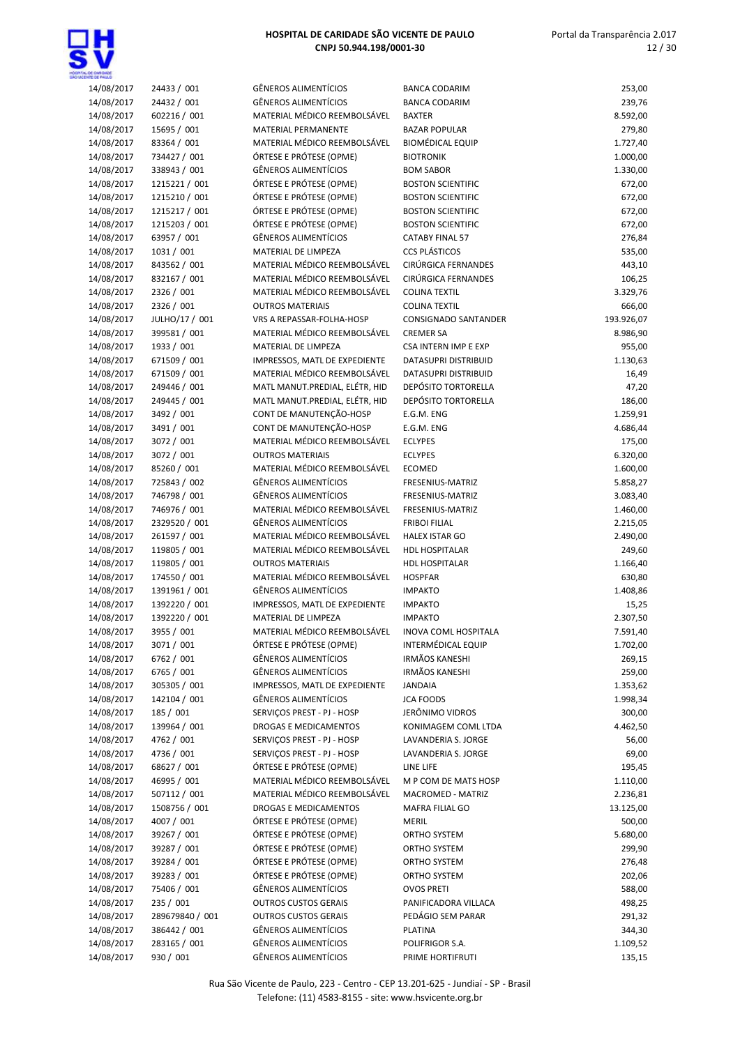| | | | | |
|---|---|---|---|---|
| 14/08/2017 | 24433 / 001 | GÊNEROS ALIMENTÍCIOS | BANCA CODARIM | 253,00 |
| 14/08/2017 | 24432 / 001 | GÊNEROS ALIMENTÍCIOS | BANCA CODARIM | 239,76 |
| 14/08/2017 | 602216 / 001 | MATERIAL MÉDICO REEMBOLSÁVEL | BAXTER | 8.592,00 |
| 14/08/2017 | 15695 / 001 | MATERIAL PERMANENTE | BAZAR POPULAR | 279,80 |
| 14/08/2017 | 83364 / 001 | MATERIAL MÉDICO REEMBOLSÁVEL | BIOMÉDICAL EQUIP | 1.727,40 |
| 14/08/2017 | 734427 / 001 | ÓRTESE E PRÓTESE (OPME) | BIOTRONIK | 1.000,00 |
| 14/08/2017 | 338943 / 001 | GÊNEROS ALIMENTÍCIOS | BOM SABOR | 1.330,00 |
| 14/08/2017 | 1215221 / 001 | ÓRTESE E PRÓTESE (OPME) | BOSTON SCIENTIFIC | 672,00 |
| 14/08/2017 | 1215210 / 001 | ÓRTESE E PRÓTESE (OPME) | BOSTON SCIENTIFIC | 672,00 |
| 14/08/2017 | 1215217 / 001 | ÓRTESE E PRÓTESE (OPME) | BOSTON SCIENTIFIC | 672,00 |
| 14/08/2017 | 1215203 / 001 | ÓRTESE E PRÓTESE (OPME) | BOSTON SCIENTIFIC | 672,00 |
| 14/08/2017 | 63957 / 001 | GÊNEROS ALIMENTÍCIOS | CATABY FINAL 57 | 276,84 |
| 14/08/2017 | 1031 / 001 | MATERIAL DE LIMPEZA | CCS PLÁSTICOS | 535,00 |
| 14/08/2017 | 843562 / 001 | MATERIAL MÉDICO REEMBOLSÁVEL | CIRÚRGICA FERNANDES | 443,10 |
| 14/08/2017 | 832167 / 001 | MATERIAL MÉDICO REEMBOLSÁVEL | CIRÚRGICA FERNANDES | 106,25 |
| 14/08/2017 | 2326 / 001 | MATERIAL MÉDICO REEMBOLSÁVEL | COLINA TEXTIL | 3.329,76 |
| 14/08/2017 | 2326 / 001 | OUTROS MATERIAIS | COLINA TEXTIL | 666,00 |
| 14/08/2017 | JULHO/17 / 001 | VRS A REPASSAR-FOLHA-HOSP | CONSIGNADO SANTANDER | 193.926,07 |
| 14/08/2017 | 399581 / 001 | MATERIAL MÉDICO REEMBOLSÁVEL | CREMER SA | 8.986,90 |
| 14/08/2017 | 1933 / 001 | MATERIAL DE LIMPEZA | CSA INTERN IMP E EXP | 955,00 |
| 14/08/2017 | 671509 / 001 | IMPRESSOS, MATL DE EXPEDIENTE | DATASUPRI DISTRIBUID | 1.130,63 |
| 14/08/2017 | 671509 / 001 | MATERIAL MÉDICO REEMBOLSÁVEL | DATASUPRI DISTRIBUID | 16,49 |
| 14/08/2017 | 249446 / 001 | MATL MANUT.PREDIAL, ELÉTR, HID | DEPÓSITO TORTORELLA | 47,20 |
| 14/08/2017 | 249445 / 001 | MATL MANUT.PREDIAL, ELÉTR, HID | DEPÓSITO TORTORELLA | 186,00 |
| 14/08/2017 | 3492 / 001 | CONT DE MANUTENÇÃO-HOSP | E.G.M. ENG | 1.259,91 |
| 14/08/2017 | 3491 / 001 | CONT DE MANUTENÇÃO-HOSP | E.G.M. ENG | 4.686,44 |
| 14/08/2017 | 3072 / 001 | MATERIAL MÉDICO REEMBOLSÁVEL | ECLYPES | 175,00 |
| 14/08/2017 | 3072 / 001 | OUTROS MATERIAIS | ECLYPES | 6.320,00 |
| 14/08/2017 | 85260 / 001 | MATERIAL MÉDICO REEMBOLSÁVEL | ECOMED | 1.600,00 |
| 14/08/2017 | 725843 / 002 | GÊNEROS ALIMENTÍCIOS | FRESENIUS-MATRIZ | 5.858,27 |
| 14/08/2017 | 746798 / 001 | GÊNEROS ALIMENTÍCIOS | FRESENIUS-MATRIZ | 3.083,40 |
| 14/08/2017 | 746976 / 001 | MATERIAL MÉDICO REEMBOLSÁVEL | FRESENIUS-MATRIZ | 1.460,00 |
| 14/08/2017 | 2329520 / 001 | GÊNEROS ALIMENTÍCIOS | FRIBOI FILIAL | 2.215,05 |
| 14/08/2017 | 261597 / 001 | MATERIAL MÉDICO REEMBOLSÁVEL | HALEX ISTAR GO | 2.490,00 |
| 14/08/2017 | 119805 / 001 | MATERIAL MÉDICO REEMBOLSÁVEL | HDL HOSPITALAR | 249,60 |
| 14/08/2017 | 119805 / 001 | OUTROS MATERIAIS | HDL HOSPITALAR | 1.166,40 |
| 14/08/2017 | 174550 / 001 | MATERIAL MÉDICO REEMBOLSÁVEL | HOSPFAR | 630,80 |
| 14/08/2017 | 1391961 / 001 | GÊNEROS ALIMENTÍCIOS | IMPAKTO | 1.408,86 |
| 14/08/2017 | 1392220 / 001 | IMPRESSOS, MATL DE EXPEDIENTE | IMPAKTO | 15,25 |
| 14/08/2017 | 1392220 / 001 | MATERIAL DE LIMPEZA | IMPAKTO | 2.307,50 |
| 14/08/2017 | 3955 / 001 | MATERIAL MÉDICO REEMBOLSÁVEL | INOVA COML HOSPITALA | 7.591,40 |
| 14/08/2017 | 3071 / 001 | ÓRTESE E PRÓTESE (OPME) | INTERMÉDICAL EQUIP | 1.702,00 |
| 14/08/2017 | 6762 / 001 | GÊNEROS ALIMENTÍCIOS | IRMÃOS KANESHI | 269,15 |
| 14/08/2017 | 6765 / 001 | GÊNEROS ALIMENTÍCIOS | IRMÃOS KANESHI | 259,00 |
| 14/08/2017 | 305305 / 001 | IMPRESSOS, MATL DE EXPEDIENTE | JANDAIA | 1.353,62 |
| 14/08/2017 | 142104 / 001 | GÊNEROS ALIMENTÍCIOS | JCA FOODS | 1.998,34 |
| 14/08/2017 | 185 / 001 | SERVIÇOS PREST - PJ - HOSP | JERÔNIMO VIDROS | 300,00 |
| 14/08/2017 | 139964 / 001 | DROGAS E MEDICAMENTOS | KONIMAGEM COML LTDA | 4.462,50 |
| 14/08/2017 | 4762 / 001 | SERVIÇOS PREST - PJ - HOSP | LAVANDERIA S. JORGE | 56,00 |
| 14/08/2017 | 4736 / 001 | SERVIÇOS PREST - PJ - HOSP | LAVANDERIA S. JORGE | 69,00 |
| 14/08/2017 | 68627 / 001 | ÓRTESE E PRÓTESE (OPME) | LINE LIFE | 195,45 |
| 14/08/2017 | 46995 / 001 | MATERIAL MÉDICO REEMBOLSÁVEL | M P COM DE MATS HOSP | 1.110,00 |
| 14/08/2017 | 507112 / 001 | MATERIAL MÉDICO REEMBOLSÁVEL | MACROMED - MATRIZ | 2.236,81 |
| 14/08/2017 | 1508756 / 001 | DROGAS E MEDICAMENTOS | MAFRA FILIAL GO | 13.125,00 |
| 14/08/2017 | 4007 / 001 | ÓRTESE E PRÓTESE (OPME) | MERIL | 500,00 |
| 14/08/2017 | 39267 / 001 | ÓRTESE E PRÓTESE (OPME) | ORTHO SYSTEM | 5.680,00 |
| 14/08/2017 | 39287 / 001 | ÓRTESE E PRÓTESE (OPME) | ORTHO SYSTEM | 299,90 |
| 14/08/2017 | 39284 / 001 | ÓRTESE E PRÓTESE (OPME) | ORTHO SYSTEM | 276,48 |
| 14/08/2017 | 39283 / 001 | ÓRTESE E PRÓTESE (OPME) | ORTHO SYSTEM | 202,06 |
| 14/08/2017 | 75406 / 001 | GÊNEROS ALIMENTÍCIOS | OVOS PRETI | 588,00 |
| 14/08/2017 | 235 / 001 | OUTROS CUSTOS GERAIS | PANIFICADORA VILLACA | 498,25 |
| 14/08/2017 | 289679840 / 001 | OUTROS CUSTOS GERAIS | PEDÁGIO SEM PARAR | 291,32 |
| 14/08/2017 | 386442 / 001 | GÊNEROS ALIMENTÍCIOS | PLATINA | 344,30 |
| 14/08/2017 | 283165 / 001 | GÊNEROS ALIMENTÍCIOS | POLIFRIGOR S.A. | 1.109,52 |
| 14/08/2017 | 930 / 001 | GÊNEROS ALIMENTÍCIOS | PRIME HORTIFRUTI | 135,15 |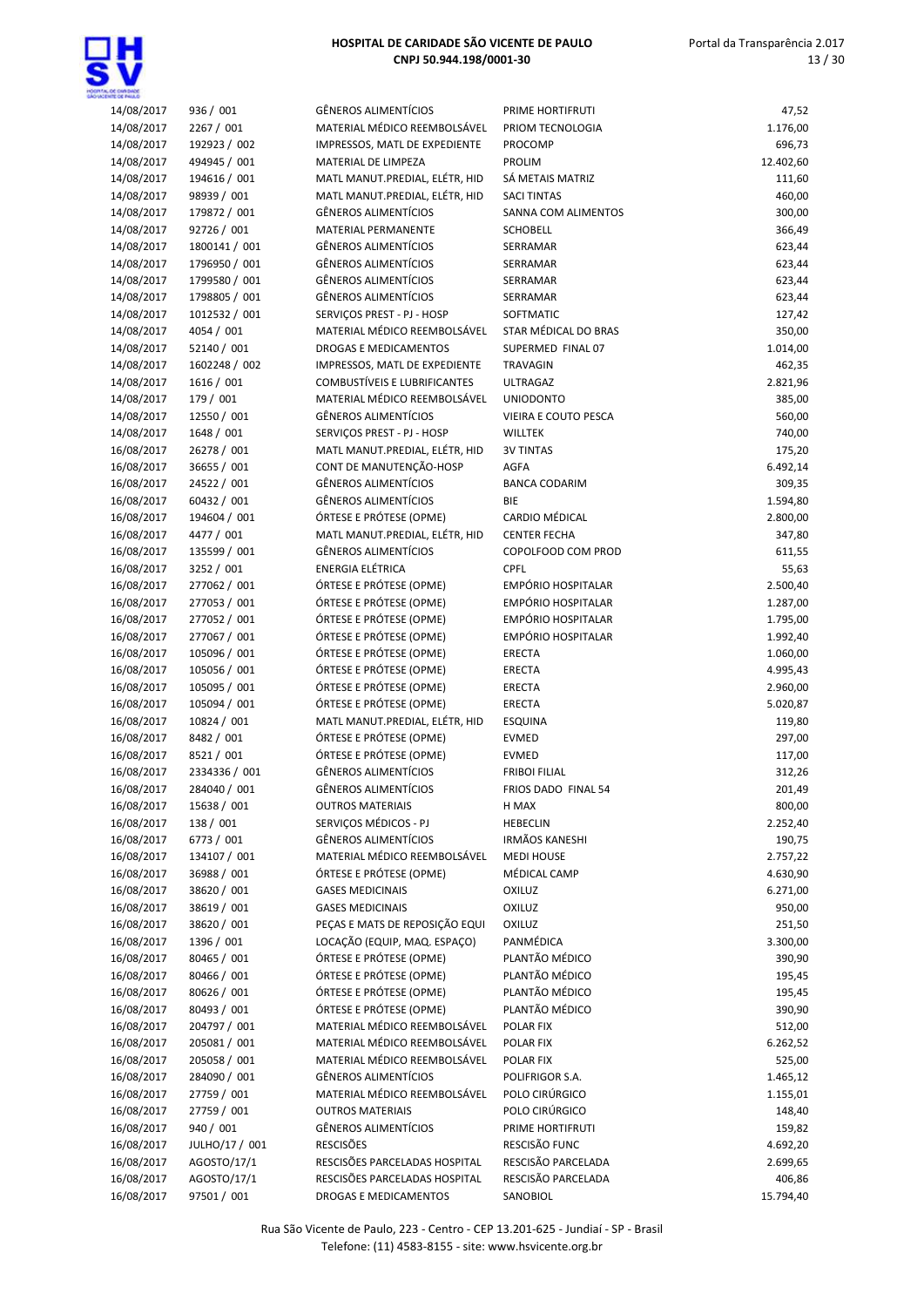| | | | | |
|---|---|---|---|---|
| 14/08/2017 | 936 / 001 | GÊNEROS ALIMENTÍCIOS | PRIME HORTIFRUTI | 47,52 |
| 14/08/2017 | 2267 / 001 | MATERIAL MÉDICO REEMBOLSÁVEL | PRIOM TECNOLOGIA | 1.176,00 |
| 14/08/2017 | 192923 / 002 | IMPRESSOS, MATL DE EXPEDIENTE | PROCOMP | 696,73 |
| 14/08/2017 | 494945 / 001 | MATERIAL DE LIMPEZA | PROLIM | 12.402,60 |
| 14/08/2017 | 194616 / 001 | MATL MANUT.PREDIAL, ELÉTR, HID | SÁ METAIS MATRIZ | 111,60 |
| 14/08/2017 | 98939 / 001 | MATL MANUT.PREDIAL, ELÉTR, HID | SACI TINTAS | 460,00 |
| 14/08/2017 | 179872 / 001 | GÊNEROS ALIMENTÍCIOS | SANNA COM ALIMENTOS | 300,00 |
| 14/08/2017 | 92726 / 001 | MATERIAL PERMANENTE | SCHOBELL | 366,49 |
| 14/08/2017 | 1800141 / 001 | GÊNEROS ALIMENTÍCIOS | SERRAMAR | 623,44 |
| 14/08/2017 | 1796950 / 001 | GÊNEROS ALIMENTÍCIOS | SERRAMAR | 623,44 |
| 14/08/2017 | 1799580 / 001 | GÊNEROS ALIMENTÍCIOS | SERRAMAR | 623,44 |
| 14/08/2017 | 1798805 / 001 | GÊNEROS ALIMENTÍCIOS | SERRAMAR | 623,44 |
| 14/08/2017 | 1012532 / 001 | SERVIÇOS PREST - PJ - HOSP | SOFTMATIC | 127,42 |
| 14/08/2017 | 4054 / 001 | MATERIAL MÉDICO REEMBOLSÁVEL | STAR MÉDICAL DO BRAS | 350,00 |
| 14/08/2017 | 52140 / 001 | DROGAS E MEDICAMENTOS | SUPERMED FINAL 07 | 1.014,00 |
| 14/08/2017 | 1602248 / 002 | IMPRESSOS, MATL DE EXPEDIENTE | TRAVAGIN | 462,35 |
| 14/08/2017 | 1616 / 001 | COMBUSTÍVEIS E LUBRIFICANTES | ULTRAGAZ | 2.821,96 |
| 14/08/2017 | 179 / 001 | MATERIAL MÉDICO REEMBOLSÁVEL | UNIODONTO | 385,00 |
| 14/08/2017 | 12550 / 001 | GÊNEROS ALIMENTÍCIOS | VIEIRA E COUTO PESCA | 560,00 |
| 14/08/2017 | 1648 / 001 | SERVIÇOS PREST - PJ - HOSP | WILLTEK | 740,00 |
| 16/08/2017 | 26278 / 001 | MATL MANUT.PREDIAL, ELÉTR, HID | 3V TINTAS | 175,20 |
| 16/08/2017 | 36655 / 001 | CONT DE MANUTENÇÃO-HOSP | AGFA | 6.492,14 |
| 16/08/2017 | 24522 / 001 | GÊNEROS ALIMENTÍCIOS | BANCA CODARIM | 309,35 |
| 16/08/2017 | 60432 / 001 | GÊNEROS ALIMENTÍCIOS | BIE | 1.594,80 |
| 16/08/2017 | 194604 / 001 | ÓRTESE E PRÓTESE (OPME) | CARDIO MÉDICAL | 2.800,00 |
| 16/08/2017 | 4477 / 001 | MATL MANUT.PREDIAL, ELÉTR, HID | CENTER FECHA | 347,80 |
| 16/08/2017 | 135599 / 001 | GÊNEROS ALIMENTÍCIOS | COPOLFOOD COM PROD | 611,55 |
| 16/08/2017 | 3252 / 001 | ENERGIA ELÉTRICA | CPFL | 55,63 |
| 16/08/2017 | 277062 / 001 | ÓRTESE E PRÓTESE (OPME) | EMPÓRIO HOSPITALAR | 2.500,40 |
| 16/08/2017 | 277053 / 001 | ÓRTESE E PRÓTESE (OPME) | EMPÓRIO HOSPITALAR | 1.287,00 |
| 16/08/2017 | 277052 / 001 | ÓRTESE E PRÓTESE (OPME) | EMPÓRIO HOSPITALAR | 1.795,00 |
| 16/08/2017 | 277067 / 001 | ÓRTESE E PRÓTESE (OPME) | EMPÓRIO HOSPITALAR | 1.992,40 |
| 16/08/2017 | 105096 / 001 | ÓRTESE E PRÓTESE (OPME) | ERECTA | 1.060,00 |
| 16/08/2017 | 105056 / 001 | ÓRTESE E PRÓTESE (OPME) | ERECTA | 4.995,43 |
| 16/08/2017 | 105095 / 001 | ÓRTESE E PRÓTESE (OPME) | ERECTA | 2.960,00 |
| 16/08/2017 | 105094 / 001 | ÓRTESE E PRÓTESE (OPME) | ERECTA | 5.020,87 |
| 16/08/2017 | 10824 / 001 | MATL MANUT.PREDIAL, ELÉTR, HID | ESQUINA | 119,80 |
| 16/08/2017 | 8482 / 001 | ÓRTESE E PRÓTESE (OPME) | EVMED | 297,00 |
| 16/08/2017 | 8521 / 001 | ÓRTESE E PRÓTESE (OPME) | EVMED | 117,00 |
| 16/08/2017 | 2334336 / 001 | GÊNEROS ALIMENTÍCIOS | FRIBOI FILIAL | 312,26 |
| 16/08/2017 | 284040 / 001 | GÊNEROS ALIMENTÍCIOS | FRIOS DADO FINAL 54 | 201,49 |
| 16/08/2017 | 15638 / 001 | OUTROS MATERIAIS | H MAX | 800,00 |
| 16/08/2017 | 138 / 001 | SERVIÇOS MÉDICOS - PJ | HEBECLIN | 2.252,40 |
| 16/08/2017 | 6773 / 001 | GÊNEROS ALIMENTÍCIOS | IRMÃOS KANESHI | 190,75 |
| 16/08/2017 | 134107 / 001 | MATERIAL MÉDICO REEMBOLSÁVEL | MEDI HOUSE | 2.757,22 |
| 16/08/2017 | 36988 / 001 | ÓRTESE E PRÓTESE (OPME) | MÉDICAL CAMP | 4.630,90 |
| 16/08/2017 | 38620 / 001 | GASES MEDICINAIS | OXILUZ | 6.271,00 |
| 16/08/2017 | 38619 / 001 | GASES MEDICINAIS | OXILUZ | 950,00 |
| 16/08/2017 | 38620 / 001 | PEÇAS E MATS DE REPOSIÇÃO EQUI | OXILUZ | 251,50 |
| 16/08/2017 | 1396 / 001 | LOCAÇÃO (EQUIP, MAQ. ESPAÇO) | PANMÉDICA | 3.300,00 |
| 16/08/2017 | 80465 / 001 | ÓRTESE E PRÓTESE (OPME) | PLANTÃO MÉDICO | 390,90 |
| 16/08/2017 | 80466 / 001 | ÓRTESE E PRÓTESE (OPME) | PLANTÃO MÉDICO | 195,45 |
| 16/08/2017 | 80626 / 001 | ÓRTESE E PRÓTESE (OPME) | PLANTÃO MÉDICO | 195,45 |
| 16/08/2017 | 80493 / 001 | ÓRTESE E PRÓTESE (OPME) | PLANTÃO MÉDICO | 390,90 |
| 16/08/2017 | 204797 / 001 | MATERIAL MÉDICO REEMBOLSÁVEL | POLAR FIX | 512,00 |
| 16/08/2017 | 205081 / 001 | MATERIAL MÉDICO REEMBOLSÁVEL | POLAR FIX | 6.262,52 |
| 16/08/2017 | 205058 / 001 | MATERIAL MÉDICO REEMBOLSÁVEL | POLAR FIX | 525,00 |
| 16/08/2017 | 284090 / 001 | GÊNEROS ALIMENTÍCIOS | POLIFRIGOR S.A. | 1.465,12 |
| 16/08/2017 | 27759 / 001 | MATERIAL MÉDICO REEMBOLSÁVEL | POLO CIRÚRGICO | 1.155,01 |
| 16/08/2017 | 27759 / 001 | OUTROS MATERIAIS | POLO CIRÚRGICO | 148,40 |
| 16/08/2017 | 940 / 001 | GÊNEROS ALIMENTÍCIOS | PRIME HORTIFRUTI | 159,82 |
| 16/08/2017 | JULHO/17 / 001 | RESCISÕES | RESCISÃO FUNC | 4.692,20 |
| 16/08/2017 | AGOSTO/17/1 | RESCISÕES PARCELADAS HOSPITAL | RESCISÃO PARCELADA | 2.699,65 |
| 16/08/2017 | AGOSTO/17/1 | RESCISÕES PARCELADAS HOSPITAL | RESCISÃO PARCELADA | 406,86 |
| 16/08/2017 | 97501 / 001 | DROGAS E MEDICAMENTOS | SANOBIOL | 15.794,40 |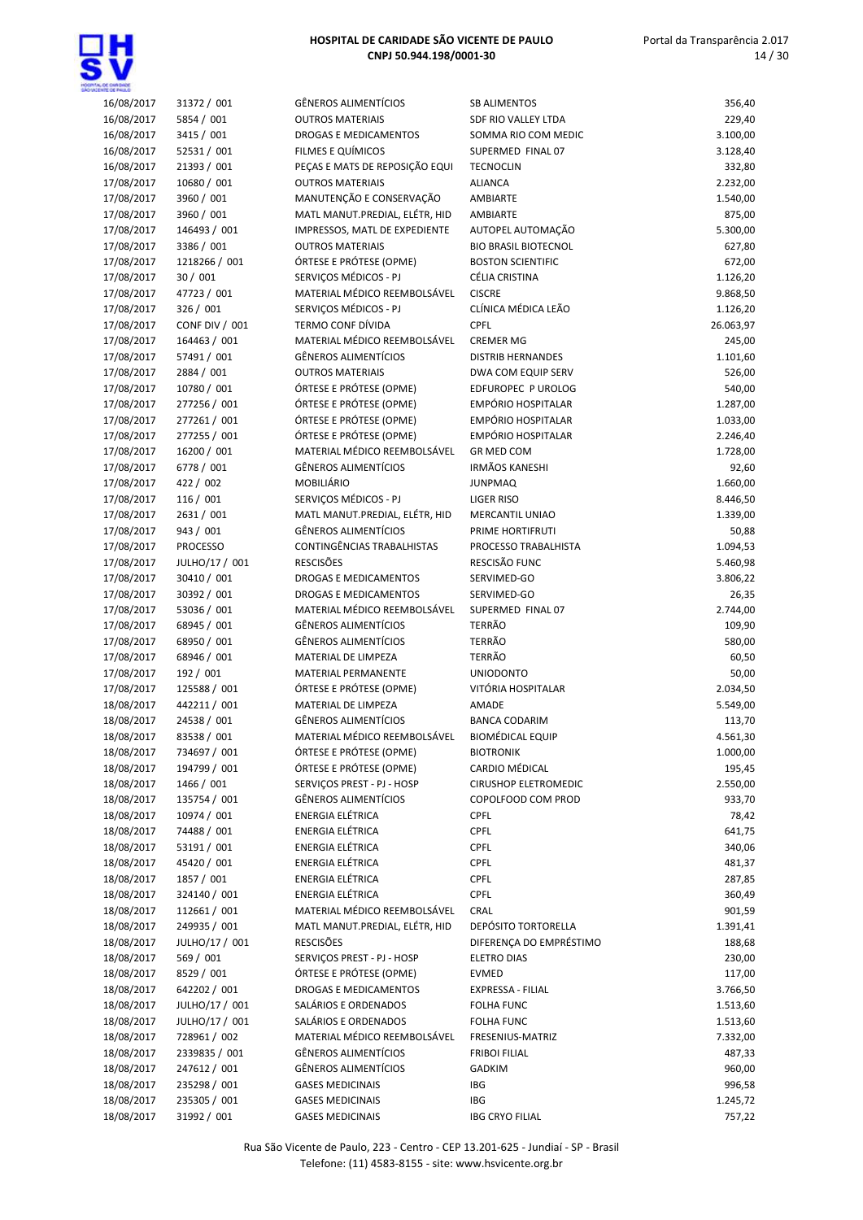| | | | | |
|---|---|---|---|---|
| 16/08/2017 | 31372 / 001 | GÊNEROS ALIMENTÍCIOS | SB ALIMENTOS | 356,40 |
| 16/08/2017 | 5854 / 001 | OUTROS MATERIAIS | SDF RIO VALLEY LTDA | 229,40 |
| 16/08/2017 | 3415 / 001 | DROGAS E MEDICAMENTOS | SOMMA RIO COM MEDIC | 3.100,00 |
| 16/08/2017 | 52531 / 001 | FILMES E QUÍMICOS | SUPERMED FINAL 07 | 3.128,40 |
| 16/08/2017 | 21393 / 001 | PEÇAS E MATS DE REPOSIÇÃO EQUI | TECNOCLIN | 332,80 |
| 17/08/2017 | 10680 / 001 | OUTROS MATERIAIS | ALIANCA | 2.232,00 |
| 17/08/2017 | 3960 / 001 | MANUTENÇÃO E CONSERVAÇÃO | AMBIARTE | 1.540,00 |
| 17/08/2017 | 3960 / 001 | MATL MANUT.PREDIAL, ELÉTR, HID | AMBIARTE | 875,00 |
| 17/08/2017 | 146493 / 001 | IMPRESSOS, MATL DE EXPEDIENTE | AUTOPEL AUTOMAÇÃO | 5.300,00 |
| 17/08/2017 | 3386 / 001 | OUTROS MATERIAIS | BIO BRASIL BIOTECNOL | 627,80 |
| 17/08/2017 | 1218266 / 001 | ÓRTESE E PRÓTESE (OPME) | BOSTON SCIENTIFIC | 672,00 |
| 17/08/2017 | 30 / 001 | SERVIÇOS MÉDICOS - PJ | CÉLIA CRISTINA | 1.126,20 |
| 17/08/2017 | 47723 / 001 | MATERIAL MÉDICO REEMBOLSÁVEL | CISCRE | 9.868,50 |
| 17/08/2017 | 326 / 001 | SERVIÇOS MÉDICOS - PJ | CLÍNICA MÉDICA LEÃO | 1.126,20 |
| 17/08/2017 | CONF DIV / 001 | TERMO CONF DÍVIDA | CPFL | 26.063,97 |
| 17/08/2017 | 164463 / 001 | MATERIAL MÉDICO REEMBOLSÁVEL | CREMER MG | 245,00 |
| 17/08/2017 | 57491 / 001 | GÊNEROS ALIMENTÍCIOS | DISTRIB HERNANDES | 1.101,60 |
| 17/08/2017 | 2884 / 001 | OUTROS MATERIAIS | DWA COM EQUIP SERV | 526,00 |
| 17/08/2017 | 10780 / 001 | ÓRTESE E PRÓTESE (OPME) | EDFUROPEC P UROLOG | 540,00 |
| 17/08/2017 | 277256 / 001 | ÓRTESE E PRÓTESE (OPME) | EMPÓRIO HOSPITALAR | 1.287,00 |
| 17/08/2017 | 277261 / 001 | ÓRTESE E PRÓTESE (OPME) | EMPÓRIO HOSPITALAR | 1.033,00 |
| 17/08/2017 | 277255 / 001 | ÓRTESE E PRÓTESE (OPME) | EMPÓRIO HOSPITALAR | 2.246,40 |
| 17/08/2017 | 16200 / 001 | MATERIAL MÉDICO REEMBOLSÁVEL | GR MED COM | 1.728,00 |
| 17/08/2017 | 6778 / 001 | GÊNEROS ALIMENTÍCIOS | IRMÃOS KANESHI | 92,60 |
| 17/08/2017 | 422 / 002 | MOBILIÁRIO | JUNPMAQ | 1.660,00 |
| 17/08/2017 | 116 / 001 | SERVIÇOS MÉDICOS - PJ | LIGER RISO | 8.446,50 |
| 17/08/2017 | 2631 / 001 | MATL MANUT.PREDIAL, ELÉTR, HID | MERCANTIL UNIAO | 1.339,00 |
| 17/08/2017 | 943 / 001 | GÊNEROS ALIMENTÍCIOS | PRIME HORTIFRUTI | 50,88 |
| 17/08/2017 | PROCESSO | CONTINGÊNCIAS TRABALHISTAS | PROCESSO TRABALHISTA | 1.094,53 |
| 17/08/2017 | JULHO/17 / 001 | RESCISÕES | RESCISÃO FUNC | 5.460,98 |
| 17/08/2017 | 30410 / 001 | DROGAS E MEDICAMENTOS | SERVIMED-GO | 3.806,22 |
| 17/08/2017 | 30392 / 001 | DROGAS E MEDICAMENTOS | SERVIMED-GO | 26,35 |
| 17/08/2017 | 53036 / 001 | MATERIAL MÉDICO REEMBOLSÁVEL | SUPERMED FINAL 07 | 2.744,00 |
| 17/08/2017 | 68945 / 001 | GÊNEROS ALIMENTÍCIOS | TERRÃO | 109,90 |
| 17/08/2017 | 68950 / 001 | GÊNEROS ALIMENTÍCIOS | TERRÃO | 580,00 |
| 17/08/2017 | 68946 / 001 | MATERIAL DE LIMPEZA | TERRÃO | 60,50 |
| 17/08/2017 | 192 / 001 | MATERIAL PERMANENTE | UNIODONTO | 50,00 |
| 17/08/2017 | 125588 / 001 | ÓRTESE E PRÓTESE (OPME) | VITÓRIA HOSPITALAR | 2.034,50 |
| 18/08/2017 | 442211 / 001 | MATERIAL DE LIMPEZA | AMADE | 5.549,00 |
| 18/08/2017 | 24538 / 001 | GÊNEROS ALIMENTÍCIOS | BANCA CODARIM | 113,70 |
| 18/08/2017 | 83538 / 001 | MATERIAL MÉDICO REEMBOLSÁVEL | BIOMÉDICAL EQUIP | 4.561,30 |
| 18/08/2017 | 734697 / 001 | ÓRTESE E PRÓTESE (OPME) | BIOTRONIK | 1.000,00 |
| 18/08/2017 | 194799 / 001 | ÓRTESE E PRÓTESE (OPME) | CARDIO MÉDICAL | 195,45 |
| 18/08/2017 | 1466 / 001 | SERVIÇOS PREST - PJ - HOSP | CIRUSHOP ELETROMEDIC | 2.550,00 |
| 18/08/2017 | 135754 / 001 | GÊNEROS ALIMENTÍCIOS | COPOLFOOD COM PROD | 933,70 |
| 18/08/2017 | 10974 / 001 | ENERGIA ELÉTRICA | CPFL | 78,42 |
| 18/08/2017 | 74488 / 001 | ENERGIA ELÉTRICA | CPFL | 641,75 |
| 18/08/2017 | 53191 / 001 | ENERGIA ELÉTRICA | CPFL | 340,06 |
| 18/08/2017 | 45420 / 001 | ENERGIA ELÉTRICA | CPFL | 481,37 |
| 18/08/2017 | 1857 / 001 | ENERGIA ELÉTRICA | CPFL | 287,85 |
| 18/08/2017 | 324140 / 001 | ENERGIA ELÉTRICA | CPFL | 360,49 |
| 18/08/2017 | 112661 / 001 | MATERIAL MÉDICO REEMBOLSÁVEL | CRAL | 901,59 |
| 18/08/2017 | 249935 / 001 | MATL MANUT.PREDIAL, ELÉTR, HID | DEPÓSITO TORTORELLA | 1.391,41 |
| 18/08/2017 | JULHO/17 / 001 | RESCISÕES | DIFERENÇA DO EMPRÉSTIMO | 188,68 |
| 18/08/2017 | 569 / 001 | SERVIÇOS PREST - PJ - HOSP | ELETRO DIAS | 230,00 |
| 18/08/2017 | 8529 / 001 | ÓRTESE E PRÓTESE (OPME) | EVMED | 117,00 |
| 18/08/2017 | 642202 / 001 | DROGAS E MEDICAMENTOS | EXPRESSA - FILIAL | 3.766,50 |
| 18/08/2017 | JULHO/17 / 001 | SALÁRIOS E ORDENADOS | FOLHA FUNC | 1.513,60 |
| 18/08/2017 | JULHO/17 / 001 | SALÁRIOS E ORDENADOS | FOLHA FUNC | 1.513,60 |
| 18/08/2017 | 728961 / 002 | MATERIAL MÉDICO REEMBOLSÁVEL | FRESENIUS-MATRIZ | 7.332,00 |
| 18/08/2017 | 2339835 / 001 | GÊNEROS ALIMENTÍCIOS | FRIBOI FILIAL | 487,33 |
| 18/08/2017 | 247612 / 001 | GÊNEROS ALIMENTÍCIOS | GADKIM | 960,00 |
| 18/08/2017 | 235298 / 001 | GASES MEDICINAIS | IBG | 996,58 |
| 18/08/2017 | 235305 / 001 | GASES MEDICINAIS | IBG | 1.245,72 |
| 18/08/2017 | 31992 / 001 | GASES MEDICINAIS | IBG CRYO FILIAL | 757,22 |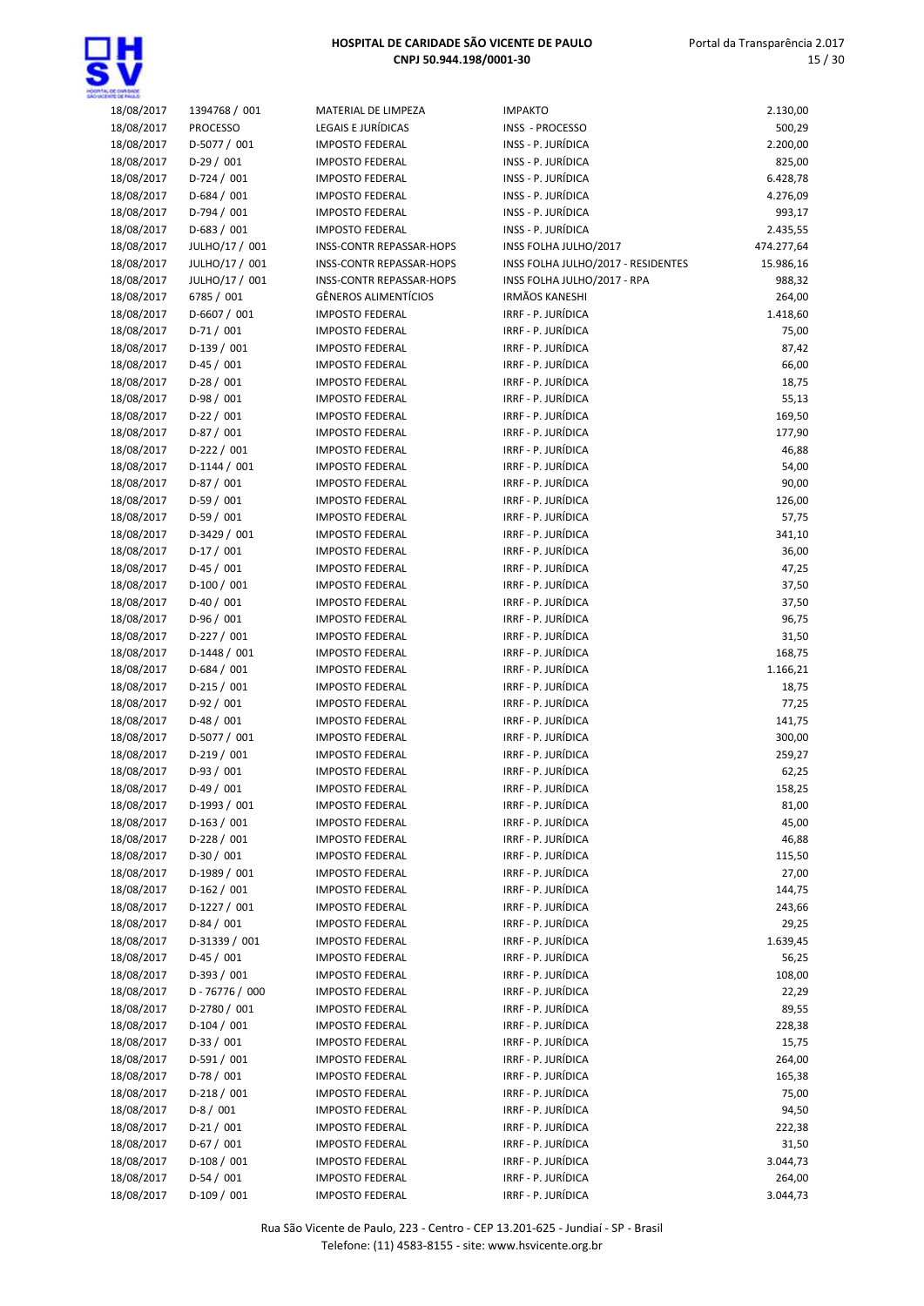| | | | | |
|---|---|---|---|---|
| 18/08/2017 | 1394768 / 001 | MATERIAL DE LIMPEZA | IMPAKTO | 2.130,00 |
| 18/08/2017 | PROCESSO | LEGAIS E JURÍDICAS | INSS - PROCESSO | 500,29 |
| 18/08/2017 | D-5077 / 001 | IMPOSTO FEDERAL | INSS - P. JURÍDICA | 2.200,00 |
| 18/08/2017 | D-29 / 001 | IMPOSTO FEDERAL | INSS - P. JURÍDICA | 825,00 |
| 18/08/2017 | D-724 / 001 | IMPOSTO FEDERAL | INSS - P. JURÍDICA | 6.428,78 |
| 18/08/2017 | D-684 / 001 | IMPOSTO FEDERAL | INSS - P. JURÍDICA | 4.276,09 |
| 18/08/2017 | D-794 / 001 | IMPOSTO FEDERAL | INSS - P. JURÍDICA | 993,17 |
| 18/08/2017 | D-683 / 001 | IMPOSTO FEDERAL | INSS - P. JURÍDICA | 2.435,55 |
| 18/08/2017 | JULHO/17 / 001 | INSS-CONTR REPASSAR-HOPS | INSS FOLHA JULHO/2017 | 474.277,64 |
| 18/08/2017 | JULHO/17 / 001 | INSS-CONTR REPASSAR-HOPS | INSS FOLHA JULHO/2017 - RESIDENTES | 15.986,16 |
| 18/08/2017 | JULHO/17 / 001 | INSS-CONTR REPASSAR-HOPS | INSS FOLHA JULHO/2017 - RPA | 988,32 |
| 18/08/2017 | 6785 / 001 | GÊNEROS ALIMENTÍCIOS | IRMÃOS KANESHI | 264,00 |
| 18/08/2017 | D-6607 / 001 | IMPOSTO FEDERAL | IRRF - P. JURÍDICA | 1.418,60 |
| 18/08/2017 | D-71 / 001 | IMPOSTO FEDERAL | IRRF - P. JURÍDICA | 75,00 |
| 18/08/2017 | D-139 / 001 | IMPOSTO FEDERAL | IRRF - P. JURÍDICA | 87,42 |
| 18/08/2017 | D-45 / 001 | IMPOSTO FEDERAL | IRRF - P. JURÍDICA | 66,00 |
| 18/08/2017 | D-28 / 001 | IMPOSTO FEDERAL | IRRF - P. JURÍDICA | 18,75 |
| 18/08/2017 | D-98 / 001 | IMPOSTO FEDERAL | IRRF - P. JURÍDICA | 55,13 |
| 18/08/2017 | D-22 / 001 | IMPOSTO FEDERAL | IRRF - P. JURÍDICA | 169,50 |
| 18/08/2017 | D-87 / 001 | IMPOSTO FEDERAL | IRRF - P. JURÍDICA | 177,90 |
| 18/08/2017 | D-222 / 001 | IMPOSTO FEDERAL | IRRF - P. JURÍDICA | 46,88 |
| 18/08/2017 | D-1144 / 001 | IMPOSTO FEDERAL | IRRF - P. JURÍDICA | 54,00 |
| 18/08/2017 | D-87 / 001 | IMPOSTO FEDERAL | IRRF - P. JURÍDICA | 90,00 |
| 18/08/2017 | D-59 / 001 | IMPOSTO FEDERAL | IRRF - P. JURÍDICA | 126,00 |
| 18/08/2017 | D-59 / 001 | IMPOSTO FEDERAL | IRRF - P. JURÍDICA | 57,75 |
| 18/08/2017 | D-3429 / 001 | IMPOSTO FEDERAL | IRRF - P. JURÍDICA | 341,10 |
| 18/08/2017 | D-17 / 001 | IMPOSTO FEDERAL | IRRF - P. JURÍDICA | 36,00 |
| 18/08/2017 | D-45 / 001 | IMPOSTO FEDERAL | IRRF - P. JURÍDICA | 47,25 |
| 18/08/2017 | D-100 / 001 | IMPOSTO FEDERAL | IRRF - P. JURÍDICA | 37,50 |
| 18/08/2017 | D-40 / 001 | IMPOSTO FEDERAL | IRRF - P. JURÍDICA | 37,50 |
| 18/08/2017 | D-96 / 001 | IMPOSTO FEDERAL | IRRF - P. JURÍDICA | 96,75 |
| 18/08/2017 | D-227 / 001 | IMPOSTO FEDERAL | IRRF - P. JURÍDICA | 31,50 |
| 18/08/2017 | D-1448 / 001 | IMPOSTO FEDERAL | IRRF - P. JURÍDICA | 168,75 |
| 18/08/2017 | D-684 / 001 | IMPOSTO FEDERAL | IRRF - P. JURÍDICA | 1.166,21 |
| 18/08/2017 | D-215 / 001 | IMPOSTO FEDERAL | IRRF - P. JURÍDICA | 18,75 |
| 18/08/2017 | D-92 / 001 | IMPOSTO FEDERAL | IRRF - P. JURÍDICA | 77,25 |
| 18/08/2017 | D-48 / 001 | IMPOSTO FEDERAL | IRRF - P. JURÍDICA | 141,75 |
| 18/08/2017 | D-5077 / 001 | IMPOSTO FEDERAL | IRRF - P. JURÍDICA | 300,00 |
| 18/08/2017 | D-219 / 001 | IMPOSTO FEDERAL | IRRF - P. JURÍDICA | 259,27 |
| 18/08/2017 | D-93 / 001 | IMPOSTO FEDERAL | IRRF - P. JURÍDICA | 62,25 |
| 18/08/2017 | D-49 / 001 | IMPOSTO FEDERAL | IRRF - P. JURÍDICA | 158,25 |
| 18/08/2017 | D-1993 / 001 | IMPOSTO FEDERAL | IRRF - P. JURÍDICA | 81,00 |
| 18/08/2017 | D-163 / 001 | IMPOSTO FEDERAL | IRRF - P. JURÍDICA | 45,00 |
| 18/08/2017 | D-228 / 001 | IMPOSTO FEDERAL | IRRF - P. JURÍDICA | 46,88 |
| 18/08/2017 | D-30 / 001 | IMPOSTO FEDERAL | IRRF - P. JURÍDICA | 115,50 |
| 18/08/2017 | D-1989 / 001 | IMPOSTO FEDERAL | IRRF - P. JURÍDICA | 27,00 |
| 18/08/2017 | D-162 / 001 | IMPOSTO FEDERAL | IRRF - P. JURÍDICA | 144,75 |
| 18/08/2017 | D-1227 / 001 | IMPOSTO FEDERAL | IRRF - P. JURÍDICA | 243,66 |
| 18/08/2017 | D-84 / 001 | IMPOSTO FEDERAL | IRRF - P. JURÍDICA | 29,25 |
| 18/08/2017 | D-31339 / 001 | IMPOSTO FEDERAL | IRRF - P. JURÍDICA | 1.639,45 |
| 18/08/2017 | D-45 / 001 | IMPOSTO FEDERAL | IRRF - P. JURÍDICA | 56,25 |
| 18/08/2017 | D-393 / 001 | IMPOSTO FEDERAL | IRRF - P. JURÍDICA | 108,00 |
| 18/08/2017 | D - 76776 / 000 | IMPOSTO FEDERAL | IRRF - P. JURÍDICA | 22,29 |
| 18/08/2017 | D-2780 / 001 | IMPOSTO FEDERAL | IRRF - P. JURÍDICA | 89,55 |
| 18/08/2017 | D-104 / 001 | IMPOSTO FEDERAL | IRRF - P. JURÍDICA | 228,38 |
| 18/08/2017 | D-33 / 001 | IMPOSTO FEDERAL | IRRF - P. JURÍDICA | 15,75 |
| 18/08/2017 | D-591 / 001 | IMPOSTO FEDERAL | IRRF - P. JURÍDICA | 264,00 |
| 18/08/2017 | D-78 / 001 | IMPOSTO FEDERAL | IRRF - P. JURÍDICA | 165,38 |
| 18/08/2017 | D-218 / 001 | IMPOSTO FEDERAL | IRRF - P. JURÍDICA | 75,00 |
| 18/08/2017 | D-8 / 001 | IMPOSTO FEDERAL | IRRF - P. JURÍDICA | 94,50 |
| 18/08/2017 | D-21 / 001 | IMPOSTO FEDERAL | IRRF - P. JURÍDICA | 222,38 |
| 18/08/2017 | D-67 / 001 | IMPOSTO FEDERAL | IRRF - P. JURÍDICA | 31,50 |
| 18/08/2017 | D-108 / 001 | IMPOSTO FEDERAL | IRRF - P. JURÍDICA | 3.044,73 |
| 18/08/2017 | D-54 / 001 | IMPOSTO FEDERAL | IRRF - P. JURÍDICA | 264,00 |
| 18/08/2017 | D-109 / 001 | IMPOSTO FEDERAL | IRRF - P. JURÍDICA | 3.044,73 |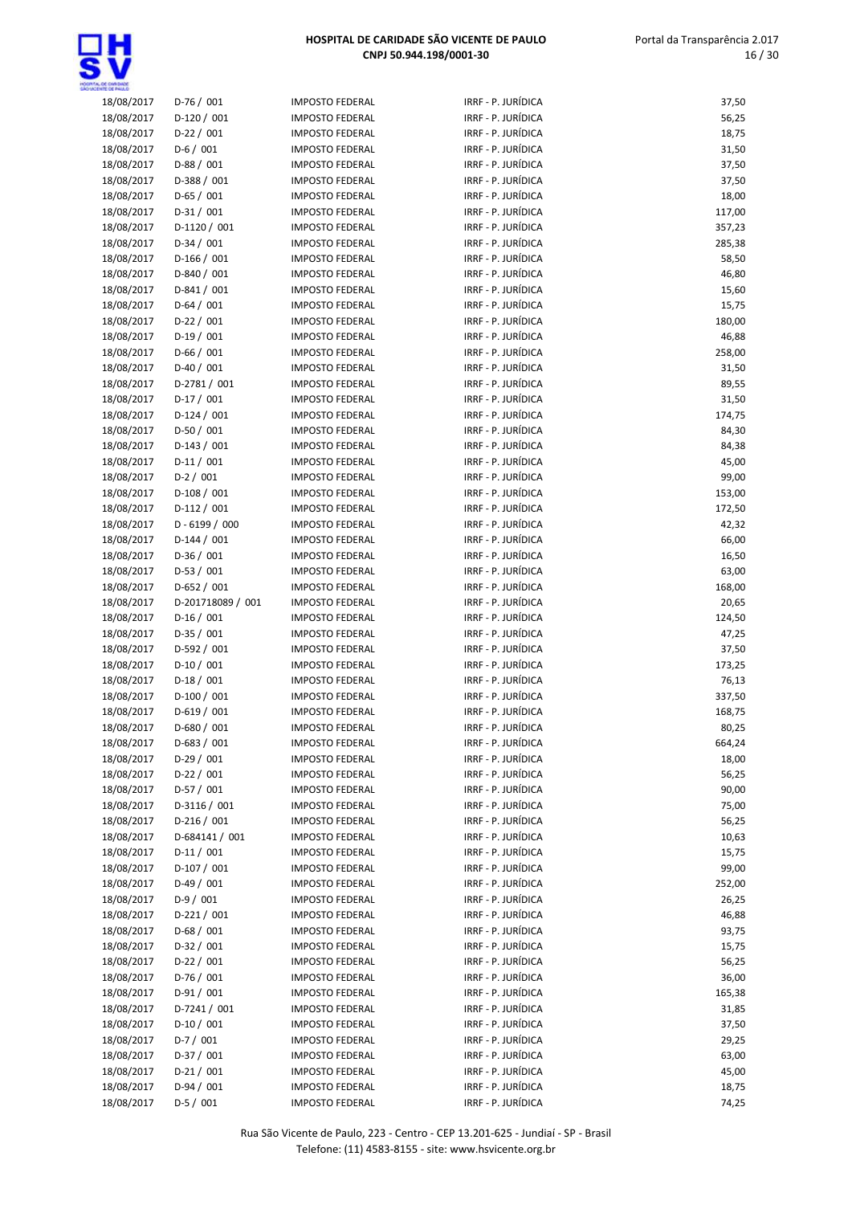| | | | | |
|---|---|---|---|---|
| 18/08/2017 | D-76 / 001 | IMPOSTO FEDERAL | IRRF - P. JURÍDICA | 37,50 |
| 18/08/2017 | D-120 / 001 | IMPOSTO FEDERAL | IRRF - P. JURÍDICA | 56,25 |
| 18/08/2017 | D-22 / 001 | IMPOSTO FEDERAL | IRRF - P. JURÍDICA | 18,75 |
| 18/08/2017 | D-6 / 001 | IMPOSTO FEDERAL | IRRF - P. JURÍDICA | 31,50 |
| 18/08/2017 | D-88 / 001 | IMPOSTO FEDERAL | IRRF - P. JURÍDICA | 37,50 |
| 18/08/2017 | D-388 / 001 | IMPOSTO FEDERAL | IRRF - P. JURÍDICA | 37,50 |
| 18/08/2017 | D-65 / 001 | IMPOSTO FEDERAL | IRRF - P. JURÍDICA | 18,00 |
| 18/08/2017 | D-31 / 001 | IMPOSTO FEDERAL | IRRF - P. JURÍDICA | 117,00 |
| 18/08/2017 | D-1120 / 001 | IMPOSTO FEDERAL | IRRF - P. JURÍDICA | 357,23 |
| 18/08/2017 | D-34 / 001 | IMPOSTO FEDERAL | IRRF - P. JURÍDICA | 285,38 |
| 18/08/2017 | D-166 / 001 | IMPOSTO FEDERAL | IRRF - P. JURÍDICA | 58,50 |
| 18/08/2017 | D-840 / 001 | IMPOSTO FEDERAL | IRRF - P. JURÍDICA | 46,80 |
| 18/08/2017 | D-841 / 001 | IMPOSTO FEDERAL | IRRF - P. JURÍDICA | 15,60 |
| 18/08/2017 | D-64 / 001 | IMPOSTO FEDERAL | IRRF - P. JURÍDICA | 15,75 |
| 18/08/2017 | D-22 / 001 | IMPOSTO FEDERAL | IRRF - P. JURÍDICA | 180,00 |
| 18/08/2017 | D-19 / 001 | IMPOSTO FEDERAL | IRRF - P. JURÍDICA | 46,88 |
| 18/08/2017 | D-66 / 001 | IMPOSTO FEDERAL | IRRF - P. JURÍDICA | 258,00 |
| 18/08/2017 | D-40 / 001 | IMPOSTO FEDERAL | IRRF - P. JURÍDICA | 31,50 |
| 18/08/2017 | D-2781 / 001 | IMPOSTO FEDERAL | IRRF - P. JURÍDICA | 89,55 |
| 18/08/2017 | D-17 / 001 | IMPOSTO FEDERAL | IRRF - P. JURÍDICA | 31,50 |
| 18/08/2017 | D-124 / 001 | IMPOSTO FEDERAL | IRRF - P. JURÍDICA | 174,75 |
| 18/08/2017 | D-50 / 001 | IMPOSTO FEDERAL | IRRF - P. JURÍDICA | 84,30 |
| 18/08/2017 | D-143 / 001 | IMPOSTO FEDERAL | IRRF - P. JURÍDICA | 84,38 |
| 18/08/2017 | D-11 / 001 | IMPOSTO FEDERAL | IRRF - P. JURÍDICA | 45,00 |
| 18/08/2017 | D-2 / 001 | IMPOSTO FEDERAL | IRRF - P. JURÍDICA | 99,00 |
| 18/08/2017 | D-108 / 001 | IMPOSTO FEDERAL | IRRF - P. JURÍDICA | 153,00 |
| 18/08/2017 | D-112 / 001 | IMPOSTO FEDERAL | IRRF - P. JURÍDICA | 172,50 |
| 18/08/2017 | D - 6199 / 000 | IMPOSTO FEDERAL | IRRF - P. JURÍDICA | 42,32 |
| 18/08/2017 | D-144 / 001 | IMPOSTO FEDERAL | IRRF - P. JURÍDICA | 66,00 |
| 18/08/2017 | D-36 / 001 | IMPOSTO FEDERAL | IRRF - P. JURÍDICA | 16,50 |
| 18/08/2017 | D-53 / 001 | IMPOSTO FEDERAL | IRRF - P. JURÍDICA | 63,00 |
| 18/08/2017 | D-652 / 001 | IMPOSTO FEDERAL | IRRF - P. JURÍDICA | 168,00 |
| 18/08/2017 | D-201718089 / 001 | IMPOSTO FEDERAL | IRRF - P. JURÍDICA | 20,65 |
| 18/08/2017 | D-16 / 001 | IMPOSTO FEDERAL | IRRF - P. JURÍDICA | 124,50 |
| 18/08/2017 | D-35 / 001 | IMPOSTO FEDERAL | IRRF - P. JURÍDICA | 47,25 |
| 18/08/2017 | D-592 / 001 | IMPOSTO FEDERAL | IRRF - P. JURÍDICA | 37,50 |
| 18/08/2017 | D-10 / 001 | IMPOSTO FEDERAL | IRRF - P. JURÍDICA | 173,25 |
| 18/08/2017 | D-18 / 001 | IMPOSTO FEDERAL | IRRF - P. JURÍDICA | 76,13 |
| 18/08/2017 | D-100 / 001 | IMPOSTO FEDERAL | IRRF - P. JURÍDICA | 337,50 |
| 18/08/2017 | D-619 / 001 | IMPOSTO FEDERAL | IRRF - P. JURÍDICA | 168,75 |
| 18/08/2017 | D-680 / 001 | IMPOSTO FEDERAL | IRRF - P. JURÍDICA | 80,25 |
| 18/08/2017 | D-683 / 001 | IMPOSTO FEDERAL | IRRF - P. JURÍDICA | 664,24 |
| 18/08/2017 | D-29 / 001 | IMPOSTO FEDERAL | IRRF - P. JURÍDICA | 18,00 |
| 18/08/2017 | D-22 / 001 | IMPOSTO FEDERAL | IRRF - P. JURÍDICA | 56,25 |
| 18/08/2017 | D-57 / 001 | IMPOSTO FEDERAL | IRRF - P. JURÍDICA | 90,00 |
| 18/08/2017 | D-3116 / 001 | IMPOSTO FEDERAL | IRRF - P. JURÍDICA | 75,00 |
| 18/08/2017 | D-216 / 001 | IMPOSTO FEDERAL | IRRF - P. JURÍDICA | 56,25 |
| 18/08/2017 | D-684141 / 001 | IMPOSTO FEDERAL | IRRF - P. JURÍDICA | 10,63 |
| 18/08/2017 | D-11 / 001 | IMPOSTO FEDERAL | IRRF - P. JURÍDICA | 15,75 |
| 18/08/2017 | D-107 / 001 | IMPOSTO FEDERAL | IRRF - P. JURÍDICA | 99,00 |
| 18/08/2017 | D-49 / 001 | IMPOSTO FEDERAL | IRRF - P. JURÍDICA | 252,00 |
| 18/08/2017 | D-9 / 001 | IMPOSTO FEDERAL | IRRF - P. JURÍDICA | 26,25 |
| 18/08/2017 | D-221 / 001 | IMPOSTO FEDERAL | IRRF - P. JURÍDICA | 46,88 |
| 18/08/2017 | D-68 / 001 | IMPOSTO FEDERAL | IRRF - P. JURÍDICA | 93,75 |
| 18/08/2017 | D-32 / 001 | IMPOSTO FEDERAL | IRRF - P. JURÍDICA | 15,75 |
| 18/08/2017 | D-22 / 001 | IMPOSTO FEDERAL | IRRF - P. JURÍDICA | 56,25 |
| 18/08/2017 | D-76 / 001 | IMPOSTO FEDERAL | IRRF - P. JURÍDICA | 36,00 |
| 18/08/2017 | D-91 / 001 | IMPOSTO FEDERAL | IRRF - P. JURÍDICA | 165,38 |
| 18/08/2017 | D-7241 / 001 | IMPOSTO FEDERAL | IRRF - P. JURÍDICA | 31,85 |
| 18/08/2017 | D-10 / 001 | IMPOSTO FEDERAL | IRRF - P. JURÍDICA | 37,50 |
| 18/08/2017 | D-7 / 001 | IMPOSTO FEDERAL | IRRF - P. JURÍDICA | 29,25 |
| 18/08/2017 | D-37 / 001 | IMPOSTO FEDERAL | IRRF - P. JURÍDICA | 63,00 |
| 18/08/2017 | D-21 / 001 | IMPOSTO FEDERAL | IRRF - P. JURÍDICA | 45,00 |
| 18/08/2017 | D-94 / 001 | IMPOSTO FEDERAL | IRRF - P. JURÍDICA | 18,75 |
| 18/08/2017 | D-5 / 001 | IMPOSTO FEDERAL | IRRF - P. JURÍDICA | 74,25 |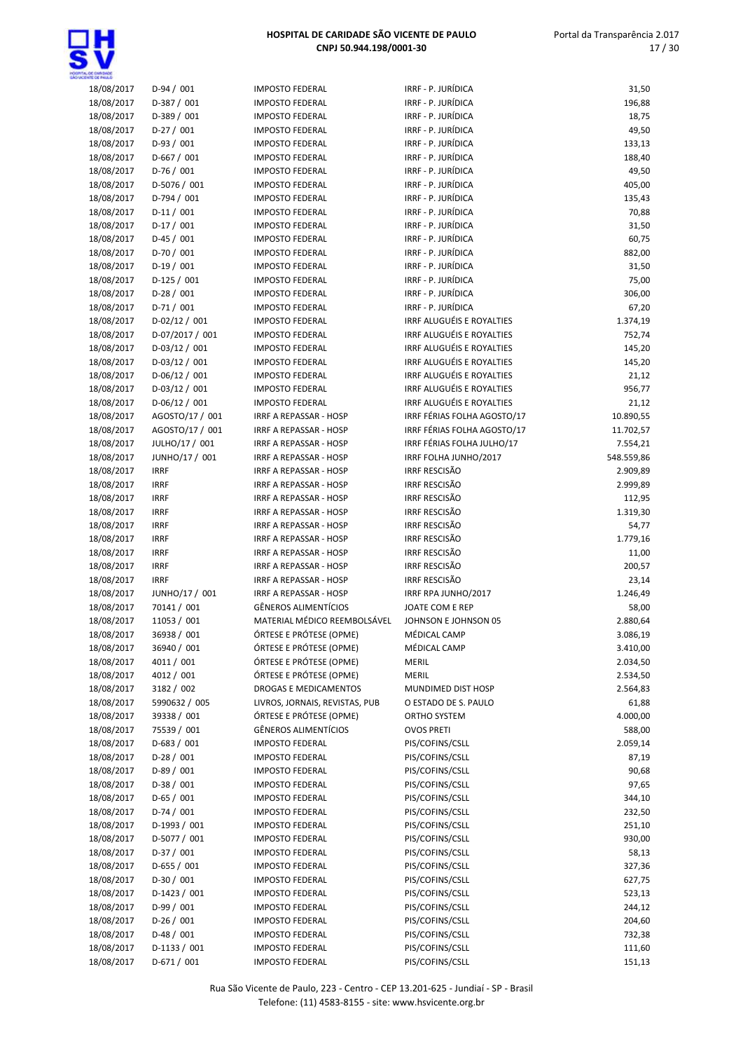| | | | | |
|---|---|---|---|---|
| 18/08/2017 | D-94 / 001 | IMPOSTO FEDERAL | IRRF - P. JURÍDICA | 31,50 |
| 18/08/2017 | D-387 / 001 | IMPOSTO FEDERAL | IRRF - P. JURÍDICA | 196,88 |
| 18/08/2017 | D-389 / 001 | IMPOSTO FEDERAL | IRRF - P. JURÍDICA | 18,75 |
| 18/08/2017 | D-27 / 001 | IMPOSTO FEDERAL | IRRF - P. JURÍDICA | 49,50 |
| 18/08/2017 | D-93 / 001 | IMPOSTO FEDERAL | IRRF - P. JURÍDICA | 133,13 |
| 18/08/2017 | D-667 / 001 | IMPOSTO FEDERAL | IRRF - P. JURÍDICA | 188,40 |
| 18/08/2017 | D-76 / 001 | IMPOSTO FEDERAL | IRRF - P. JURÍDICA | 49,50 |
| 18/08/2017 | D-5076 / 001 | IMPOSTO FEDERAL | IRRF - P. JURÍDICA | 405,00 |
| 18/08/2017 | D-794 / 001 | IMPOSTO FEDERAL | IRRF - P. JURÍDICA | 135,43 |
| 18/08/2017 | D-11 / 001 | IMPOSTO FEDERAL | IRRF - P. JURÍDICA | 70,88 |
| 18/08/2017 | D-17 / 001 | IMPOSTO FEDERAL | IRRF - P. JURÍDICA | 31,50 |
| 18/08/2017 | D-45 / 001 | IMPOSTO FEDERAL | IRRF - P. JURÍDICA | 60,75 |
| 18/08/2017 | D-70 / 001 | IMPOSTO FEDERAL | IRRF - P. JURÍDICA | 882,00 |
| 18/08/2017 | D-19 / 001 | IMPOSTO FEDERAL | IRRF - P. JURÍDICA | 31,50 |
| 18/08/2017 | D-125 / 001 | IMPOSTO FEDERAL | IRRF - P. JURÍDICA | 75,00 |
| 18/08/2017 | D-28 / 001 | IMPOSTO FEDERAL | IRRF - P. JURÍDICA | 306,00 |
| 18/08/2017 | D-71 / 001 | IMPOSTO FEDERAL | IRRF - P. JURÍDICA | 67,20 |
| 18/08/2017 | D-02/12 / 001 | IMPOSTO FEDERAL | IRRF ALUGUÉIS E ROYALTIES | 1.374,19 |
| 18/08/2017 | D-07/2017 / 001 | IMPOSTO FEDERAL | IRRF ALUGUÉIS E ROYALTIES | 752,74 |
| 18/08/2017 | D-03/12 / 001 | IMPOSTO FEDERAL | IRRF ALUGUÉIS E ROYALTIES | 145,20 |
| 18/08/2017 | D-03/12 / 001 | IMPOSTO FEDERAL | IRRF ALUGUÉIS E ROYALTIES | 145,20 |
| 18/08/2017 | D-06/12 / 001 | IMPOSTO FEDERAL | IRRF ALUGUÉIS E ROYALTIES | 21,12 |
| 18/08/2017 | D-03/12 / 001 | IMPOSTO FEDERAL | IRRF ALUGUÉIS E ROYALTIES | 956,77 |
| 18/08/2017 | D-06/12 / 001 | IMPOSTO FEDERAL | IRRF ALUGUÉIS E ROYALTIES | 21,12 |
| 18/08/2017 | AGOSTO/17 / 001 | IRRF A REPASSAR - HOSP | IRRF FÉRIAS FOLHA AGOSTO/17 | 10.890,55 |
| 18/08/2017 | AGOSTO/17 / 001 | IRRF A REPASSAR - HOSP | IRRF FÉRIAS FOLHA AGOSTO/17 | 11.702,57 |
| 18/08/2017 | JULHO/17 / 001 | IRRF A REPASSAR - HOSP | IRRF FÉRIAS FOLHA JULHO/17 | 7.554,21 |
| 18/08/2017 | JUNHO/17 / 001 | IRRF A REPASSAR - HOSP | IRRF FOLHA JUNHO/2017 | 548.559,86 |
| 18/08/2017 | IRRF | IRRF A REPASSAR - HOSP | IRRF RESCISÃO | 2.909,89 |
| 18/08/2017 | IRRF | IRRF A REPASSAR - HOSP | IRRF RESCISÃO | 2.999,89 |
| 18/08/2017 | IRRF | IRRF A REPASSAR - HOSP | IRRF RESCISÃO | 112,95 |
| 18/08/2017 | IRRF | IRRF A REPASSAR - HOSP | IRRF RESCISÃO | 1.319,30 |
| 18/08/2017 | IRRF | IRRF A REPASSAR - HOSP | IRRF RESCISÃO | 54,77 |
| 18/08/2017 | IRRF | IRRF A REPASSAR - HOSP | IRRF RESCISÃO | 1.779,16 |
| 18/08/2017 | IRRF | IRRF A REPASSAR - HOSP | IRRF RESCISÃO | 11,00 |
| 18/08/2017 | IRRF | IRRF A REPASSAR - HOSP | IRRF RESCISÃO | 200,57 |
| 18/08/2017 | IRRF | IRRF A REPASSAR - HOSP | IRRF RESCISÃO | 23,14 |
| 18/08/2017 | JUNHO/17 / 001 | IRRF A REPASSAR - HOSP | IRRF RPA JUNHO/2017 | 1.246,49 |
| 18/08/2017 | 70141 / 001 | GÊNEROS ALIMENTÍCIOS | JOATE COM E REP | 58,00 |
| 18/08/2017 | 11053 / 001 | MATERIAL MÉDICO REEMBOLSÁVEL | JOHNSON E JOHNSON 05 | 2.880,64 |
| 18/08/2017 | 36938 / 001 | ÓRTESE E PRÓTESE (OPME) | MÉDICAL CAMP | 3.086,19 |
| 18/08/2017 | 36940 / 001 | ÓRTESE E PRÓTESE (OPME) | MÉDICAL CAMP | 3.410,00 |
| 18/08/2017 | 4011 / 001 | ÓRTESE E PRÓTESE (OPME) | MERIL | 2.034,50 |
| 18/08/2017 | 4012 / 001 | ÓRTESE E PRÓTESE (OPME) | MERIL | 2.534,50 |
| 18/08/2017 | 3182 / 002 | DROGAS E MEDICAMENTOS | MUNDIMED DIST HOSP | 2.564,83 |
| 18/08/2017 | 5990632 / 005 | LIVROS, JORNAIS, REVISTAS, PUB | O ESTADO DE S. PAULO | 61,88 |
| 18/08/2017 | 39338 / 001 | ÓRTESE E PRÓTESE (OPME) | ORTHO SYSTEM | 4.000,00 |
| 18/08/2017 | 75539 / 001 | GÊNEROS ALIMENTÍCIOS | OVOS PRETI | 588,00 |
| 18/08/2017 | D-683 / 001 | IMPOSTO FEDERAL | PIS/COFINS/CSLL | 2.059,14 |
| 18/08/2017 | D-28 / 001 | IMPOSTO FEDERAL | PIS/COFINS/CSLL | 87,19 |
| 18/08/2017 | D-89 / 001 | IMPOSTO FEDERAL | PIS/COFINS/CSLL | 90,68 |
| 18/08/2017 | D-38 / 001 | IMPOSTO FEDERAL | PIS/COFINS/CSLL | 97,65 |
| 18/08/2017 | D-65 / 001 | IMPOSTO FEDERAL | PIS/COFINS/CSLL | 344,10 |
| 18/08/2017 | D-74 / 001 | IMPOSTO FEDERAL | PIS/COFINS/CSLL | 232,50 |
| 18/08/2017 | D-1993 / 001 | IMPOSTO FEDERAL | PIS/COFINS/CSLL | 251,10 |
| 18/08/2017 | D-5077 / 001 | IMPOSTO FEDERAL | PIS/COFINS/CSLL | 930,00 |
| 18/08/2017 | D-37 / 001 | IMPOSTO FEDERAL | PIS/COFINS/CSLL | 58,13 |
| 18/08/2017 | D-655 / 001 | IMPOSTO FEDERAL | PIS/COFINS/CSLL | 327,36 |
| 18/08/2017 | D-30 / 001 | IMPOSTO FEDERAL | PIS/COFINS/CSLL | 627,75 |
| 18/08/2017 | D-1423 / 001 | IMPOSTO FEDERAL | PIS/COFINS/CSLL | 523,13 |
| 18/08/2017 | D-99 / 001 | IMPOSTO FEDERAL | PIS/COFINS/CSLL | 244,12 |
| 18/08/2017 | D-26 / 001 | IMPOSTO FEDERAL | PIS/COFINS/CSLL | 204,60 |
| 18/08/2017 | D-48 / 001 | IMPOSTO FEDERAL | PIS/COFINS/CSLL | 732,38 |
| 18/08/2017 | D-1133 / 001 | IMPOSTO FEDERAL | PIS/COFINS/CSLL | 111,60 |
| 18/08/2017 | D-671 / 001 | IMPOSTO FEDERAL | PIS/COFINS/CSLL | 151,13 |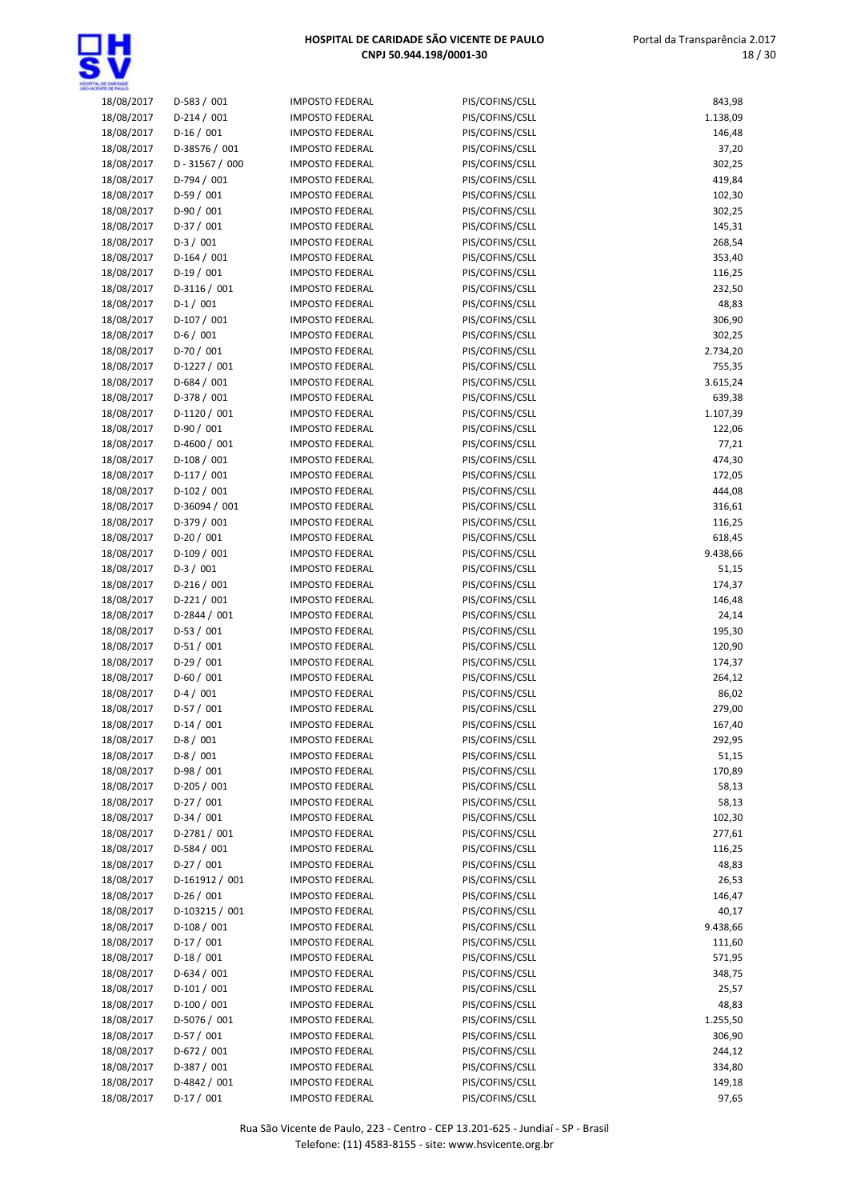| | | | | |
|---|---|---|---|---|
| 18/08/2017 | D-583 / 001 | IMPOSTO FEDERAL | PIS/COFINS/CSLL | 843,98 |
| 18/08/2017 | D-214 / 001 | IMPOSTO FEDERAL | PIS/COFINS/CSLL | 1.138,09 |
| 18/08/2017 | D-16 / 001 | IMPOSTO FEDERAL | PIS/COFINS/CSLL | 146,48 |
| 18/08/2017 | D-38576 / 001 | IMPOSTO FEDERAL | PIS/COFINS/CSLL | 37,20 |
| 18/08/2017 | D - 31567 / 000 | IMPOSTO FEDERAL | PIS/COFINS/CSLL | 302,25 |
| 18/08/2017 | D-794 / 001 | IMPOSTO FEDERAL | PIS/COFINS/CSLL | 419,84 |
| 18/08/2017 | D-59 / 001 | IMPOSTO FEDERAL | PIS/COFINS/CSLL | 102,30 |
| 18/08/2017 | D-90 / 001 | IMPOSTO FEDERAL | PIS/COFINS/CSLL | 302,25 |
| 18/08/2017 | D-37 / 001 | IMPOSTO FEDERAL | PIS/COFINS/CSLL | 145,31 |
| 18/08/2017 | D-3 / 001 | IMPOSTO FEDERAL | PIS/COFINS/CSLL | 268,54 |
| 18/08/2017 | D-164 / 001 | IMPOSTO FEDERAL | PIS/COFINS/CSLL | 353,40 |
| 18/08/2017 | D-19 / 001 | IMPOSTO FEDERAL | PIS/COFINS/CSLL | 116,25 |
| 18/08/2017 | D-3116 / 001 | IMPOSTO FEDERAL | PIS/COFINS/CSLL | 232,50 |
| 18/08/2017 | D-1 / 001 | IMPOSTO FEDERAL | PIS/COFINS/CSLL | 48,83 |
| 18/08/2017 | D-107 / 001 | IMPOSTO FEDERAL | PIS/COFINS/CSLL | 306,90 |
| 18/08/2017 | D-6 / 001 | IMPOSTO FEDERAL | PIS/COFINS/CSLL | 302,25 |
| 18/08/2017 | D-70 / 001 | IMPOSTO FEDERAL | PIS/COFINS/CSLL | 2.734,20 |
| 18/08/2017 | D-1227 / 001 | IMPOSTO FEDERAL | PIS/COFINS/CSLL | 755,35 |
| 18/08/2017 | D-684 / 001 | IMPOSTO FEDERAL | PIS/COFINS/CSLL | 3.615,24 |
| 18/08/2017 | D-378 / 001 | IMPOSTO FEDERAL | PIS/COFINS/CSLL | 639,38 |
| 18/08/2017 | D-1120 / 001 | IMPOSTO FEDERAL | PIS/COFINS/CSLL | 1.107,39 |
| 18/08/2017 | D-90 / 001 | IMPOSTO FEDERAL | PIS/COFINS/CSLL | 122,06 |
| 18/08/2017 | D-4600 / 001 | IMPOSTO FEDERAL | PIS/COFINS/CSLL | 77,21 |
| 18/08/2017 | D-108 / 001 | IMPOSTO FEDERAL | PIS/COFINS/CSLL | 474,30 |
| 18/08/2017 | D-117 / 001 | IMPOSTO FEDERAL | PIS/COFINS/CSLL | 172,05 |
| 18/08/2017 | D-102 / 001 | IMPOSTO FEDERAL | PIS/COFINS/CSLL | 444,08 |
| 18/08/2017 | D-36094 / 001 | IMPOSTO FEDERAL | PIS/COFINS/CSLL | 316,61 |
| 18/08/2017 | D-379 / 001 | IMPOSTO FEDERAL | PIS/COFINS/CSLL | 116,25 |
| 18/08/2017 | D-20 / 001 | IMPOSTO FEDERAL | PIS/COFINS/CSLL | 618,45 |
| 18/08/2017 | D-109 / 001 | IMPOSTO FEDERAL | PIS/COFINS/CSLL | 9.438,66 |
| 18/08/2017 | D-3 / 001 | IMPOSTO FEDERAL | PIS/COFINS/CSLL | 51,15 |
| 18/08/2017 | D-216 / 001 | IMPOSTO FEDERAL | PIS/COFINS/CSLL | 174,37 |
| 18/08/2017 | D-221 / 001 | IMPOSTO FEDERAL | PIS/COFINS/CSLL | 146,48 |
| 18/08/2017 | D-2844 / 001 | IMPOSTO FEDERAL | PIS/COFINS/CSLL | 24,14 |
| 18/08/2017 | D-53 / 001 | IMPOSTO FEDERAL | PIS/COFINS/CSLL | 195,30 |
| 18/08/2017 | D-51 / 001 | IMPOSTO FEDERAL | PIS/COFINS/CSLL | 120,90 |
| 18/08/2017 | D-29 / 001 | IMPOSTO FEDERAL | PIS/COFINS/CSLL | 174,37 |
| 18/08/2017 | D-60 / 001 | IMPOSTO FEDERAL | PIS/COFINS/CSLL | 264,12 |
| 18/08/2017 | D-4 / 001 | IMPOSTO FEDERAL | PIS/COFINS/CSLL | 86,02 |
| 18/08/2017 | D-57 / 001 | IMPOSTO FEDERAL | PIS/COFINS/CSLL | 279,00 |
| 18/08/2017 | D-14 / 001 | IMPOSTO FEDERAL | PIS/COFINS/CSLL | 167,40 |
| 18/08/2017 | D-8 / 001 | IMPOSTO FEDERAL | PIS/COFINS/CSLL | 292,95 |
| 18/08/2017 | D-8 / 001 | IMPOSTO FEDERAL | PIS/COFINS/CSLL | 51,15 |
| 18/08/2017 | D-98 / 001 | IMPOSTO FEDERAL | PIS/COFINS/CSLL | 170,89 |
| 18/08/2017 | D-205 / 001 | IMPOSTO FEDERAL | PIS/COFINS/CSLL | 58,13 |
| 18/08/2017 | D-27 / 001 | IMPOSTO FEDERAL | PIS/COFINS/CSLL | 58,13 |
| 18/08/2017 | D-34 / 001 | IMPOSTO FEDERAL | PIS/COFINS/CSLL | 102,30 |
| 18/08/2017 | D-2781 / 001 | IMPOSTO FEDERAL | PIS/COFINS/CSLL | 277,61 |
| 18/08/2017 | D-584 / 001 | IMPOSTO FEDERAL | PIS/COFINS/CSLL | 116,25 |
| 18/08/2017 | D-27 / 001 | IMPOSTO FEDERAL | PIS/COFINS/CSLL | 48,83 |
| 18/08/2017 | D-161912 / 001 | IMPOSTO FEDERAL | PIS/COFINS/CSLL | 26,53 |
| 18/08/2017 | D-26 / 001 | IMPOSTO FEDERAL | PIS/COFINS/CSLL | 146,47 |
| 18/08/2017 | D-103215 / 001 | IMPOSTO FEDERAL | PIS/COFINS/CSLL | 40,17 |
| 18/08/2017 | D-108 / 001 | IMPOSTO FEDERAL | PIS/COFINS/CSLL | 9.438,66 |
| 18/08/2017 | D-17 / 001 | IMPOSTO FEDERAL | PIS/COFINS/CSLL | 111,60 |
| 18/08/2017 | D-18 / 001 | IMPOSTO FEDERAL | PIS/COFINS/CSLL | 571,95 |
| 18/08/2017 | D-634 / 001 | IMPOSTO FEDERAL | PIS/COFINS/CSLL | 348,75 |
| 18/08/2017 | D-101 / 001 | IMPOSTO FEDERAL | PIS/COFINS/CSLL | 25,57 |
| 18/08/2017 | D-100 / 001 | IMPOSTO FEDERAL | PIS/COFINS/CSLL | 48,83 |
| 18/08/2017 | D-5076 / 001 | IMPOSTO FEDERAL | PIS/COFINS/CSLL | 1.255,50 |
| 18/08/2017 | D-57 / 001 | IMPOSTO FEDERAL | PIS/COFINS/CSLL | 306,90 |
| 18/08/2017 | D-672 / 001 | IMPOSTO FEDERAL | PIS/COFINS/CSLL | 244,12 |
| 18/08/2017 | D-387 / 001 | IMPOSTO FEDERAL | PIS/COFINS/CSLL | 334,80 |
| 18/08/2017 | D-4842 / 001 | IMPOSTO FEDERAL | PIS/COFINS/CSLL | 149,18 |
| 18/08/2017 | D-17 / 001 | IMPOSTO FEDERAL | PIS/COFINS/CSLL | 97,65 |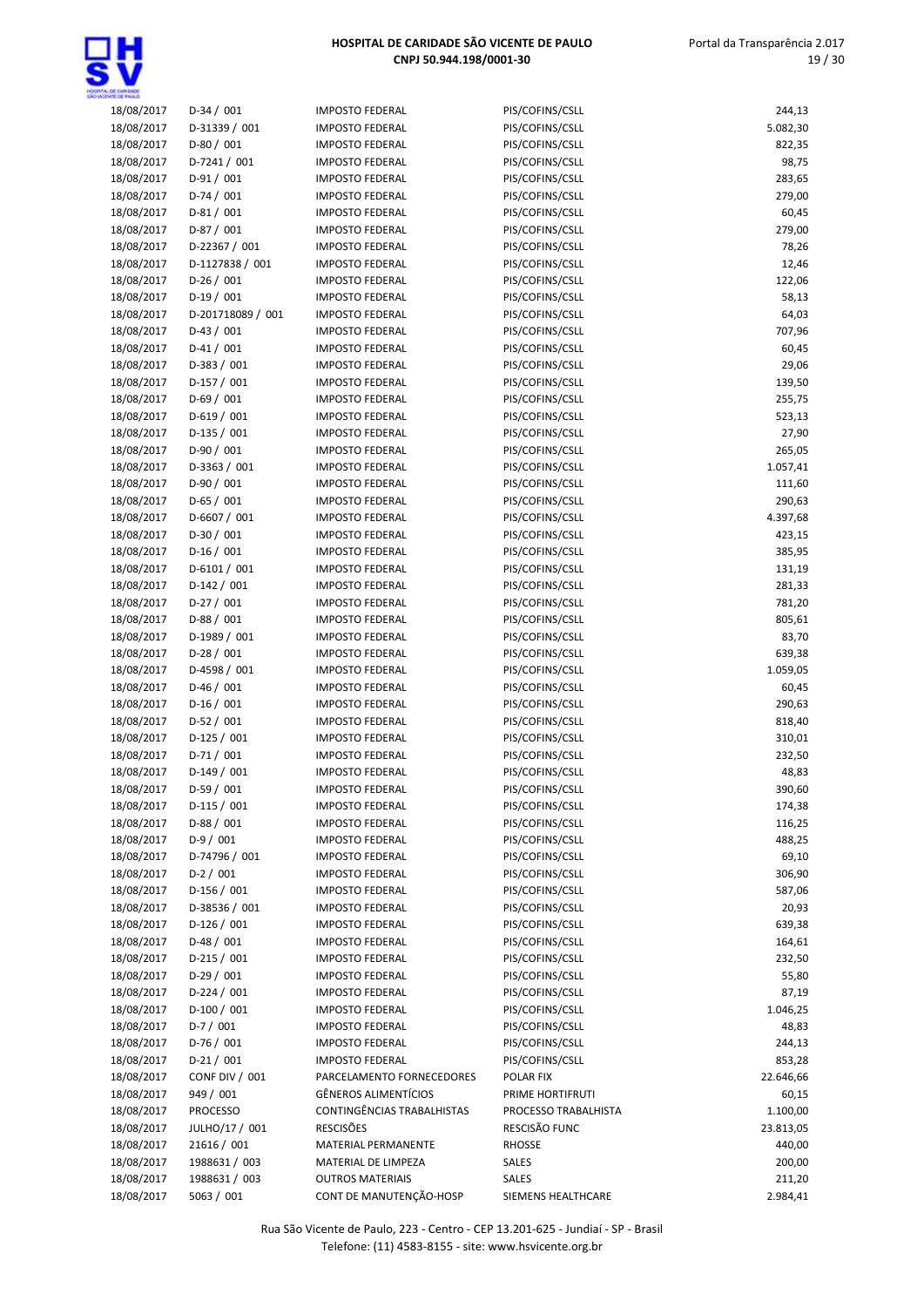| | | | | |
|---|---|---|---|---|
| 18/08/2017 | D-34 / 001 | IMPOSTO FEDERAL | PIS/COFINS/CSLL | 244,13 |
| 18/08/2017 | D-31339 / 001 | IMPOSTO FEDERAL | PIS/COFINS/CSLL | 5.082,30 |
| 18/08/2017 | D-80 / 001 | IMPOSTO FEDERAL | PIS/COFINS/CSLL | 822,35 |
| 18/08/2017 | D-7241 / 001 | IMPOSTO FEDERAL | PIS/COFINS/CSLL | 98,75 |
| 18/08/2017 | D-91 / 001 | IMPOSTO FEDERAL | PIS/COFINS/CSLL | 283,65 |
| 18/08/2017 | D-74 / 001 | IMPOSTO FEDERAL | PIS/COFINS/CSLL | 279,00 |
| 18/08/2017 | D-81 / 001 | IMPOSTO FEDERAL | PIS/COFINS/CSLL | 60,45 |
| 18/08/2017 | D-87 / 001 | IMPOSTO FEDERAL | PIS/COFINS/CSLL | 279,00 |
| 18/08/2017 | D-22367 / 001 | IMPOSTO FEDERAL | PIS/COFINS/CSLL | 78,26 |
| 18/08/2017 | D-1127838 / 001 | IMPOSTO FEDERAL | PIS/COFINS/CSLL | 12,46 |
| 18/08/2017 | D-26 / 001 | IMPOSTO FEDERAL | PIS/COFINS/CSLL | 122,06 |
| 18/08/2017 | D-19 / 001 | IMPOSTO FEDERAL | PIS/COFINS/CSLL | 58,13 |
| 18/08/2017 | D-201718089 / 001 | IMPOSTO FEDERAL | PIS/COFINS/CSLL | 64,03 |
| 18/08/2017 | D-43 / 001 | IMPOSTO FEDERAL | PIS/COFINS/CSLL | 707,96 |
| 18/08/2017 | D-41 / 001 | IMPOSTO FEDERAL | PIS/COFINS/CSLL | 60,45 |
| 18/08/2017 | D-383 / 001 | IMPOSTO FEDERAL | PIS/COFINS/CSLL | 29,06 |
| 18/08/2017 | D-157 / 001 | IMPOSTO FEDERAL | PIS/COFINS/CSLL | 139,50 |
| 18/08/2017 | D-69 / 001 | IMPOSTO FEDERAL | PIS/COFINS/CSLL | 255,75 |
| 18/08/2017 | D-619 / 001 | IMPOSTO FEDERAL | PIS/COFINS/CSLL | 523,13 |
| 18/08/2017 | D-135 / 001 | IMPOSTO FEDERAL | PIS/COFINS/CSLL | 27,90 |
| 18/08/2017 | D-90 / 001 | IMPOSTO FEDERAL | PIS/COFINS/CSLL | 265,05 |
| 18/08/2017 | D-3363 / 001 | IMPOSTO FEDERAL | PIS/COFINS/CSLL | 1.057,41 |
| 18/08/2017 | D-90 / 001 | IMPOSTO FEDERAL | PIS/COFINS/CSLL | 111,60 |
| 18/08/2017 | D-65 / 001 | IMPOSTO FEDERAL | PIS/COFINS/CSLL | 290,63 |
| 18/08/2017 | D-6607 / 001 | IMPOSTO FEDERAL | PIS/COFINS/CSLL | 4.397,68 |
| 18/08/2017 | D-30 / 001 | IMPOSTO FEDERAL | PIS/COFINS/CSLL | 423,15 |
| 18/08/2017 | D-16 / 001 | IMPOSTO FEDERAL | PIS/COFINS/CSLL | 385,95 |
| 18/08/2017 | D-6101 / 001 | IMPOSTO FEDERAL | PIS/COFINS/CSLL | 131,19 |
| 18/08/2017 | D-142 / 001 | IMPOSTO FEDERAL | PIS/COFINS/CSLL | 281,33 |
| 18/08/2017 | D-27 / 001 | IMPOSTO FEDERAL | PIS/COFINS/CSLL | 781,20 |
| 18/08/2017 | D-88 / 001 | IMPOSTO FEDERAL | PIS/COFINS/CSLL | 805,61 |
| 18/08/2017 | D-1989 / 001 | IMPOSTO FEDERAL | PIS/COFINS/CSLL | 83,70 |
| 18/08/2017 | D-28 / 001 | IMPOSTO FEDERAL | PIS/COFINS/CSLL | 639,38 |
| 18/08/2017 | D-4598 / 001 | IMPOSTO FEDERAL | PIS/COFINS/CSLL | 1.059,05 |
| 18/08/2017 | D-46 / 001 | IMPOSTO FEDERAL | PIS/COFINS/CSLL | 60,45 |
| 18/08/2017 | D-16 / 001 | IMPOSTO FEDERAL | PIS/COFINS/CSLL | 290,63 |
| 18/08/2017 | D-52 / 001 | IMPOSTO FEDERAL | PIS/COFINS/CSLL | 818,40 |
| 18/08/2017 | D-125 / 001 | IMPOSTO FEDERAL | PIS/COFINS/CSLL | 310,01 |
| 18/08/2017 | D-71 / 001 | IMPOSTO FEDERAL | PIS/COFINS/CSLL | 232,50 |
| 18/08/2017 | D-149 / 001 | IMPOSTO FEDERAL | PIS/COFINS/CSLL | 48,83 |
| 18/08/2017 | D-59 / 001 | IMPOSTO FEDERAL | PIS/COFINS/CSLL | 390,60 |
| 18/08/2017 | D-115 / 001 | IMPOSTO FEDERAL | PIS/COFINS/CSLL | 174,38 |
| 18/08/2017 | D-88 / 001 | IMPOSTO FEDERAL | PIS/COFINS/CSLL | 116,25 |
| 18/08/2017 | D-9 / 001 | IMPOSTO FEDERAL | PIS/COFINS/CSLL | 488,25 |
| 18/08/2017 | D-74796 / 001 | IMPOSTO FEDERAL | PIS/COFINS/CSLL | 69,10 |
| 18/08/2017 | D-2 / 001 | IMPOSTO FEDERAL | PIS/COFINS/CSLL | 306,90 |
| 18/08/2017 | D-156 / 001 | IMPOSTO FEDERAL | PIS/COFINS/CSLL | 587,06 |
| 18/08/2017 | D-38536 / 001 | IMPOSTO FEDERAL | PIS/COFINS/CSLL | 20,93 |
| 18/08/2017 | D-126 / 001 | IMPOSTO FEDERAL | PIS/COFINS/CSLL | 639,38 |
| 18/08/2017 | D-48 / 001 | IMPOSTO FEDERAL | PIS/COFINS/CSLL | 164,61 |
| 18/08/2017 | D-215 / 001 | IMPOSTO FEDERAL | PIS/COFINS/CSLL | 232,50 |
| 18/08/2017 | D-29 / 001 | IMPOSTO FEDERAL | PIS/COFINS/CSLL | 55,80 |
| 18/08/2017 | D-224 / 001 | IMPOSTO FEDERAL | PIS/COFINS/CSLL | 87,19 |
| 18/08/2017 | D-100 / 001 | IMPOSTO FEDERAL | PIS/COFINS/CSLL | 1.046,25 |
| 18/08/2017 | D-7 / 001 | IMPOSTO FEDERAL | PIS/COFINS/CSLL | 48,83 |
| 18/08/2017 | D-76 / 001 | IMPOSTO FEDERAL | PIS/COFINS/CSLL | 244,13 |
| 18/08/2017 | D-21 / 001 | IMPOSTO FEDERAL | PIS/COFINS/CSLL | 853,28 |
| 18/08/2017 | CONF DIV / 001 | PARCELAMENTO FORNECEDORES | POLAR FIX | 22.646,66 |
| 18/08/2017 | 949 / 001 | GÊNEROS ALIMENTÍCIOS | PRIME HORTIFRUTI | 60,15 |
| 18/08/2017 | PROCESSO | CONTINGÊNCIAS TRABALHISTAS | PROCESSO TRABALHISTA | 1.100,00 |
| 18/08/2017 | JULHO/17 / 001 | RESCISÕES | RESCISÃO FUNC | 23.813,05 |
| 18/08/2017 | 21616 / 001 | MATERIAL PERMANENTE | RHOSSE | 440,00 |
| 18/08/2017 | 1988631 / 003 | MATERIAL DE LIMPEZA | SALES | 200,00 |
| 18/08/2017 | 1988631 / 003 | OUTROS MATERIAIS | SALES | 211,20 |
| 18/08/2017 | 5063 / 001 | CONT DE MANUTENÇÃO-HOSP | SIEMENS HEALTHCARE | 2.984,41 |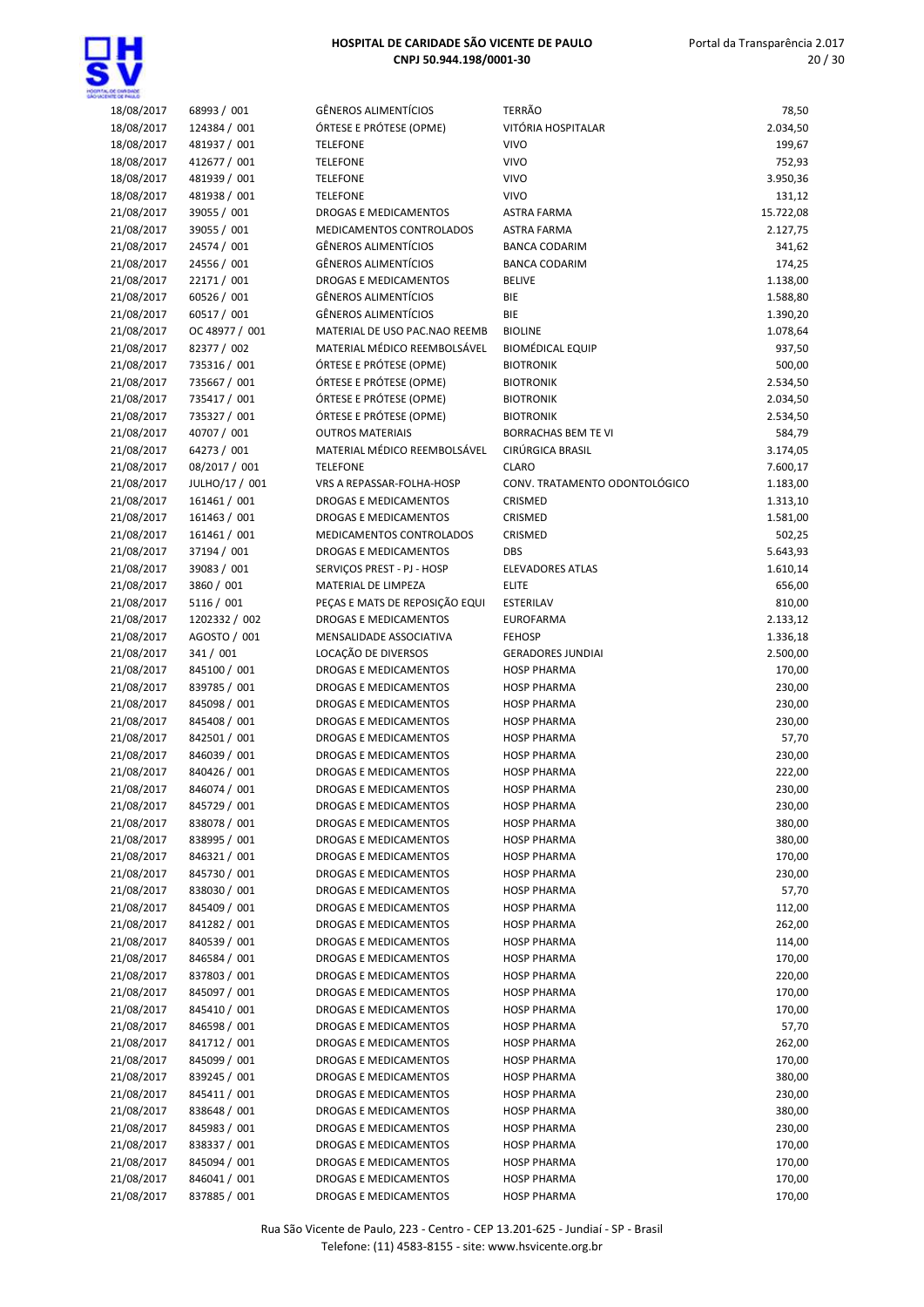| | | | | |
|---|---|---|---|---|
| 18/08/2017 | 68993 / 001 | GÊNEROS ALIMENTÍCIOS | TERRÃO | 78,50 |
| 18/08/2017 | 124384 / 001 | ÓRTESE E PRÓTESE (OPME) | VITÓRIA HOSPITALAR | 2.034,50 |
| 18/08/2017 | 481937 / 001 | TELEFONE | VIVO | 199,67 |
| 18/08/2017 | 412677 / 001 | TELEFONE | VIVO | 752,93 |
| 18/08/2017 | 481939 / 001 | TELEFONE | VIVO | 3.950,36 |
| 18/08/2017 | 481938 / 001 | TELEFONE | VIVO | 131,12 |
| 21/08/2017 | 39055 / 001 | DROGAS E MEDICAMENTOS | ASTRA FARMA | 15.722,08 |
| 21/08/2017 | 39055 / 001 | MEDICAMENTOS CONTROLADOS | ASTRA FARMA | 2.127,75 |
| 21/08/2017 | 24574 / 001 | GÊNEROS ALIMENTÍCIOS | BANCA CODARIM | 341,62 |
| 21/08/2017 | 24556 / 001 | GÊNEROS ALIMENTÍCIOS | BANCA CODARIM | 174,25 |
| 21/08/2017 | 22171 / 001 | DROGAS E MEDICAMENTOS | BELIVE | 1.138,00 |
| 21/08/2017 | 60526 / 001 | GÊNEROS ALIMENTÍCIOS | BIE | 1.588,80 |
| 21/08/2017 | 60517 / 001 | GÊNEROS ALIMENTÍCIOS | BIE | 1.390,20 |
| 21/08/2017 | OC 48977 / 001 | MATERIAL DE USO PAC.NAO REEMB | BIOLINE | 1.078,64 |
| 21/08/2017 | 82377 / 002 | MATERIAL MÉDICO REEMBOLSÁVEL | BIOMÉDICAL EQUIP | 937,50 |
| 21/08/2017 | 735316 / 001 | ÓRTESE E PRÓTESE (OPME) | BIOTRONIK | 500,00 |
| 21/08/2017 | 735667 / 001 | ÓRTESE E PRÓTESE (OPME) | BIOTRONIK | 2.534,50 |
| 21/08/2017 | 735417 / 001 | ÓRTESE E PRÓTESE (OPME) | BIOTRONIK | 2.034,50 |
| 21/08/2017 | 735327 / 001 | ÓRTESE E PRÓTESE (OPME) | BIOTRONIK | 2.534,50 |
| 21/08/2017 | 40707 / 001 | OUTROS MATERIAIS | BORRACHAS BEM TE VI | 584,79 |
| 21/08/2017 | 64273 / 001 | MATERIAL MÉDICO REEMBOLSÁVEL | CIRÚRGICA BRASIL | 3.174,05 |
| 21/08/2017 | 08/2017 / 001 | TELEFONE | CLARO | 7.600,17 |
| 21/08/2017 | JULHO/17 / 001 | VRS A REPASSAR-FOLHA-HOSP | CONV. TRATAMENTO ODONTOLÓGICO | 1.183,00 |
| 21/08/2017 | 161461 / 001 | DROGAS E MEDICAMENTOS | CRISMED | 1.313,10 |
| 21/08/2017 | 161463 / 001 | DROGAS E MEDICAMENTOS | CRISMED | 1.581,00 |
| 21/08/2017 | 161461 / 001 | MEDICAMENTOS CONTROLADOS | CRISMED | 502,25 |
| 21/08/2017 | 37194 / 001 | DROGAS E MEDICAMENTOS | DBS | 5.643,93 |
| 21/08/2017 | 39083 / 001 | SERVIÇOS PREST - PJ - HOSP | ELEVADORES ATLAS | 1.610,14 |
| 21/08/2017 | 3860 / 001 | MATERIAL DE LIMPEZA | ELITE | 656,00 |
| 21/08/2017 | 5116 / 001 | PEÇAS E MATS DE REPOSIÇÃO EQUI | ESTERILAV | 810,00 |
| 21/08/2017 | 1202332 / 002 | DROGAS E MEDICAMENTOS | EUROFARMA | 2.133,12 |
| 21/08/2017 | AGOSTO / 001 | MENSALIDADE ASSOCIATIVA | FEHOSP | 1.336,18 |
| 21/08/2017 | 341 / 001 | LOCAÇÃO DE DIVERSOS | GERADORES JUNDIAI | 2.500,00 |
| 21/08/2017 | 845100 / 001 | DROGAS E MEDICAMENTOS | HOSP PHARMA | 170,00 |
| 21/08/2017 | 839785 / 001 | DROGAS E MEDICAMENTOS | HOSP PHARMA | 230,00 |
| 21/08/2017 | 845098 / 001 | DROGAS E MEDICAMENTOS | HOSP PHARMA | 230,00 |
| 21/08/2017 | 845408 / 001 | DROGAS E MEDICAMENTOS | HOSP PHARMA | 230,00 |
| 21/08/2017 | 842501 / 001 | DROGAS E MEDICAMENTOS | HOSP PHARMA | 57,70 |
| 21/08/2017 | 846039 / 001 | DROGAS E MEDICAMENTOS | HOSP PHARMA | 230,00 |
| 21/08/2017 | 840426 / 001 | DROGAS E MEDICAMENTOS | HOSP PHARMA | 222,00 |
| 21/08/2017 | 846074 / 001 | DROGAS E MEDICAMENTOS | HOSP PHARMA | 230,00 |
| 21/08/2017 | 845729 / 001 | DROGAS E MEDICAMENTOS | HOSP PHARMA | 230,00 |
| 21/08/2017 | 838078 / 001 | DROGAS E MEDICAMENTOS | HOSP PHARMA | 380,00 |
| 21/08/2017 | 838995 / 001 | DROGAS E MEDICAMENTOS | HOSP PHARMA | 380,00 |
| 21/08/2017 | 846321 / 001 | DROGAS E MEDICAMENTOS | HOSP PHARMA | 170,00 |
| 21/08/2017 | 845730 / 001 | DROGAS E MEDICAMENTOS | HOSP PHARMA | 230,00 |
| 21/08/2017 | 838030 / 001 | DROGAS E MEDICAMENTOS | HOSP PHARMA | 57,70 |
| 21/08/2017 | 845409 / 001 | DROGAS E MEDICAMENTOS | HOSP PHARMA | 112,00 |
| 21/08/2017 | 841282 / 001 | DROGAS E MEDICAMENTOS | HOSP PHARMA | 262,00 |
| 21/08/2017 | 840539 / 001 | DROGAS E MEDICAMENTOS | HOSP PHARMA | 114,00 |
| 21/08/2017 | 846584 / 001 | DROGAS E MEDICAMENTOS | HOSP PHARMA | 170,00 |
| 21/08/2017 | 837803 / 001 | DROGAS E MEDICAMENTOS | HOSP PHARMA | 220,00 |
| 21/08/2017 | 845097 / 001 | DROGAS E MEDICAMENTOS | HOSP PHARMA | 170,00 |
| 21/08/2017 | 845410 / 001 | DROGAS E MEDICAMENTOS | HOSP PHARMA | 170,00 |
| 21/08/2017 | 846598 / 001 | DROGAS E MEDICAMENTOS | HOSP PHARMA | 57,70 |
| 21/08/2017 | 841712 / 001 | DROGAS E MEDICAMENTOS | HOSP PHARMA | 262,00 |
| 21/08/2017 | 845099 / 001 | DROGAS E MEDICAMENTOS | HOSP PHARMA | 170,00 |
| 21/08/2017 | 839245 / 001 | DROGAS E MEDICAMENTOS | HOSP PHARMA | 380,00 |
| 21/08/2017 | 845411 / 001 | DROGAS E MEDICAMENTOS | HOSP PHARMA | 230,00 |
| 21/08/2017 | 838648 / 001 | DROGAS E MEDICAMENTOS | HOSP PHARMA | 380,00 |
| 21/08/2017 | 845983 / 001 | DROGAS E MEDICAMENTOS | HOSP PHARMA | 230,00 |
| 21/08/2017 | 838337 / 001 | DROGAS E MEDICAMENTOS | HOSP PHARMA | 170,00 |
| 21/08/2017 | 845094 / 001 | DROGAS E MEDICAMENTOS | HOSP PHARMA | 170,00 |
| 21/08/2017 | 846041 / 001 | DROGAS E MEDICAMENTOS | HOSP PHARMA | 170,00 |
| 21/08/2017 | 837885 / 001 | DROGAS E MEDICAMENTOS | HOSP PHARMA | 170,00 |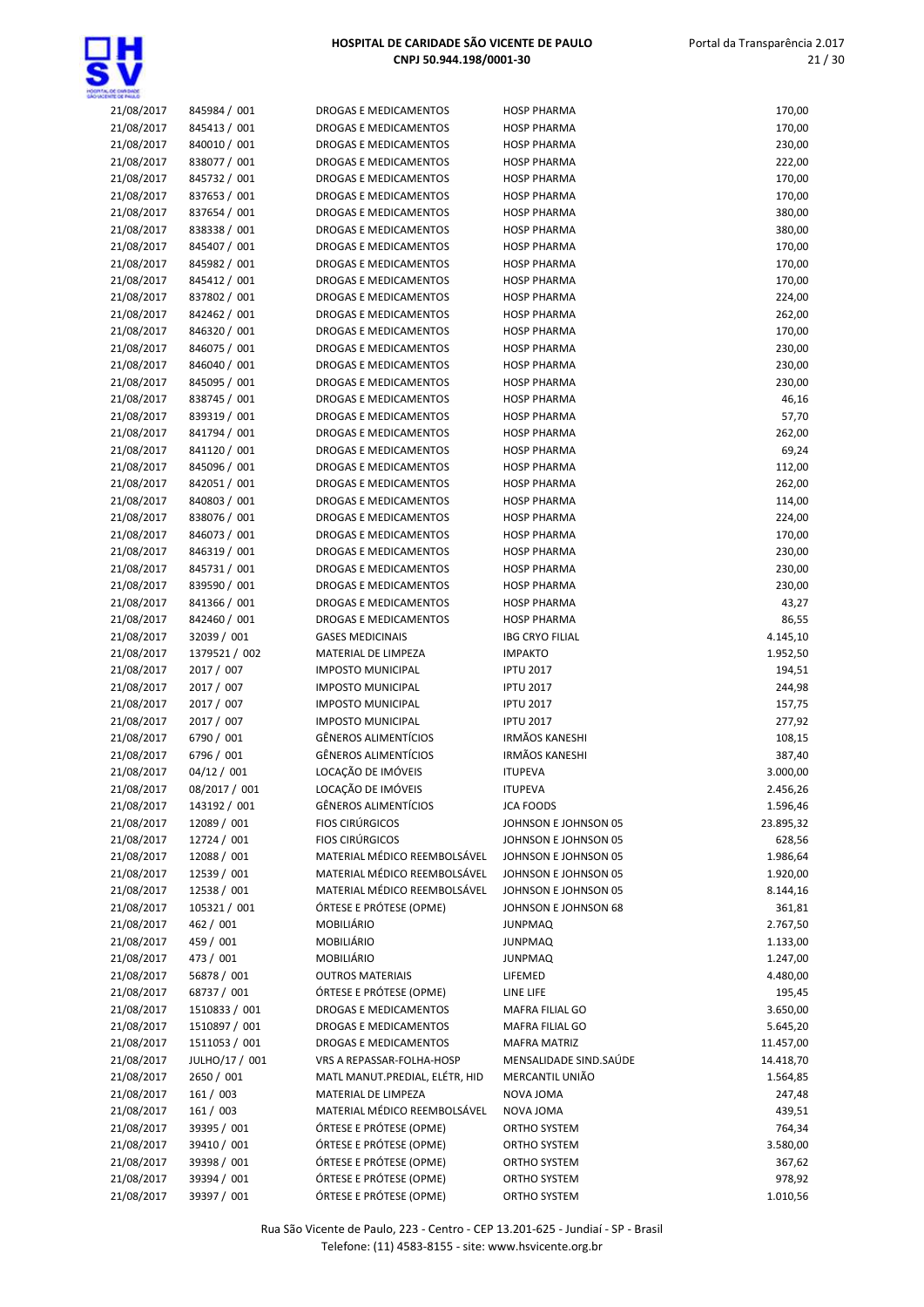| | | | | |
|---|---|---|---|---|
| 21/08/2017 | 845984 / 001 | DROGAS E MEDICAMENTOS | HOSP PHARMA | 170,00 |
| 21/08/2017 | 845413 / 001 | DROGAS E MEDICAMENTOS | HOSP PHARMA | 170,00 |
| 21/08/2017 | 840010 / 001 | DROGAS E MEDICAMENTOS | HOSP PHARMA | 230,00 |
| 21/08/2017 | 838077 / 001 | DROGAS E MEDICAMENTOS | HOSP PHARMA | 222,00 |
| 21/08/2017 | 845732 / 001 | DROGAS E MEDICAMENTOS | HOSP PHARMA | 170,00 |
| 21/08/2017 | 837653 / 001 | DROGAS E MEDICAMENTOS | HOSP PHARMA | 170,00 |
| 21/08/2017 | 837654 / 001 | DROGAS E MEDICAMENTOS | HOSP PHARMA | 380,00 |
| 21/08/2017 | 838338 / 001 | DROGAS E MEDICAMENTOS | HOSP PHARMA | 380,00 |
| 21/08/2017 | 845407 / 001 | DROGAS E MEDICAMENTOS | HOSP PHARMA | 170,00 |
| 21/08/2017 | 845982 / 001 | DROGAS E MEDICAMENTOS | HOSP PHARMA | 170,00 |
| 21/08/2017 | 845412 / 001 | DROGAS E MEDICAMENTOS | HOSP PHARMA | 170,00 |
| 21/08/2017 | 837802 / 001 | DROGAS E MEDICAMENTOS | HOSP PHARMA | 224,00 |
| 21/08/2017 | 842462 / 001 | DROGAS E MEDICAMENTOS | HOSP PHARMA | 262,00 |
| 21/08/2017 | 846320 / 001 | DROGAS E MEDICAMENTOS | HOSP PHARMA | 170,00 |
| 21/08/2017 | 846075 / 001 | DROGAS E MEDICAMENTOS | HOSP PHARMA | 230,00 |
| 21/08/2017 | 846040 / 001 | DROGAS E MEDICAMENTOS | HOSP PHARMA | 230,00 |
| 21/08/2017 | 845095 / 001 | DROGAS E MEDICAMENTOS | HOSP PHARMA | 230,00 |
| 21/08/2017 | 838745 / 001 | DROGAS E MEDICAMENTOS | HOSP PHARMA | 46,16 |
| 21/08/2017 | 839319 / 001 | DROGAS E MEDICAMENTOS | HOSP PHARMA | 57,70 |
| 21/08/2017 | 841794 / 001 | DROGAS E MEDICAMENTOS | HOSP PHARMA | 262,00 |
| 21/08/2017 | 841120 / 001 | DROGAS E MEDICAMENTOS | HOSP PHARMA | 69,24 |
| 21/08/2017 | 845096 / 001 | DROGAS E MEDICAMENTOS | HOSP PHARMA | 112,00 |
| 21/08/2017 | 842051 / 001 | DROGAS E MEDICAMENTOS | HOSP PHARMA | 262,00 |
| 21/08/2017 | 840803 / 001 | DROGAS E MEDICAMENTOS | HOSP PHARMA | 114,00 |
| 21/08/2017 | 838076 / 001 | DROGAS E MEDICAMENTOS | HOSP PHARMA | 224,00 |
| 21/08/2017 | 846073 / 001 | DROGAS E MEDICAMENTOS | HOSP PHARMA | 170,00 |
| 21/08/2017 | 846319 / 001 | DROGAS E MEDICAMENTOS | HOSP PHARMA | 230,00 |
| 21/08/2017 | 845731 / 001 | DROGAS E MEDICAMENTOS | HOSP PHARMA | 230,00 |
| 21/08/2017 | 839590 / 001 | DROGAS E MEDICAMENTOS | HOSP PHARMA | 230,00 |
| 21/08/2017 | 841366 / 001 | DROGAS E MEDICAMENTOS | HOSP PHARMA | 43,27 |
| 21/08/2017 | 842460 / 001 | DROGAS E MEDICAMENTOS | HOSP PHARMA | 86,55 |
| 21/08/2017 | 32039 / 001 | GASES MEDICINAIS | IBG CRYO FILIAL | 4.145,10 |
| 21/08/2017 | 1379521 / 002 | MATERIAL DE LIMPEZA | IMPAKTO | 1.952,50 |
| 21/08/2017 | 2017 / 007 | IMPOSTO MUNICIPAL | IPTU 2017 | 194,51 |
| 21/08/2017 | 2017 / 007 | IMPOSTO MUNICIPAL | IPTU 2017 | 244,98 |
| 21/08/2017 | 2017 / 007 | IMPOSTO MUNICIPAL | IPTU 2017 | 157,75 |
| 21/08/2017 | 2017 / 007 | IMPOSTO MUNICIPAL | IPTU 2017 | 277,92 |
| 21/08/2017 | 6790 / 001 | GÊNEROS ALIMENTÍCIOS | IRMÃOS KANESHI | 108,15 |
| 21/08/2017 | 6796 / 001 | GÊNEROS ALIMENTÍCIOS | IRMÃOS KANESHI | 387,40 |
| 21/08/2017 | 04/12 / 001 | LOCAÇÃO DE IMÓVEIS | ITUPEVA | 3.000,00 |
| 21/08/2017 | 08/2017 / 001 | LOCAÇÃO DE IMÓVEIS | ITUPEVA | 2.456,26 |
| 21/08/2017 | 143192 / 001 | GÊNEROS ALIMENTÍCIOS | JCA FOODS | 1.596,46 |
| 21/08/2017 | 12089 / 001 | FIOS CIRÚRGICOS | JOHNSON E JOHNSON 05 | 23.895,32 |
| 21/08/2017 | 12724 / 001 | FIOS CIRÚRGICOS | JOHNSON E JOHNSON 05 | 628,56 |
| 21/08/2017 | 12088 / 001 | MATERIAL MÉDICO REEMBOLSÁVEL | JOHNSON E JOHNSON 05 | 1.986,64 |
| 21/08/2017 | 12539 / 001 | MATERIAL MÉDICO REEMBOLSÁVEL | JOHNSON E JOHNSON 05 | 1.920,00 |
| 21/08/2017 | 12538 / 001 | MATERIAL MÉDICO REEMBOLSÁVEL | JOHNSON E JOHNSON 05 | 8.144,16 |
| 21/08/2017 | 105321 / 001 | ÓRTESE E PRÓTESE (OPME) | JOHNSON E JOHNSON 68 | 361,81 |
| 21/08/2017 | 462 / 001 | MOBILIÁRIO | JUNPMAQ | 2.767,50 |
| 21/08/2017 | 459 / 001 | MOBILIÁRIO | JUNPMAQ | 1.133,00 |
| 21/08/2017 | 473 / 001 | MOBILIÁRIO | JUNPMAQ | 1.247,00 |
| 21/08/2017 | 56878 / 001 | OUTROS MATERIAIS | LIFEMED | 4.480,00 |
| 21/08/2017 | 68737 / 001 | ÓRTESE E PRÓTESE (OPME) | LINE LIFE | 195,45 |
| 21/08/2017 | 1510833 / 001 | DROGAS E MEDICAMENTOS | MAFRA FILIAL GO | 3.650,00 |
| 21/08/2017 | 1510897 / 001 | DROGAS E MEDICAMENTOS | MAFRA FILIAL GO | 5.645,20 |
| 21/08/2017 | 1511053 / 001 | DROGAS E MEDICAMENTOS | MAFRA MATRIZ | 11.457,00 |
| 21/08/2017 | JULHO/17 / 001 | VRS A REPASSAR-FOLHA-HOSP | MENSALIDADE SIND.SAÚDE | 14.418,70 |
| 21/08/2017 | 2650 / 001 | MATL MANUT.PREDIAL, ELÉTR, HID | MERCANTIL UNIÃO | 1.564,85 |
| 21/08/2017 | 161 / 003 | MATERIAL DE LIMPEZA | NOVA JOMA | 247,48 |
| 21/08/2017 | 161 / 003 | MATERIAL MÉDICO REEMBOLSÁVEL | NOVA JOMA | 439,51 |
| 21/08/2017 | 39395 / 001 | ÓRTESE E PRÓTESE (OPME) | ORTHO SYSTEM | 764,34 |
| 21/08/2017 | 39410 / 001 | ÓRTESE E PRÓTESE (OPME) | ORTHO SYSTEM | 3.580,00 |
| 21/08/2017 | 39398 / 001 | ÓRTESE E PRÓTESE (OPME) | ORTHO SYSTEM | 367,62 |
| 21/08/2017 | 39394 / 001 | ÓRTESE E PRÓTESE (OPME) | ORTHO SYSTEM | 978,92 |
| 21/08/2017 | 39397 / 001 | ÓRTESE E PRÓTESE (OPME) | ORTHO SYSTEM | 1.010,56 |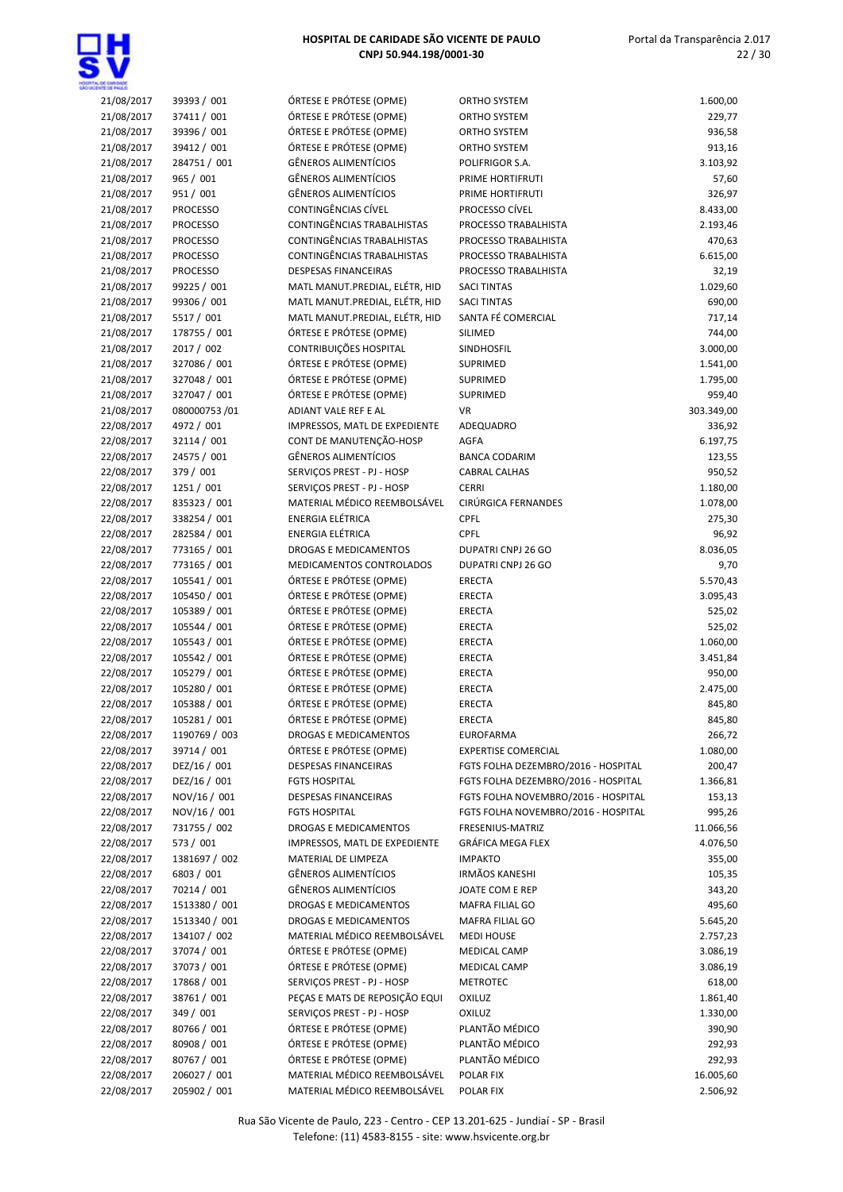| | | | | |
|---|---|---|---|---|
| 21/08/2017 | 39393 / 001 | ÓRTESE E PRÓTESE (OPME) | ORTHO SYSTEM | 1.600,00 |
| 21/08/2017 | 37411 / 001 | ÓRTESE E PRÓTESE (OPME) | ORTHO SYSTEM | 229,77 |
| 21/08/2017 | 39396 / 001 | ÓRTESE E PRÓTESE (OPME) | ORTHO SYSTEM | 936,58 |
| 21/08/2017 | 39412 / 001 | ÓRTESE E PRÓTESE (OPME) | ORTHO SYSTEM | 913,16 |
| 21/08/2017 | 284751 / 001 | GÊNEROS ALIMENTÍCIOS | POLIFRIGOR S.A. | 3.103,92 |
| 21/08/2017 | 965 / 001 | GÊNEROS ALIMENTÍCIOS | PRIME HORTIFRUTI | 57,60 |
| 21/08/2017 | 951 / 001 | GÊNEROS ALIMENTÍCIOS | PRIME HORTIFRUTI | 326,97 |
| 21/08/2017 | PROCESSO | CONTINGÊNCIAS CÍVEL | PROCESSO CÍVEL | 8.433,00 |
| 21/08/2017 | PROCESSO | CONTINGÊNCIAS TRABALHISTAS | PROCESSO TRABALHISTA | 2.193,46 |
| 21/08/2017 | PROCESSO | CONTINGÊNCIAS TRABALHISTAS | PROCESSO TRABALHISTA | 470,63 |
| 21/08/2017 | PROCESSO | CONTINGÊNCIAS TRABALHISTAS | PROCESSO TRABALHISTA | 6.615,00 |
| 21/08/2017 | PROCESSO | DESPESAS FINANCEIRAS | PROCESSO TRABALHISTA | 32,19 |
| 21/08/2017 | 99225 / 001 | MATL MANUT.PREDIAL, ELÉTR, HID | SACI TINTAS | 1.029,60 |
| 21/08/2017 | 99306 / 001 | MATL MANUT.PREDIAL, ELÉTR, HID | SACI TINTAS | 690,00 |
| 21/08/2017 | 5517 / 001 | MATL MANUT.PREDIAL, ELÉTR, HID | SANTA FÉ COMERCIAL | 717,14 |
| 21/08/2017 | 178755 / 001 | ÓRTESE E PRÓTESE (OPME) | SILIMED | 744,00 |
| 21/08/2017 | 2017 / 002 | CONTRIBUIÇÕES HOSPITAL | SINDHOSFIL | 3.000,00 |
| 21/08/2017 | 327086 / 001 | ÓRTESE E PRÓTESE (OPME) | SUPRIMED | 1.541,00 |
| 21/08/2017 | 327048 / 001 | ÓRTESE E PRÓTESE (OPME) | SUPRIMED | 1.795,00 |
| 21/08/2017 | 327047 / 001 | ÓRTESE E PRÓTESE (OPME) | SUPRIMED | 959,40 |
| 21/08/2017 | 080000753 /01 | ADIANT VALE REF E AL | VR | 303.349,00 |
| 22/08/2017 | 4972 / 001 | IMPRESSOS, MATL DE EXPEDIENTE | ADEQUADRO | 336,92 |
| 22/08/2017 | 32114 / 001 | CONT DE MANUTENÇÃO-HOSP | AGFA | 6.197,75 |
| 22/08/2017 | 24575 / 001 | GÊNEROS ALIMENTÍCIOS | BANCA CODARIM | 123,55 |
| 22/08/2017 | 379 / 001 | SERVIÇOS PREST - PJ - HOSP | CABRAL CALHAS | 950,52 |
| 22/08/2017 | 1251 / 001 | SERVIÇOS PREST - PJ - HOSP | CERRI | 1.180,00 |
| 22/08/2017 | 835323 / 001 | MATERIAL MÉDICO REEMBOLSÁVEL | CIRÚRGICA FERNANDES | 1.078,00 |
| 22/08/2017 | 338254 / 001 | ENERGIA ELÉTRICA | CPFL | 275,30 |
| 22/08/2017 | 282584 / 001 | ENERGIA ELÉTRICA | CPFL | 96,92 |
| 22/08/2017 | 773165 / 001 | DROGAS E MEDICAMENTOS | DUPATRI CNPJ 26 GO | 8.036,05 |
| 22/08/2017 | 773165 / 001 | MEDICAMENTOS CONTROLADOS | DUPATRI CNPJ 26 GO | 9,70 |
| 22/08/2017 | 105541 / 001 | ÓRTESE E PRÓTESE (OPME) | ERECTA | 5.570,43 |
| 22/08/2017 | 105450 / 001 | ÓRTESE E PRÓTESE (OPME) | ERECTA | 3.095,43 |
| 22/08/2017 | 105389 / 001 | ÓRTESE E PRÓTESE (OPME) | ERECTA | 525,02 |
| 22/08/2017 | 105544 / 001 | ÓRTESE E PRÓTESE (OPME) | ERECTA | 525,02 |
| 22/08/2017 | 105543 / 001 | ÓRTESE E PRÓTESE (OPME) | ERECTA | 1.060,00 |
| 22/08/2017 | 105542 / 001 | ÓRTESE E PRÓTESE (OPME) | ERECTA | 3.451,84 |
| 22/08/2017 | 105279 / 001 | ÓRTESE E PRÓTESE (OPME) | ERECTA | 950,00 |
| 22/08/2017 | 105280 / 001 | ÓRTESE E PRÓTESE (OPME) | ERECTA | 2.475,00 |
| 22/08/2017 | 105388 / 001 | ÓRTESE E PRÓTESE (OPME) | ERECTA | 845,80 |
| 22/08/2017 | 105281 / 001 | ÓRTESE E PRÓTESE (OPME) | ERECTA | 845,80 |
| 22/08/2017 | 1190769 / 003 | DROGAS E MEDICAMENTOS | EUROFARMA | 266,72 |
| 22/08/2017 | 39714 / 001 | ÓRTESE E PRÓTESE (OPME) | EXPERTISE COMERCIAL | 1.080,00 |
| 22/08/2017 | DEZ/16 / 001 | DESPESAS FINANCEIRAS | FGTS FOLHA DEZEMBRO/2016 - HOSPITAL | 200,47 |
| 22/08/2017 | DEZ/16 / 001 | FGTS HOSPITAL | FGTS FOLHA DEZEMBRO/2016 - HOSPITAL | 1.366,81 |
| 22/08/2017 | NOV/16 / 001 | DESPESAS FINANCEIRAS | FGTS FOLHA NOVEMBRO/2016 - HOSPITAL | 153,13 |
| 22/08/2017 | NOV/16 / 001 | FGTS HOSPITAL | FGTS FOLHA NOVEMBRO/2016 - HOSPITAL | 995,26 |
| 22/08/2017 | 731755 / 002 | DROGAS E MEDICAMENTOS | FRESENIUS-MATRIZ | 11.066,56 |
| 22/08/2017 | 573 / 001 | IMPRESSOS, MATL DE EXPEDIENTE | GRÁFICA MEGA FLEX | 4.076,50 |
| 22/08/2017 | 1381697 / 002 | MATERIAL DE LIMPEZA | IMPAKTO | 355,00 |
| 22/08/2017 | 6803 / 001 | GÊNEROS ALIMENTÍCIOS | IRMÃOS KANESHI | 105,35 |
| 22/08/2017 | 70214 / 001 | GÊNEROS ALIMENTÍCIOS | JOATE COM E REP | 343,20 |
| 22/08/2017 | 1513380 / 001 | DROGAS E MEDICAMENTOS | MAFRA FILIAL GO | 495,60 |
| 22/08/2017 | 1513340 / 001 | DROGAS E MEDICAMENTOS | MAFRA FILIAL GO | 5.645,20 |
| 22/08/2017 | 134107 / 002 | MATERIAL MÉDICO REEMBOLSÁVEL | MEDI HOUSE | 2.757,23 |
| 22/08/2017 | 37074 / 001 | ÓRTESE E PRÓTESE (OPME) | MEDICAL CAMP | 3.086,19 |
| 22/08/2017 | 37073 / 001 | ÓRTESE E PRÓTESE (OPME) | MEDICAL CAMP | 3.086,19 |
| 22/08/2017 | 17868 / 001 | SERVIÇOS PREST - PJ - HOSP | METROTEC | 618,00 |
| 22/08/2017 | 38761 / 001 | PEÇAS E MATS DE REPOSIÇÃO EQUI | OXILUZ | 1.861,40 |
| 22/08/2017 | 349 / 001 | SERVIÇOS PREST - PJ - HOSP | OXILUZ | 1.330,00 |
| 22/08/2017 | 80766 / 001 | ÓRTESE E PRÓTESE (OPME) | PLANTÃO MÉDICO | 390,90 |
| 22/08/2017 | 80908 / 001 | ÓRTESE E PRÓTESE (OPME) | PLANTÃO MÉDICO | 292,93 |
| 22/08/2017 | 80767 / 001 | ÓRTESE E PRÓTESE (OPME) | PLANTÃO MÉDICO | 292,93 |
| 22/08/2017 | 206027 / 001 | MATERIAL MÉDICO REEMBOLSÁVEL | POLAR FIX | 16.005,60 |
| 22/08/2017 | 205902 / 001 | MATERIAL MÉDICO REEMBOLSÁVEL | POLAR FIX | 2.506,92 |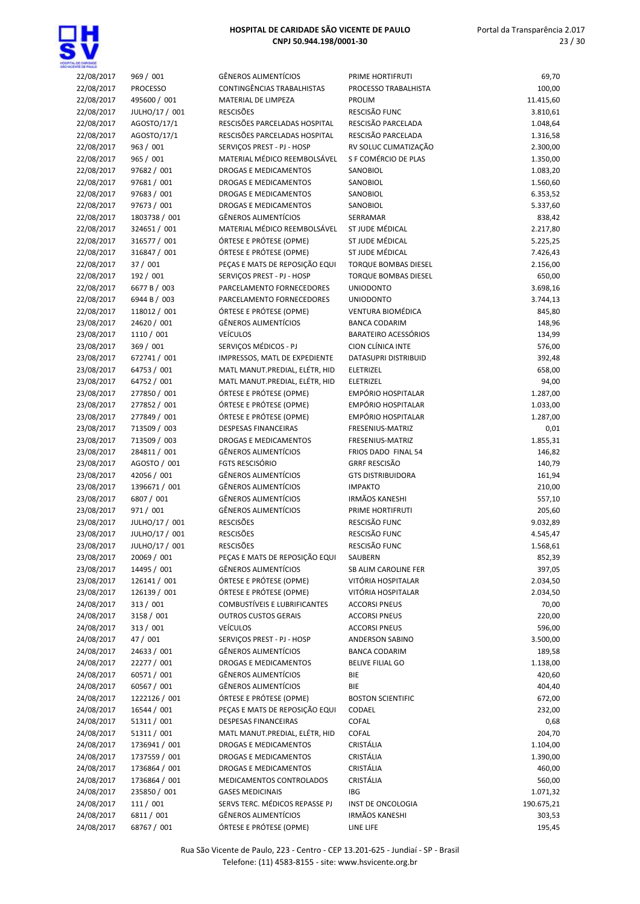| | | | | |
|---|---|---|---|---|
| 22/08/2017 | 969 / 001 | GÊNEROS ALIMENTÍCIOS | PRIME HORTIFRUTI | 69,70 |
| 22/08/2017 | PROCESSO | CONTINGÊNCIAS TRABALHISTAS | PROCESSO TRABALHISTA | 100,00 |
| 22/08/2017 | 495600 / 001 | MATERIAL DE LIMPEZA | PROLIM | 11.415,60 |
| 22/08/2017 | JULHO/17 / 001 | RESCISÕES | RESCISÃO FUNC | 3.810,61 |
| 22/08/2017 | AGOSTO/17/1 | RESCISÕES PARCELADAS HOSPITAL | RESCISÃO PARCELADA | 1.048,64 |
| 22/08/2017 | AGOSTO/17/1 | RESCISÕES PARCELADAS HOSPITAL | RESCISÃO PARCELADA | 1.316,58 |
| 22/08/2017 | 963 / 001 | SERVIÇOS PREST - PJ - HOSP | RV SOLUC CLIMATIZAÇÃO | 2.300,00 |
| 22/08/2017 | 965 / 001 | MATERIAL MÉDICO REEMBOLSÁVEL | S F COMÉRCIO DE PLAS | 1.350,00 |
| 22/08/2017 | 97682 / 001 | DROGAS E MEDICAMENTOS | SANOBIOL | 1.083,20 |
| 22/08/2017 | 97681 / 001 | DROGAS E MEDICAMENTOS | SANOBIOL | 1.560,60 |
| 22/08/2017 | 97683 / 001 | DROGAS E MEDICAMENTOS | SANOBIOL | 6.353,52 |
| 22/08/2017 | 97673 / 001 | DROGAS E MEDICAMENTOS | SANOBIOL | 5.337,60 |
| 22/08/2017 | 1803738 / 001 | GÊNEROS ALIMENTÍCIOS | SERRAMAR | 838,42 |
| 22/08/2017 | 324651 / 001 | MATERIAL MÉDICO REEMBOLSÁVEL | ST JUDE MÉDICAL | 2.217,80 |
| 22/08/2017 | 316577 / 001 | ÓRTESE E PRÓTESE (OPME) | ST JUDE MÉDICAL | 5.225,25 |
| 22/08/2017 | 316847 / 001 | ÓRTESE E PRÓTESE (OPME) | ST JUDE MÉDICAL | 7.426,43 |
| 22/08/2017 | 37 / 001 | PEÇAS E MATS DE REPOSIÇÃO EQUI | TORQUE BOMBAS DIESEL | 2.156,00 |
| 22/08/2017 | 192 / 001 | SERVIÇOS PREST - PJ - HOSP | TORQUE BOMBAS DIESEL | 650,00 |
| 22/08/2017 | 6677 B / 003 | PARCELAMENTO FORNECEDORES | UNIODONTO | 3.698,16 |
| 22/08/2017 | 6944 B / 003 | PARCELAMENTO FORNECEDORES | UNIODONTO | 3.744,13 |
| 22/08/2017 | 118012 / 001 | ÓRTESE E PRÓTESE (OPME) | VENTURA BIOMÉDICA | 845,80 |
| 23/08/2017 | 24620 / 001 | GÊNEROS ALIMENTÍCIOS | BANCA CODARIM | 148,96 |
| 23/08/2017 | 1110 / 001 | VEÍCULOS | BARATEIRO ACESSÓRIOS | 134,99 |
| 23/08/2017 | 369 / 001 | SERVIÇOS MÉDICOS - PJ | CION CLÍNICA INTE | 576,00 |
| 23/08/2017 | 672741 / 001 | IMPRESSOS, MATL DE EXPEDIENTE | DATASUPRI DISTRIBUID | 392,48 |
| 23/08/2017 | 64753 / 001 | MATL MANUT.PREDIAL, ELÉTR, HID | ELETRIZEL | 658,00 |
| 23/08/2017 | 64752 / 001 | MATL MANUT.PREDIAL, ELÉTR, HID | ELETRIZEL | 94,00 |
| 23/08/2017 | 277850 / 001 | ÓRTESE E PRÓTESE (OPME) | EMPÓRIO HOSPITALAR | 1.287,00 |
| 23/08/2017 | 277852 / 001 | ÓRTESE E PRÓTESE (OPME) | EMPÓRIO HOSPITALAR | 1.033,00 |
| 23/08/2017 | 277849 / 001 | ÓRTESE E PRÓTESE (OPME) | EMPÓRIO HOSPITALAR | 1.287,00 |
| 23/08/2017 | 713509 / 003 | DESPESAS FINANCEIRAS | FRESENIUS-MATRIZ | 0,01 |
| 23/08/2017 | 713509 / 003 | DROGAS E MEDICAMENTOS | FRESENIUS-MATRIZ | 1.855,31 |
| 23/08/2017 | 284811 / 001 | GÊNEROS ALIMENTÍCIOS | FRIOS DADO FINAL 54 | 146,82 |
| 23/08/2017 | AGOSTO / 001 | FGTS RESCISÓRIO | GRRF RESCISÃO | 140,79 |
| 23/08/2017 | 42056 / 001 | GÊNEROS ALIMENTÍCIOS | GTS DISTRIBUIDORA | 161,94 |
| 23/08/2017 | 1396671 / 001 | GÊNEROS ALIMENTÍCIOS | IMPAKTO | 210,00 |
| 23/08/2017 | 6807 / 001 | GÊNEROS ALIMENTÍCIOS | IRMÃOS KANESHI | 557,10 |
| 23/08/2017 | 971 / 001 | GÊNEROS ALIMENTÍCIOS | PRIME HORTIFRUTI | 205,60 |
| 23/08/2017 | JULHO/17 / 001 | RESCISÕES | RESCISÃO FUNC | 9.032,89 |
| 23/08/2017 | JULHO/17 / 001 | RESCISÕES | RESCISÃO FUNC | 4.545,47 |
| 23/08/2017 | JULHO/17 / 001 | RESCISÕES | RESCISÃO FUNC | 1.568,61 |
| 23/08/2017 | 20069 / 001 | PEÇAS E MATS DE REPOSIÇÃO EQUI | SAUBERN | 852,39 |
| 23/08/2017 | 14495 / 001 | GÊNEROS ALIMENTÍCIOS | SB ALIM CAROLINE FER | 397,05 |
| 23/08/2017 | 126141 / 001 | ÓRTESE E PRÓTESE (OPME) | VITÓRIA HOSPITALAR | 2.034,50 |
| 23/08/2017 | 126139 / 001 | ÓRTESE E PRÓTESE (OPME) | VITÓRIA HOSPITALAR | 2.034,50 |
| 24/08/2017 | 313 / 001 | COMBUSTÍVEIS E LUBRIFICANTES | ACCORSI PNEUS | 70,00 |
| 24/08/2017 | 3158 / 001 | OUTROS CUSTOS GERAIS | ACCORSI PNEUS | 220,00 |
| 24/08/2017 | 313 / 001 | VEÍCULOS | ACCORSI PNEUS | 596,00 |
| 24/08/2017 | 47 / 001 | SERVIÇOS PREST - PJ - HOSP | ANDERSON SABINO | 3.500,00 |
| 24/08/2017 | 24633 / 001 | GÊNEROS ALIMENTÍCIOS | BANCA CODARIM | 189,58 |
| 24/08/2017 | 22277 / 001 | DROGAS E MEDICAMENTOS | BELIVE FILIAL GO | 1.138,00 |
| 24/08/2017 | 60571 / 001 | GÊNEROS ALIMENTÍCIOS | BIE | 420,60 |
| 24/08/2017 | 60567 / 001 | GÊNEROS ALIMENTÍCIOS | BIE | 404,40 |
| 24/08/2017 | 1222126 / 001 | ÓRTESE E PRÓTESE (OPME) | BOSTON SCIENTIFIC | 672,00 |
| 24/08/2017 | 16544 / 001 | PEÇAS E MATS DE REPOSIÇÃO EQUI | CODAEL | 232,00 |
| 24/08/2017 | 51311 / 001 | DESPESAS FINANCEIRAS | COFAL | 0,68 |
| 24/08/2017 | 51311 / 001 | MATL MANUT.PREDIAL, ELÉTR, HID | COFAL | 204,70 |
| 24/08/2017 | 1736941 / 001 | DROGAS E MEDICAMENTOS | CRISTÁLIA | 1.104,00 |
| 24/08/2017 | 1737559 / 001 | DROGAS E MEDICAMENTOS | CRISTÁLIA | 1.390,00 |
| 24/08/2017 | 1736864 / 001 | DROGAS E MEDICAMENTOS | CRISTÁLIA | 460,00 |
| 24/08/2017 | 1736864 / 001 | MEDICAMENTOS CONTROLADOS | CRISTÁLIA | 560,00 |
| 24/08/2017 | 235850 / 001 | GASES MEDICINAIS | IBG | 1.071,32 |
| 24/08/2017 | 111 / 001 | SERVS TERC. MÉDICOS REPASSE PJ | INST DE ONCOLOGIA | 190.675,21 |
| 24/08/2017 | 6811 / 001 | GÊNEROS ALIMENTÍCIOS | IRMÃOS KANESHI | 303,53 |
| 24/08/2017 | 68767 / 001 | ÓRTESE E PRÓTESE (OPME) | LINE LIFE | 195,45 |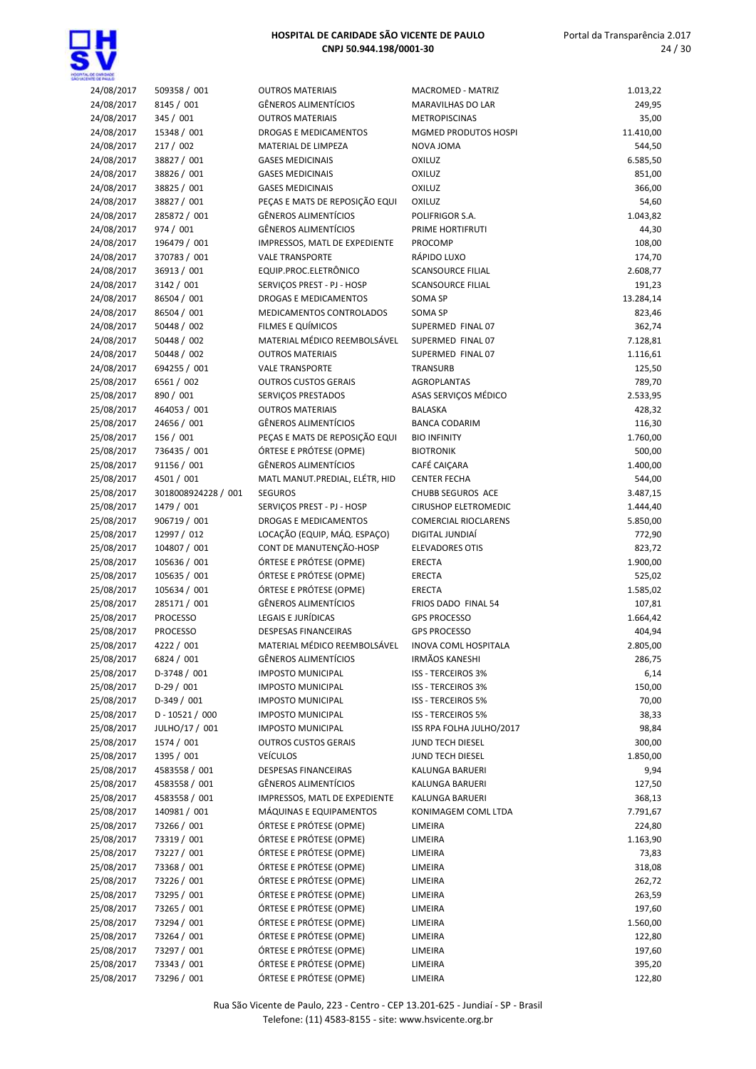| | | | | |
|---|---|---|---|---|
| 24/08/2017 | 509358 / 001 | OUTROS MATERIAIS | MACROMED - MATRIZ | 1.013,22 |
| 24/08/2017 | 8145 / 001 | GÊNEROS ALIMENTÍCIOS | MARAVILHAS DO LAR | 249,95 |
| 24/08/2017 | 345 / 001 | OUTROS MATERIAIS | METROPISCINAS | 35,00 |
| 24/08/2017 | 15348 / 001 | DROGAS E MEDICAMENTOS | MGMED PRODUTOS HOSPI | 11.410,00 |
| 24/08/2017 | 217 / 002 | MATERIAL DE LIMPEZA | NOVA JOMA | 544,50 |
| 24/08/2017 | 38827 / 001 | GASES MEDICINAIS | OXILUZ | 6.585,50 |
| 24/08/2017 | 38826 / 001 | GASES MEDICINAIS | OXILUZ | 851,00 |
| 24/08/2017 | 38825 / 001 | GASES MEDICINAIS | OXILUZ | 366,00 |
| 24/08/2017 | 38827 / 001 | PEÇAS E MATS DE REPOSIÇÃO EQUI | OXILUZ | 54,60 |
| 24/08/2017 | 285872 / 001 | GÊNEROS ALIMENTÍCIOS | POLIFRIGOR S.A. | 1.043,82 |
| 24/08/2017 | 974 / 001 | GÊNEROS ALIMENTÍCIOS | PRIME HORTIFRUTI | 44,30 |
| 24/08/2017 | 196479 / 001 | IMPRESSOS, MATL DE EXPEDIENTE | PROCOMP | 108,00 |
| 24/08/2017 | 370783 / 001 | VALE TRANSPORTE | RÁPIDO LUXO | 174,70 |
| 24/08/2017 | 36913 / 001 | EQUIP.PROC.ELETRÔNICO | SCANSOURCE FILIAL | 2.608,77 |
| 24/08/2017 | 3142 / 001 | SERVIÇOS PREST - PJ - HOSP | SCANSOURCE FILIAL | 191,23 |
| 24/08/2017 | 86504 / 001 | DROGAS E MEDICAMENTOS | SOMA SP | 13.284,14 |
| 24/08/2017 | 86504 / 001 | MEDICAMENTOS CONTROLADOS | SOMA SP | 823,46 |
| 24/08/2017 | 50448 / 002 | FILMES E QUÍMICOS | SUPERMED FINAL 07 | 362,74 |
| 24/08/2017 | 50448 / 002 | MATERIAL MÉDICO REEMBOLSÁVEL | SUPERMED FINAL 07 | 7.128,81 |
| 24/08/2017 | 50448 / 002 | OUTROS MATERIAIS | SUPERMED FINAL 07 | 1.116,61 |
| 24/08/2017 | 694255 / 001 | VALE TRANSPORTE | TRANSURB | 125,50 |
| 25/08/2017 | 6561 / 002 | OUTROS CUSTOS GERAIS | AGROPLANTAS | 789,70 |
| 25/08/2017 | 890 / 001 | SERVIÇOS PRESTADOS | ASAS SERVIÇOS MÉDICO | 2.533,95 |
| 25/08/2017 | 464053 / 001 | OUTROS MATERIAIS | BALASKA | 428,32 |
| 25/08/2017 | 24656 / 001 | GÊNEROS ALIMENTÍCIOS | BANCA CODARIM | 116,30 |
| 25/08/2017 | 156 / 001 | PEÇAS E MATS DE REPOSIÇÃO EQUI | BIO INFINITY | 1.760,00 |
| 25/08/2017 | 736435 / 001 | ÓRTESE E PRÓTESE (OPME) | BIOTRONIK | 500,00 |
| 25/08/2017 | 91156 / 001 | GÊNEROS ALIMENTÍCIOS | CAFÉ CAIÇARA | 1.400,00 |
| 25/08/2017 | 4501 / 001 | MATL MANUT.PREDIAL, ELÉTR, HID | CENTER FECHA | 544,00 |
| 25/08/2017 | 3018008924228 / 001 | SEGUROS | CHUBB SEGUROS ACE | 3.487,15 |
| 25/08/2017 | 1479 / 001 | SERVIÇOS PREST - PJ - HOSP | CIRUSHOP ELETROMEDIC | 1.444,40 |
| 25/08/2017 | 906719 / 001 | DROGAS E MEDICAMENTOS | COMERCIAL RIOCLARENS | 5.850,00 |
| 25/08/2017 | 12997 / 012 | LOCAÇÃO (EQUIP, MÁQ. ESPAÇO) | DIGITAL JUNDIAÍ | 772,90 |
| 25/08/2017 | 104807 / 001 | CONT DE MANUTENÇÃO-HOSP | ELEVADORES OTIS | 823,72 |
| 25/08/2017 | 105636 / 001 | ÓRTESE E PRÓTESE (OPME) | ERECTA | 1.900,00 |
| 25/08/2017 | 105635 / 001 | ÓRTESE E PRÓTESE (OPME) | ERECTA | 525,02 |
| 25/08/2017 | 105634 / 001 | ÓRTESE E PRÓTESE (OPME) | ERECTA | 1.585,02 |
| 25/08/2017 | 285171 / 001 | GÊNEROS ALIMENTÍCIOS | FRIOS DADO FINAL 54 | 107,81 |
| 25/08/2017 | PROCESSO | LEGAIS E JURÍDICAS | GPS PROCESSO | 1.664,42 |
| 25/08/2017 | PROCESSO | DESPESAS FINANCEIRAS | GPS PROCESSO | 404,94 |
| 25/08/2017 | 4222 / 001 | MATERIAL MÉDICO REEMBOLSÁVEL | INOVA COML HOSPITALA | 2.805,00 |
| 25/08/2017 | 6824 / 001 | GÊNEROS ALIMENTÍCIOS | IRMÃOS KANESHI | 286,75 |
| 25/08/2017 | D-3748 / 001 | IMPOSTO MUNICIPAL | ISS - TERCEIROS 3% | 6,14 |
| 25/08/2017 | D-29 / 001 | IMPOSTO MUNICIPAL | ISS - TERCEIROS 3% | 150,00 |
| 25/08/2017 | D-349 / 001 | IMPOSTO MUNICIPAL | ISS - TERCEIROS 5% | 70,00 |
| 25/08/2017 | D - 10521 / 000 | IMPOSTO MUNICIPAL | ISS - TERCEIROS 5% | 38,33 |
| 25/08/2017 | JULHO/17 / 001 | IMPOSTO MUNICIPAL | ISS RPA FOLHA JULHO/2017 | 98,84 |
| 25/08/2017 | 1574 / 001 | OUTROS CUSTOS GERAIS | JUND TECH DIESEL | 300,00 |
| 25/08/2017 | 1395 / 001 | VEÍCULOS | JUND TECH DIESEL | 1.850,00 |
| 25/08/2017 | 4583558 / 001 | DESPESAS FINANCEIRAS | KALUNGA BARUERI | 9,94 |
| 25/08/2017 | 4583558 / 001 | GÊNEROS ALIMENTÍCIOS | KALUNGA BARUERI | 127,50 |
| 25/08/2017 | 4583558 / 001 | IMPRESSOS, MATL DE EXPEDIENTE | KALUNGA BARUERI | 368,13 |
| 25/08/2017 | 140981 / 001 | MÁQUINAS E EQUIPAMENTOS | KONIMAGEM COML LTDA | 7.791,67 |
| 25/08/2017 | 73266 / 001 | ÓRTESE E PRÓTESE (OPME) | LIMEIRA | 224,80 |
| 25/08/2017 | 73319 / 001 | ÓRTESE E PRÓTESE (OPME) | LIMEIRA | 1.163,90 |
| 25/08/2017 | 73227 / 001 | ÓRTESE E PRÓTESE (OPME) | LIMEIRA | 73,83 |
| 25/08/2017 | 73368 / 001 | ÓRTESE E PRÓTESE (OPME) | LIMEIRA | 318,08 |
| 25/08/2017 | 73226 / 001 | ÓRTESE E PRÓTESE (OPME) | LIMEIRA | 262,72 |
| 25/08/2017 | 73295 / 001 | ÓRTESE E PRÓTESE (OPME) | LIMEIRA | 263,59 |
| 25/08/2017 | 73265 / 001 | ÓRTESE E PRÓTESE (OPME) | LIMEIRA | 197,60 |
| 25/08/2017 | 73294 / 001 | ÓRTESE E PRÓTESE (OPME) | LIMEIRA | 1.560,00 |
| 25/08/2017 | 73264 / 001 | ÓRTESE E PRÓTESE (OPME) | LIMEIRA | 122,80 |
| 25/08/2017 | 73297 / 001 | ÓRTESE E PRÓTESE (OPME) | LIMEIRA | 197,60 |
| 25/08/2017 | 73343 / 001 | ÓRTESE E PRÓTESE (OPME) | LIMEIRA | 395,20 |
| 25/08/2017 | 73296 / 001 | ÓRTESE E PRÓTESE (OPME) | LIMEIRA | 122,80 |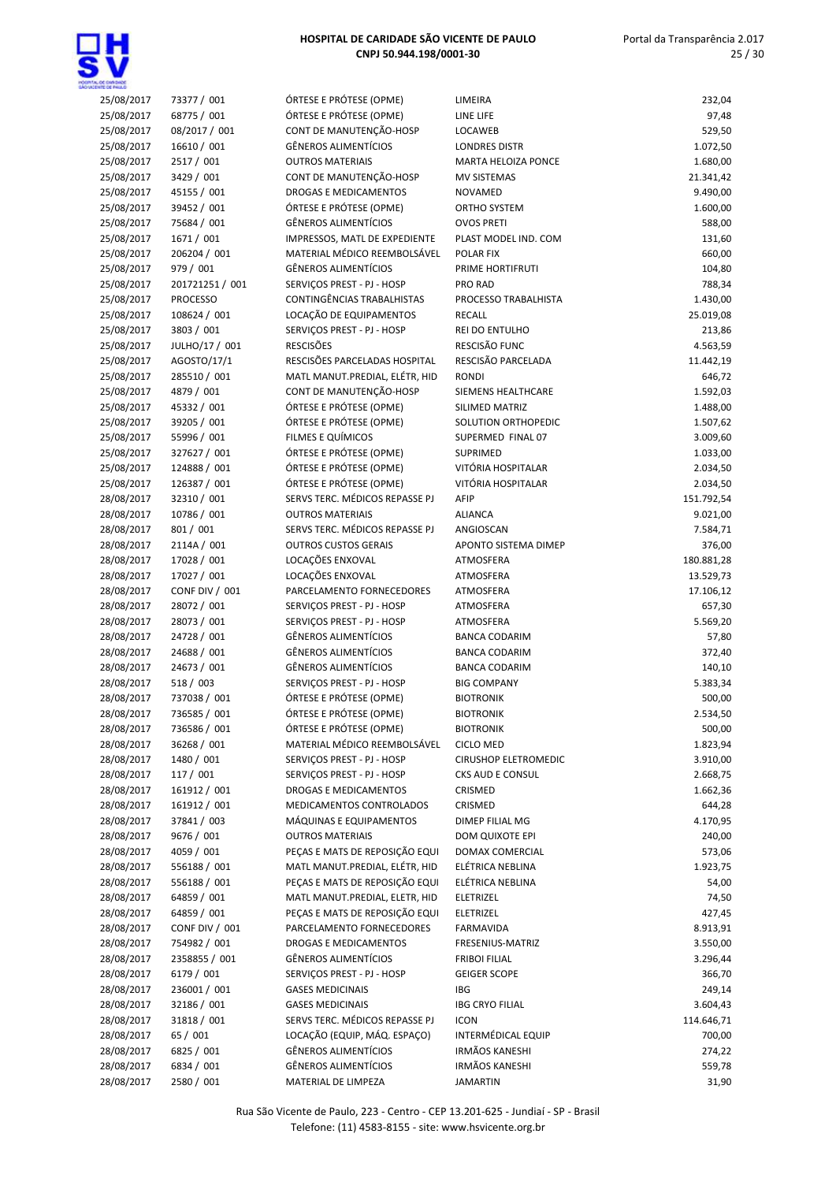| | | | | |
|---|---|---|---|---|
| 25/08/2017 | 73377 / 001 | ÓRTESE E PRÓTESE (OPME) | LIMEIRA | 232,04 |
| 25/08/2017 | 68775 / 001 | ÓRTESE E PRÓTESE (OPME) | LINE LIFE | 97,48 |
| 25/08/2017 | 08/2017 / 001 | CONT DE MANUTENÇÃO-HOSP | LOCAWEB | 529,50 |
| 25/08/2017 | 16610 / 001 | GÊNEROS ALIMENTÍCIOS | LONDRES DISTR | 1.072,50 |
| 25/08/2017 | 2517 / 001 | OUTROS MATERIAIS | MARTA HELOIZA PONCE | 1.680,00 |
| 25/08/2017 | 3429 / 001 | CONT DE MANUTENÇÃO-HOSP | MV SISTEMAS | 21.341,42 |
| 25/08/2017 | 45155 / 001 | DROGAS E MEDICAMENTOS | NOVAMED | 9.490,00 |
| 25/08/2017 | 39452 / 001 | ÓRTESE E PRÓTESE (OPME) | ORTHO SYSTEM | 1.600,00 |
| 25/08/2017 | 75684 / 001 | GÊNEROS ALIMENTÍCIOS | OVOS PRETI | 588,00 |
| 25/08/2017 | 1671 / 001 | IMPRESSOS, MATL DE EXPEDIENTE | PLAST MODEL IND. COM | 131,60 |
| 25/08/2017 | 206204 / 001 | MATERIAL MÉDICO REEMBOLSÁVEL | POLAR FIX | 660,00 |
| 25/08/2017 | 979 / 001 | GÊNEROS ALIMENTÍCIOS | PRIME HORTIFRUTI | 104,80 |
| 25/08/2017 | 201721251 / 001 | SERVIÇOS PREST - PJ - HOSP | PRO RAD | 788,34 |
| 25/08/2017 | PROCESSO | CONTINGÊNCIAS TRABALHISTAS | PROCESSO TRABALHISTA | 1.430,00 |
| 25/08/2017 | 108624 / 001 | LOCAÇÃO DE EQUIPAMENTOS | RECALL | 25.019,08 |
| 25/08/2017 | 3803 / 001 | SERVIÇOS PREST - PJ - HOSP | REI DO ENTULHO | 213,86 |
| 25/08/2017 | JULHO/17 / 001 | RESCISÕES | RESCISÃO FUNC | 4.563,59 |
| 25/08/2017 | AGOSTO/17/1 | RESCISÕES PARCELADAS HOSPITAL | RESCISÃO PARCELADA | 11.442,19 |
| 25/08/2017 | 285510 / 001 | MATL MANUT.PREDIAL, ELÉTR, HID | RONDI | 646,72 |
| 25/08/2017 | 4879 / 001 | CONT DE MANUTENÇÃO-HOSP | SIEMENS HEALTHCARE | 1.592,03 |
| 25/08/2017 | 45332 / 001 | ÓRTESE E PRÓTESE (OPME) | SILIMED MATRIZ | 1.488,00 |
| 25/08/2017 | 39205 / 001 | ÓRTESE E PRÓTESE (OPME) | SOLUTION ORTHOPEDIC | 1.507,62 |
| 25/08/2017 | 55996 / 001 | FILMES E QUÍMICOS | SUPERMED FINAL 07 | 3.009,60 |
| 25/08/2017 | 327627 / 001 | ÓRTESE E PRÓTESE (OPME) | SUPRIMED | 1.033,00 |
| 25/08/2017 | 124888 / 001 | ÓRTESE E PRÓTESE (OPME) | VITÓRIA HOSPITALAR | 2.034,50 |
| 25/08/2017 | 126387 / 001 | ÓRTESE E PRÓTESE (OPME) | VITÓRIA HOSPITALAR | 2.034,50 |
| 28/08/2017 | 32310 / 001 | SERVS TERC. MÉDICOS REPASSE PJ | AFIP | 151.792,54 |
| 28/08/2017 | 10786 / 001 | OUTROS MATERIAIS | ALIANCA | 9.021,00 |
| 28/08/2017 | 801 / 001 | SERVS TERC. MÉDICOS REPASSE PJ | ANGIOSCAN | 7.584,71 |
| 28/08/2017 | 2114A / 001 | OUTROS CUSTOS GERAIS | APONTO SISTEMA DIMEP | 376,00 |
| 28/08/2017 | 17028 / 001 | LOCAÇÕES ENXOVAL | ATMOSFERA | 180.881,28 |
| 28/08/2017 | 17027 / 001 | LOCAÇÕES ENXOVAL | ATMOSFERA | 13.529,73 |
| 28/08/2017 | CONF DIV / 001 | PARCELAMENTO FORNECEDORES | ATMOSFERA | 17.106,12 |
| 28/08/2017 | 28072 / 001 | SERVIÇOS PREST - PJ - HOSP | ATMOSFERA | 657,30 |
| 28/08/2017 | 28073 / 001 | SERVIÇOS PREST - PJ - HOSP | ATMOSFERA | 5.569,20 |
| 28/08/2017 | 24728 / 001 | GÊNEROS ALIMENTÍCIOS | BANCA CODARIM | 57,80 |
| 28/08/2017 | 24688 / 001 | GÊNEROS ALIMENTÍCIOS | BANCA CODARIM | 372,40 |
| 28/08/2017 | 24673 / 001 | GÊNEROS ALIMENTÍCIOS | BANCA CODARIM | 140,10 |
| 28/08/2017 | 518 / 003 | SERVIÇOS PREST - PJ - HOSP | BIG COMPANY | 5.383,34 |
| 28/08/2017 | 737038 / 001 | ÓRTESE E PRÓTESE (OPME) | BIOTRONIK | 500,00 |
| 28/08/2017 | 736585 / 001 | ÓRTESE E PRÓTESE (OPME) | BIOTRONIK | 2.534,50 |
| 28/08/2017 | 736586 / 001 | ÓRTESE E PRÓTESE (OPME) | BIOTRONIK | 500,00 |
| 28/08/2017 | 36268 / 001 | MATERIAL MÉDICO REEMBOLSÁVEL | CICLO MED | 1.823,94 |
| 28/08/2017 | 1480 / 001 | SERVIÇOS PREST - PJ - HOSP | CIRUSHOP ELETROMEDIC | 3.910,00 |
| 28/08/2017 | 117 / 001 | SERVIÇOS PREST - PJ - HOSP | CKS AUD E CONSUL | 2.668,75 |
| 28/08/2017 | 161912 / 001 | DROGAS E MEDICAMENTOS | CRISMED | 1.662,36 |
| 28/08/2017 | 161912 / 001 | MEDICAMENTOS CONTROLADOS | CRISMED | 644,28 |
| 28/08/2017 | 37841 / 003 | MÁQUINAS E EQUIPAMENTOS | DIMEP FILIAL MG | 4.170,95 |
| 28/08/2017 | 9676 / 001 | OUTROS MATERIAIS | DOM QUIXOTE EPI | 240,00 |
| 28/08/2017 | 4059 / 001 | PEÇAS E MATS DE REPOSIÇÃO EQUI | DOMAX COMERCIAL | 573,06 |
| 28/08/2017 | 556188 / 001 | MATL MANUT.PREDIAL, ELÉTR, HID | ELÉTRICA NEBLINA | 1.923,75 |
| 28/08/2017 | 556188 / 001 | PEÇAS E MATS DE REPOSIÇÃO EQUI | ELÉTRICA NEBLINA | 54,00 |
| 28/08/2017 | 64859 / 001 | MATL MANUT.PREDIAL, ELETR, HID | ELETRIZEL | 74,50 |
| 28/08/2017 | 64859 / 001 | PEÇAS E MATS DE REPOSIÇÃO EQUI | ELETRIZEL | 427,45 |
| 28/08/2017 | CONF DIV / 001 | PARCELAMENTO FORNECEDORES | FARMAVIDA | 8.913,91 |
| 28/08/2017 | 754982 / 001 | DROGAS E MEDICAMENTOS | FRESENIUS-MATRIZ | 3.550,00 |
| 28/08/2017 | 2358855 / 001 | GÊNEROS ALIMENTÍCIOS | FRIBOI FILIAL | 3.296,44 |
| 28/08/2017 | 6179 / 001 | SERVIÇOS PREST - PJ - HOSP | GEIGER SCOPE | 366,70 |
| 28/08/2017 | 236001 / 001 | GASES MEDICINAIS | IBG | 249,14 |
| 28/08/2017 | 32186 / 001 | GASES MEDICINAIS | IBG CRYO FILIAL | 3.604,43 |
| 28/08/2017 | 31818 / 001 | SERVS TERC. MÉDICOS REPASSE PJ | ICON | 114.646,71 |
| 28/08/2017 | 65 / 001 | LOCAÇÃO (EQUIP, MÁQ. ESPAÇO) | INTERMÉDICAL EQUIP | 700,00 |
| 28/08/2017 | 6825 / 001 | GÊNEROS ALIMENTÍCIOS | IRMÃOS KANESHI | 274,22 |
| 28/08/2017 | 6834 / 001 | GÊNEROS ALIMENTÍCIOS | IRMÃOS KANESHI | 559,78 |
| 28/08/2017 | 2580 / 001 | MATERIAL DE LIMPEZA | JAMARTIN | 31,90 |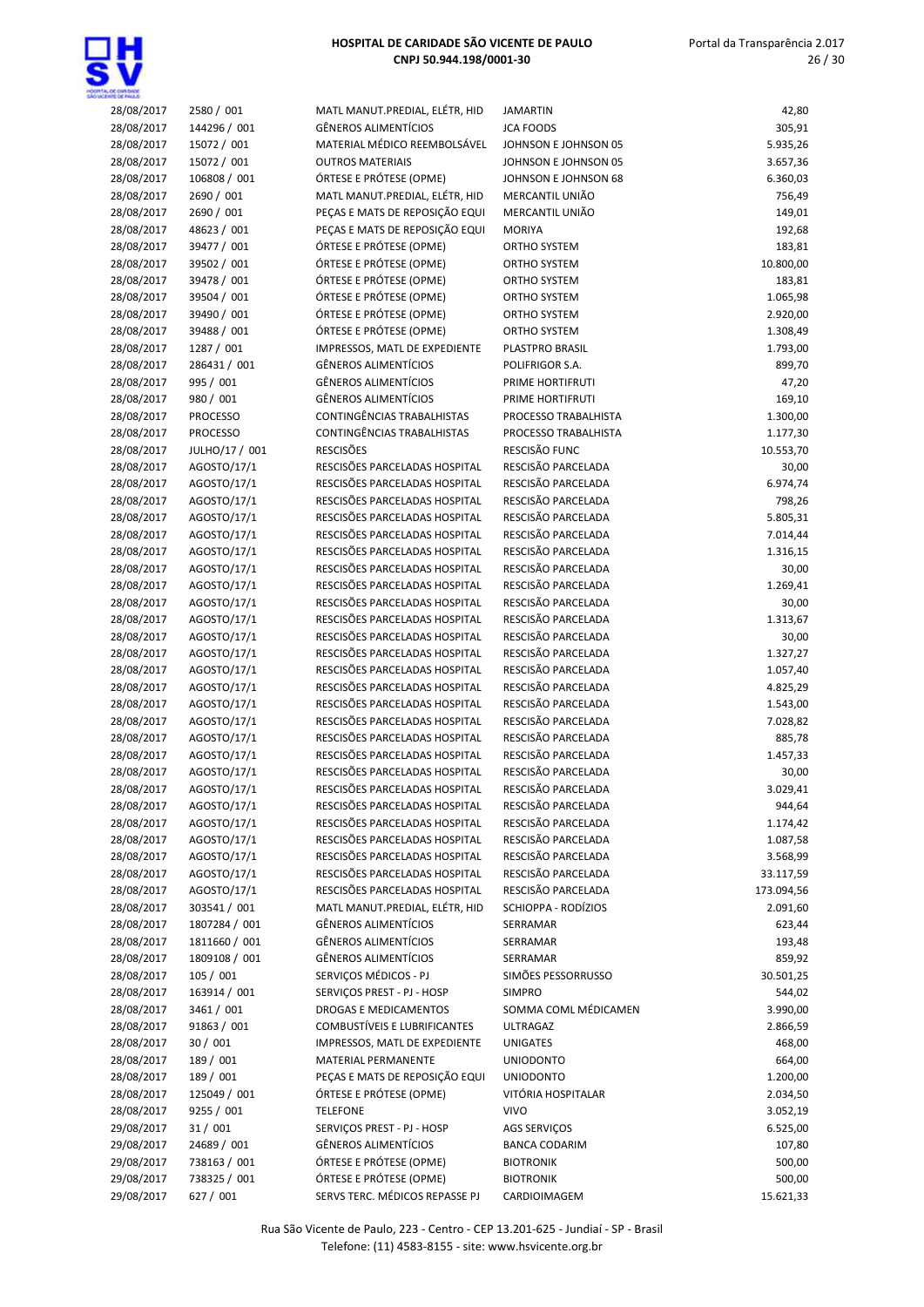| | | | | |
|---|---|---|---|---|
| 28/08/2017 | 2580 / 001 | MATL MANUT.PREDIAL, ELÉTR, HID | JAMARTIN | 42,80 |
| 28/08/2017 | 144296 / 001 | GÊNEROS ALIMENTÍCIOS | JCA FOODS | 305,91 |
| 28/08/2017 | 15072 / 001 | MATERIAL MÉDICO REEMBOLSÁVEL | JOHNSON E JOHNSON 05 | 5.935,26 |
| 28/08/2017 | 15072 / 001 | OUTROS MATERIAIS | JOHNSON E JOHNSON 05 | 3.657,36 |
| 28/08/2017 | 106808 / 001 | ÓRTESE E PRÓTESE (OPME) | JOHNSON E JOHNSON 68 | 6.360,03 |
| 28/08/2017 | 2690 / 001 | MATL MANUT.PREDIAL, ELÉTR, HID | MERCANTIL UNIÃO | 756,49 |
| 28/08/2017 | 2690 / 001 | PEÇAS E MATS DE REPOSIÇÃO EQUI | MERCANTIL UNIÃO | 149,01 |
| 28/08/2017 | 48623 / 001 | PEÇAS E MATS DE REPOSIÇÃO EQUI | MORIYA | 192,68 |
| 28/08/2017 | 39477 / 001 | ÓRTESE E PRÓTESE (OPME) | ORTHO SYSTEM | 183,81 |
| 28/08/2017 | 39502 / 001 | ÓRTESE E PRÓTESE (OPME) | ORTHO SYSTEM | 10.800,00 |
| 28/08/2017 | 39478 / 001 | ÓRTESE E PRÓTESE (OPME) | ORTHO SYSTEM | 183,81 |
| 28/08/2017 | 39504 / 001 | ÓRTESE E PRÓTESE (OPME) | ORTHO SYSTEM | 1.065,98 |
| 28/08/2017 | 39490 / 001 | ÓRTESE E PRÓTESE (OPME) | ORTHO SYSTEM | 2.920,00 |
| 28/08/2017 | 39488 / 001 | ÓRTESE E PRÓTESE (OPME) | ORTHO SYSTEM | 1.308,49 |
| 28/08/2017 | 1287 / 001 | IMPRESSOS, MATL DE EXPEDIENTE | PLASTPRO BRASIL | 1.793,00 |
| 28/08/2017 | 286431 / 001 | GÊNEROS ALIMENTÍCIOS | POLIFRIGOR S.A. | 899,70 |
| 28/08/2017 | 995 / 001 | GÊNEROS ALIMENTÍCIOS | PRIME HORTIFRUTI | 47,20 |
| 28/08/2017 | 980 / 001 | GÊNEROS ALIMENTÍCIOS | PRIME HORTIFRUTI | 169,10 |
| 28/08/2017 | PROCESSO | CONTINGÊNCIAS TRABALHISTAS | PROCESSO TRABALHISTA | 1.300,00 |
| 28/08/2017 | PROCESSO | CONTINGÊNCIAS TRABALHISTAS | PROCESSO TRABALHISTA | 1.177,30 |
| 28/08/2017 | JULHO/17 / 001 | RESCISÕES | RESCISÃO FUNC | 10.553,70 |
| 28/08/2017 | AGOSTO/17/1 | RESCISÕES PARCELADAS HOSPITAL | RESCISÃO PARCELADA | 30,00 |
| 28/08/2017 | AGOSTO/17/1 | RESCISÕES PARCELADAS HOSPITAL | RESCISÃO PARCELADA | 6.974,74 |
| 28/08/2017 | AGOSTO/17/1 | RESCISÕES PARCELADAS HOSPITAL | RESCISÃO PARCELADA | 798,26 |
| 28/08/2017 | AGOSTO/17/1 | RESCISÕES PARCELADAS HOSPITAL | RESCISÃO PARCELADA | 5.805,31 |
| 28/08/2017 | AGOSTO/17/1 | RESCISÕES PARCELADAS HOSPITAL | RESCISÃO PARCELADA | 7.014,44 |
| 28/08/2017 | AGOSTO/17/1 | RESCISÕES PARCELADAS HOSPITAL | RESCISÃO PARCELADA | 1.316,15 |
| 28/08/2017 | AGOSTO/17/1 | RESCISÕES PARCELADAS HOSPITAL | RESCISÃO PARCELADA | 30,00 |
| 28/08/2017 | AGOSTO/17/1 | RESCISÕES PARCELADAS HOSPITAL | RESCISÃO PARCELADA | 1.269,41 |
| 28/08/2017 | AGOSTO/17/1 | RESCISÕES PARCELADAS HOSPITAL | RESCISÃO PARCELADA | 30,00 |
| 28/08/2017 | AGOSTO/17/1 | RESCISÕES PARCELADAS HOSPITAL | RESCISÃO PARCELADA | 1.313,67 |
| 28/08/2017 | AGOSTO/17/1 | RESCISÕES PARCELADAS HOSPITAL | RESCISÃO PARCELADA | 30,00 |
| 28/08/2017 | AGOSTO/17/1 | RESCISÕES PARCELADAS HOSPITAL | RESCISÃO PARCELADA | 1.327,27 |
| 28/08/2017 | AGOSTO/17/1 | RESCISÕES PARCELADAS HOSPITAL | RESCISÃO PARCELADA | 1.057,40 |
| 28/08/2017 | AGOSTO/17/1 | RESCISÕES PARCELADAS HOSPITAL | RESCISÃO PARCELADA | 4.825,29 |
| 28/08/2017 | AGOSTO/17/1 | RESCISÕES PARCELADAS HOSPITAL | RESCISÃO PARCELADA | 1.543,00 |
| 28/08/2017 | AGOSTO/17/1 | RESCISÕES PARCELADAS HOSPITAL | RESCISÃO PARCELADA | 7.028,82 |
| 28/08/2017 | AGOSTO/17/1 | RESCISÕES PARCELADAS HOSPITAL | RESCISÃO PARCELADA | 885,78 |
| 28/08/2017 | AGOSTO/17/1 | RESCISÕES PARCELADAS HOSPITAL | RESCISÃO PARCELADA | 1.457,33 |
| 28/08/2017 | AGOSTO/17/1 | RESCISÕES PARCELADAS HOSPITAL | RESCISÃO PARCELADA | 30,00 |
| 28/08/2017 | AGOSTO/17/1 | RESCISÕES PARCELADAS HOSPITAL | RESCISÃO PARCELADA | 3.029,41 |
| 28/08/2017 | AGOSTO/17/1 | RESCISÕES PARCELADAS HOSPITAL | RESCISÃO PARCELADA | 944,64 |
| 28/08/2017 | AGOSTO/17/1 | RESCISÕES PARCELADAS HOSPITAL | RESCISÃO PARCELADA | 1.174,42 |
| 28/08/2017 | AGOSTO/17/1 | RESCISÕES PARCELADAS HOSPITAL | RESCISÃO PARCELADA | 1.087,58 |
| 28/08/2017 | AGOSTO/17/1 | RESCISÕES PARCELADAS HOSPITAL | RESCISÃO PARCELADA | 3.568,99 |
| 28/08/2017 | AGOSTO/17/1 | RESCISÕES PARCELADAS HOSPITAL | RESCISÃO PARCELADA | 33.117,59 |
| 28/08/2017 | AGOSTO/17/1 | RESCISÕES PARCELADAS HOSPITAL | RESCISÃO PARCELADA | 173.094,56 |
| 28/08/2017 | 303541 / 001 | MATL MANUT.PREDIAL, ELÉTR, HID | SCHIOPPA - RODÍZIOS | 2.091,60 |
| 28/08/2017 | 1807284 / 001 | GÊNEROS ALIMENTÍCIOS | SERRAMAR | 623,44 |
| 28/08/2017 | 1811660 / 001 | GÊNEROS ALIMENTÍCIOS | SERRAMAR | 193,48 |
| 28/08/2017 | 1809108 / 001 | GÊNEROS ALIMENTÍCIOS | SERRAMAR | 859,92 |
| 28/08/2017 | 105 / 001 | SERVIÇOS MÉDICOS - PJ | SIMÕES PESSORRUSSO | 30.501,25 |
| 28/08/2017 | 163914 / 001 | SERVIÇOS PREST - PJ - HOSP | SIMPRO | 544,02 |
| 28/08/2017 | 3461 / 001 | DROGAS E MEDICAMENTOS | SOMMA COML MÉDICAMEN | 3.990,00 |
| 28/08/2017 | 91863 / 001 | COMBUSTÍVEIS E LUBRIFICANTES | ULTRAGAZ | 2.866,59 |
| 28/08/2017 | 30 / 001 | IMPRESSOS, MATL DE EXPEDIENTE | UNIGATES | 468,00 |
| 28/08/2017 | 189 / 001 | MATERIAL PERMANENTE | UNIODONTO | 664,00 |
| 28/08/2017 | 189 / 001 | PEÇAS E MATS DE REPOSIÇÃO EQUI | UNIODONTO | 1.200,00 |
| 28/08/2017 | 125049 / 001 | ÓRTESE E PRÓTESE (OPME) | VITÓRIA HOSPITALAR | 2.034,50 |
| 28/08/2017 | 9255 / 001 | TELEFONE | VIVO | 3.052,19 |
| 29/08/2017 | 31 / 001 | SERVIÇOS PREST - PJ - HOSP | AGS SERVIÇOS | 6.525,00 |
| 29/08/2017 | 24689 / 001 | GÊNEROS ALIMENTÍCIOS | BANCA CODARIM | 107,80 |
| 29/08/2017 | 738163 / 001 | ÓRTESE E PRÓTESE (OPME) | BIOTRONIK | 500,00 |
| 29/08/2017 | 738325 / 001 | ÓRTESE E PRÓTESE (OPME) | BIOTRONIK | 500,00 |
| 29/08/2017 | 627 / 001 | SERVS TERC. MÉDICOS REPASSE PJ | CARDIOIMAGEM | 15.621,33 |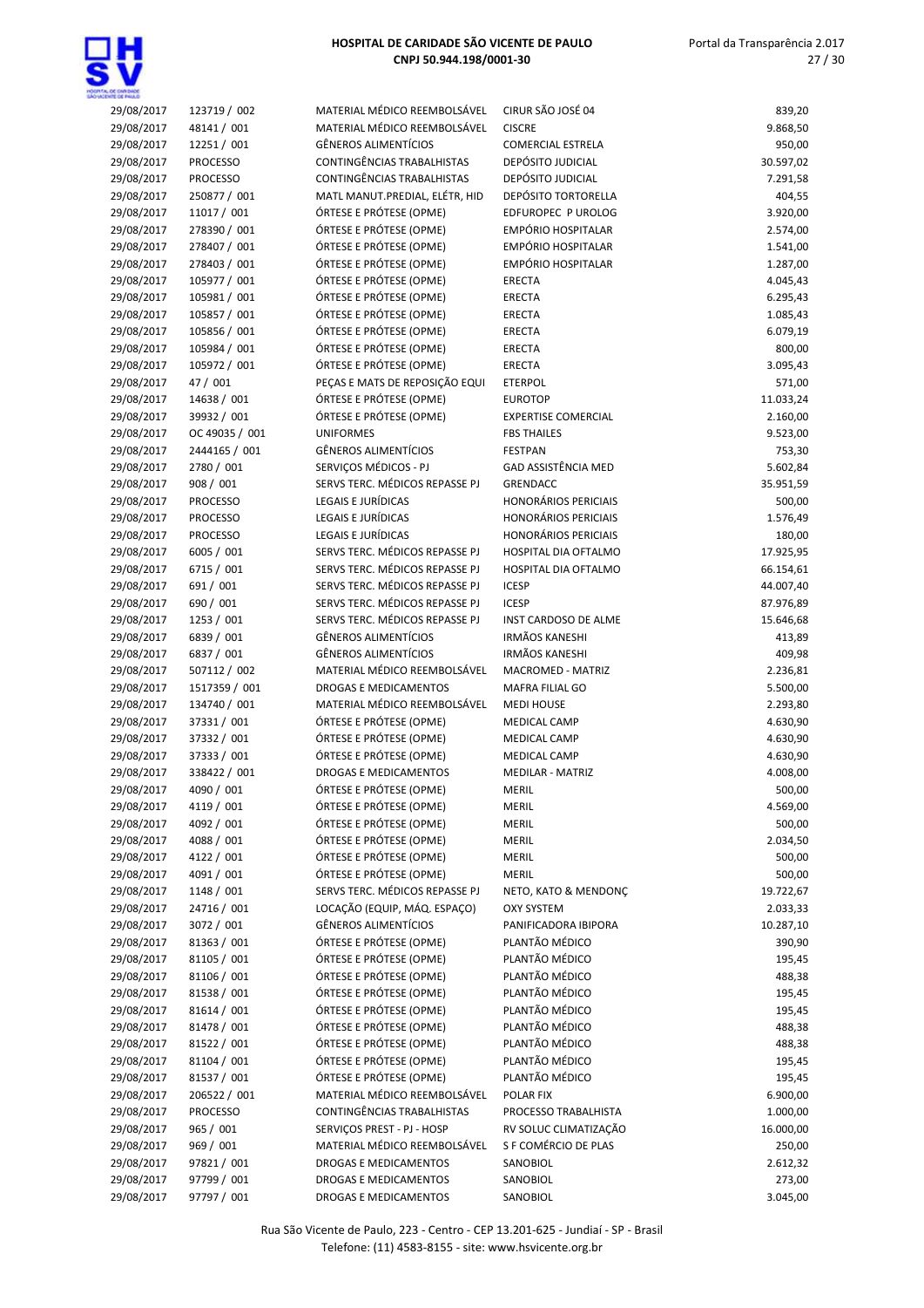| | | | | |
|---|---|---|---|---|
| 29/08/2017 | 123719 / 002 | MATERIAL MÉDICO REEMBOLSÁVEL | CIRUR SÃO JOSÉ 04 | 839,20 |
| 29/08/2017 | 48141 / 001 | MATERIAL MÉDICO REEMBOLSÁVEL | CISCRE | 9.868,50 |
| 29/08/2017 | 12251 / 001 | GÊNEROS ALIMENTÍCIOS | COMERCIAL ESTRELA | 950,00 |
| 29/08/2017 | PROCESSO | CONTINGÊNCIAS TRABALHISTAS | DEPÓSITO JUDICIAL | 30.597,02 |
| 29/08/2017 | PROCESSO | CONTINGÊNCIAS TRABALHISTAS | DEPÓSITO JUDICIAL | 7.291,58 |
| 29/08/2017 | 250877 / 001 | MATL MANUT.PREDIAL, ELÉTR, HID | DEPÓSITO TORTORELLA | 404,55 |
| 29/08/2017 | 11017 / 001 | ÓRTESE E PRÓTESE (OPME) | EDFUROPEC P UROLOG | 3.920,00 |
| 29/08/2017 | 278390 / 001 | ÓRTESE E PRÓTESE (OPME) | EMPÓRIO HOSPITALAR | 2.574,00 |
| 29/08/2017 | 278407 / 001 | ÓRTESE E PRÓTESE (OPME) | EMPÓRIO HOSPITALAR | 1.541,00 |
| 29/08/2017 | 278403 / 001 | ÓRTESE E PRÓTESE (OPME) | EMPÓRIO HOSPITALAR | 1.287,00 |
| 29/08/2017 | 105977 / 001 | ÓRTESE E PRÓTESE (OPME) | ERECTA | 4.045,43 |
| 29/08/2017 | 105981 / 001 | ÓRTESE E PRÓTESE (OPME) | ERECTA | 6.295,43 |
| 29/08/2017 | 105857 / 001 | ÓRTESE E PRÓTESE (OPME) | ERECTA | 1.085,43 |
| 29/08/2017 | 105856 / 001 | ÓRTESE E PRÓTESE (OPME) | ERECTA | 6.079,19 |
| 29/08/2017 | 105984 / 001 | ÓRTESE E PRÓTESE (OPME) | ERECTA | 800,00 |
| 29/08/2017 | 105972 / 001 | ÓRTESE E PRÓTESE (OPME) | ERECTA | 3.095,43 |
| 29/08/2017 | 47 / 001 | PEÇAS E MATS DE REPOSIÇÃO EQUI | ETERPOL | 571,00 |
| 29/08/2017 | 14638 / 001 | ÓRTESE E PRÓTESE (OPME) | EUROTOP | 11.033,24 |
| 29/08/2017 | 39932 / 001 | ÓRTESE E PRÓTESE (OPME) | EXPERTISE COMERCIAL | 2.160,00 |
| 29/08/2017 | OC 49035 / 001 | UNIFORMES | FBS THAILES | 9.523,00 |
| 29/08/2017 | 2444165 / 001 | GÊNEROS ALIMENTÍCIOS | FESTPAN | 753,30 |
| 29/08/2017 | 2780 / 001 | SERVIÇOS MÉDICOS - PJ | GAD ASSISTÊNCIA MED | 5.602,84 |
| 29/08/2017 | 908 / 001 | SERVS TERC. MÉDICOS REPASSE PJ | GRENDACC | 35.951,59 |
| 29/08/2017 | PROCESSO | LEGAIS E JURÍDICAS | HONORÁRIOS PERICIAIS | 500,00 |
| 29/08/2017 | PROCESSO | LEGAIS E JURÍDICAS | HONORÁRIOS PERICIAIS | 1.576,49 |
| 29/08/2017 | PROCESSO | LEGAIS E JURÍDICAS | HONORÁRIOS PERICIAIS | 180,00 |
| 29/08/2017 | 6005 / 001 | SERVS TERC. MÉDICOS REPASSE PJ | HOSPITAL DIA OFTALMO | 17.925,95 |
| 29/08/2017 | 6715 / 001 | SERVS TERC. MÉDICOS REPASSE PJ | HOSPITAL DIA OFTALMO | 66.154,61 |
| 29/08/2017 | 691 / 001 | SERVS TERC. MÉDICOS REPASSE PJ | ICESP | 44.007,40 |
| 29/08/2017 | 690 / 001 | SERVS TERC. MÉDICOS REPASSE PJ | ICESP | 87.976,89 |
| 29/08/2017 | 1253 / 001 | SERVS TERC. MÉDICOS REPASSE PJ | INST CARDOSO DE ALME | 15.646,68 |
| 29/08/2017 | 6839 / 001 | GÊNEROS ALIMENTÍCIOS | IRMÃOS KANESHI | 413,89 |
| 29/08/2017 | 6837 / 001 | GÊNEROS ALIMENTÍCIOS | IRMÃOS KANESHI | 409,98 |
| 29/08/2017 | 507112 / 002 | MATERIAL MÉDICO REEMBOLSÁVEL | MACROMED - MATRIZ | 2.236,81 |
| 29/08/2017 | 1517359 / 001 | DROGAS E MEDICAMENTOS | MAFRA FILIAL GO | 5.500,00 |
| 29/08/2017 | 134740 / 001 | MATERIAL MÉDICO REEMBOLSÁVEL | MEDI HOUSE | 2.293,80 |
| 29/08/2017 | 37331 / 001 | ÓRTESE E PRÓTESE (OPME) | MEDICAL CAMP | 4.630,90 |
| 29/08/2017 | 37332 / 001 | ÓRTESE E PRÓTESE (OPME) | MEDICAL CAMP | 4.630,90 |
| 29/08/2017 | 37333 / 001 | ÓRTESE E PRÓTESE (OPME) | MEDICAL CAMP | 4.630,90 |
| 29/08/2017 | 338422 / 001 | DROGAS E MEDICAMENTOS | MEDILAR - MATRIZ | 4.008,00 |
| 29/08/2017 | 4090 / 001 | ÓRTESE E PRÓTESE (OPME) | MERIL | 500,00 |
| 29/08/2017 | 4119 / 001 | ÓRTESE E PRÓTESE (OPME) | MERIL | 4.569,00 |
| 29/08/2017 | 4092 / 001 | ÓRTESE E PRÓTESE (OPME) | MERIL | 500,00 |
| 29/08/2017 | 4088 / 001 | ÓRTESE E PRÓTESE (OPME) | MERIL | 2.034,50 |
| 29/08/2017 | 4122 / 001 | ÓRTESE E PRÓTESE (OPME) | MERIL | 500,00 |
| 29/08/2017 | 4091 / 001 | ÓRTESE E PRÓTESE (OPME) | MERIL | 500,00 |
| 29/08/2017 | 1148 / 001 | SERVS TERC. MÉDICOS REPASSE PJ | NETO, KATO & MENDONÇ | 19.722,67 |
| 29/08/2017 | 24716 / 001 | LOCAÇÃO (EQUIP, MÁQ. ESPAÇO) | OXY SYSTEM | 2.033,33 |
| 29/08/2017 | 3072 / 001 | GÊNEROS ALIMENTÍCIOS | PANIFICADORA IBIPORA | 10.287,10 |
| 29/08/2017 | 81363 / 001 | ÓRTESE E PRÓTESE (OPME) | PLANTÃO MÉDICO | 390,90 |
| 29/08/2017 | 81105 / 001 | ÓRTESE E PRÓTESE (OPME) | PLANTÃO MÉDICO | 195,45 |
| 29/08/2017 | 81106 / 001 | ÓRTESE E PRÓTESE (OPME) | PLANTÃO MÉDICO | 488,38 |
| 29/08/2017 | 81538 / 001 | ÓRTESE E PRÓTESE (OPME) | PLANTÃO MÉDICO | 195,45 |
| 29/08/2017 | 81614 / 001 | ÓRTESE E PRÓTESE (OPME) | PLANTÃO MÉDICO | 195,45 |
| 29/08/2017 | 81478 / 001 | ÓRTESE E PRÓTESE (OPME) | PLANTÃO MÉDICO | 488,38 |
| 29/08/2017 | 81522 / 001 | ÓRTESE E PRÓTESE (OPME) | PLANTÃO MÉDICO | 488,38 |
| 29/08/2017 | 81104 / 001 | ÓRTESE E PRÓTESE (OPME) | PLANTÃO MÉDICO | 195,45 |
| 29/08/2017 | 81537 / 001 | ÓRTESE E PRÓTESE (OPME) | PLANTÃO MÉDICO | 195,45 |
| 29/08/2017 | 206522 / 001 | MATERIAL MÉDICO REEMBOLSÁVEL | POLAR FIX | 6.900,00 |
| 29/08/2017 | PROCESSO | CONTINGÊNCIAS TRABALHISTAS | PROCESSO TRABALHISTA | 1.000,00 |
| 29/08/2017 | 965 / 001 | SERVIÇOS PREST - PJ - HOSP | RV SOLUC CLIMATIZAÇÃO | 16.000,00 |
| 29/08/2017 | 969 / 001 | MATERIAL MÉDICO REEMBOLSÁVEL | S F COMÉRCIO DE PLAS | 250,00 |
| 29/08/2017 | 97821 / 001 | DROGAS E MEDICAMENTOS | SANOBIOL | 2.612,32 |
| 29/08/2017 | 97799 / 001 | DROGAS E MEDICAMENTOS | SANOBIOL | 273,00 |
| 29/08/2017 | 97797 / 001 | DROGAS E MEDICAMENTOS | SANOBIOL | 3.045,00 |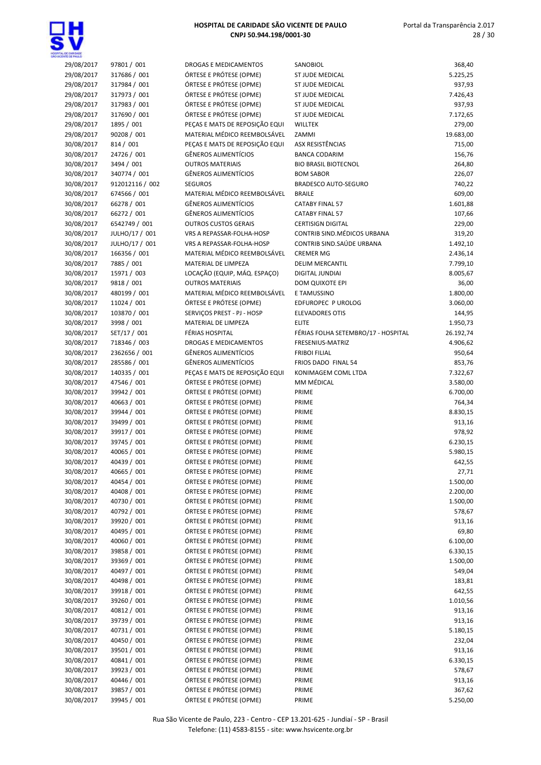| 29/08/2017 | 97801 / 001 | DROGAS E MEDICAMENTOS | SANOBIOL | 368,40 |
|---|---|---|---|---|
| 29/08/2017 | 317686 / 001 | ÓRTESE E PRÓTESE (OPME) | ST JUDE MEDICAL | 5.225,25 |
| 29/08/2017 | 317984 / 001 | ÓRTESE E PRÓTESE (OPME) | ST JUDE MEDICAL | 937,93 |
| 29/08/2017 | 317973 / 001 | ÓRTESE E PRÓTESE (OPME) | ST JUDE MEDICAL | 7.426,43 |
| 29/08/2017 | 317983 / 001 | ÓRTESE E PRÓTESE (OPME) | ST JUDE MEDICAL | 937,93 |
| 29/08/2017 | 317690 / 001 | ÓRTESE E PRÓTESE (OPME) | ST JUDE MEDICAL | 7.172,65 |
| 29/08/2017 | 1895 / 001 | PEÇAS E MATS DE REPOSIÇÃO EQUI | WILLTEK | 279,00 |
| 29/08/2017 | 90208 / 001 | MATERIAL MÉDICO REEMBOLSÁVEL | ZAMMI | 19.683,00 |
| 30/08/2017 | 814 / 001 | PEÇAS E MATS DE REPOSIÇÃO EQUI | ASX RESISTÊNCIAS | 715,00 |
| 30/08/2017 | 24726 / 001 | GÊNEROS ALIMENTÍCIOS | BANCA CODARIM | 156,76 |
| 30/08/2017 | 3494 / 001 | OUTROS MATERIAIS | BIO BRASIL BIOTECNOL | 264,80 |
| 30/08/2017 | 340774 / 001 | GÊNEROS ALIMENTÍCIOS | BOM SABOR | 226,07 |
| 30/08/2017 | 912012116 / 002 | SEGUROS | BRADESCO AUTO-SEGURO | 740,22 |
| 30/08/2017 | 674566 / 001 | MATERIAL MÉDICO REEMBOLSÁVEL | BRAILE | 609,00 |
| 30/08/2017 | 66278 / 001 | GÊNEROS ALIMENTÍCIOS | CATABY FINAL 57 | 1.601,88 |
| 30/08/2017 | 66272 / 001 | GÊNEROS ALIMENTÍCIOS | CATABY FINAL 57 | 107,66 |
| 30/08/2017 | 6542749 / 001 | OUTROS CUSTOS GERAIS | CERTISIGN DIGITAL | 229,00 |
| 30/08/2017 | JULHO/17 / 001 | VRS A REPASSAR-FOLHA-HOSP | CONTRIB SIND.MÉDICOS URBANA | 319,20 |
| 30/08/2017 | JULHO/17 / 001 | VRS A REPASSAR-FOLHA-HOSP | CONTRIB SIND.SAÚDE URBANA | 1.492,10 |
| 30/08/2017 | 166356 / 001 | MATERIAL MÉDICO REEMBOLSÁVEL | CREMER MG | 2.436,14 |
| 30/08/2017 | 7885 / 001 | MATERIAL DE LIMPEZA | DELIM MERCANTIL | 7.799,10 |
| 30/08/2017 | 15971 / 003 | LOCAÇÃO (EQUIP, MÁQ. ESPAÇO) | DIGITAL JUNDIAI | 8.005,67 |
| 30/08/2017 | 9818 / 001 | OUTROS MATERIAIS | DOM QUIXOTE EPI | 36,00 |
| 30/08/2017 | 480199 / 001 | MATERIAL MÉDICO REEMBOLSÁVEL | E TAMUSSINO | 1.800,00 |
| 30/08/2017 | 11024 / 001 | ÓRTESE E PRÓTESE (OPME) | EDFUROPEC P UROLOG | 3.060,00 |
| 30/08/2017 | 103870 / 001 | SERVIÇOS PREST - PJ - HOSP | ELEVADORES OTIS | 144,95 |
| 30/08/2017 | 3998 / 001 | MATERIAL DE LIMPEZA | ELITE | 1.950,73 |
| 30/08/2017 | SET/17 / 001 | FÉRIAS HOSPITAL | FÉRIAS FOLHA SETEMBRO/17 - HOSPITAL | 26.192,74 |
| 30/08/2017 | 718346 / 003 | DROGAS E MEDICAMENTOS | FRESENIUS-MATRIZ | 4.906,62 |
| 30/08/2017 | 2362656 / 001 | GÊNEROS ALIMENTÍCIOS | FRIBOI FILIAL | 950,64 |
| 30/08/2017 | 285586 / 001 | GÊNEROS ALIMENTÍCIOS | FRIOS DADO FINAL 54 | 853,76 |
| 30/08/2017 | 140335 / 001 | PEÇAS E MATS DE REPOSIÇÃO EQUI | KONIMAGEM COML LTDA | 7.322,67 |
| 30/08/2017 | 47546 / 001 | ÓRTESE E PRÓTESE (OPME) | MM MÉDICAL | 3.580,00 |
| 30/08/2017 | 39942 / 001 | ÓRTESE E PRÓTESE (OPME) | PRIME | 6.700,00 |
| 30/08/2017 | 40663 / 001 | ÓRTESE E PRÓTESE (OPME) | PRIME | 764,34 |
| 30/08/2017 | 39944 / 001 | ÓRTESE E PRÓTESE (OPME) | PRIME | 8.830,15 |
| 30/08/2017 | 39499 / 001 | ÓRTESE E PRÓTESE (OPME) | PRIME | 913,16 |
| 30/08/2017 | 39917 / 001 | ÓRTESE E PRÓTESE (OPME) | PRIME | 978,92 |
| 30/08/2017 | 39745 / 001 | ÓRTESE E PRÓTESE (OPME) | PRIME | 6.230,15 |
| 30/08/2017 | 40065 / 001 | ÓRTESE E PRÓTESE (OPME) | PRIME | 5.980,15 |
| 30/08/2017 | 40439 / 001 | ÓRTESE E PRÓTESE (OPME) | PRIME | 642,55 |
| 30/08/2017 | 40665 / 001 | ÓRTESE E PRÓTESE (OPME) | PRIME | 27,71 |
| 30/08/2017 | 40454 / 001 | ÓRTESE E PRÓTESE (OPME) | PRIME | 1.500,00 |
| 30/08/2017 | 40408 / 001 | ÓRTESE E PRÓTESE (OPME) | PRIME | 2.200,00 |
| 30/08/2017 | 40730 / 001 | ÓRTESE E PRÓTESE (OPME) | PRIME | 1.500,00 |
| 30/08/2017 | 40792 / 001 | ÓRTESE E PRÓTESE (OPME) | PRIME | 578,67 |
| 30/08/2017 | 39920 / 001 | ÓRTESE E PRÓTESE (OPME) | PRIME | 913,16 |
| 30/08/2017 | 40495 / 001 | ÓRTESE E PRÓTESE (OPME) | PRIME | 69,80 |
| 30/08/2017 | 40060 / 001 | ÓRTESE E PRÓTESE (OPME) | PRIME | 6.100,00 |
| 30/08/2017 | 39858 / 001 | ÓRTESE E PRÓTESE (OPME) | PRIME | 6.330,15 |
| 30/08/2017 | 39369 / 001 | ÓRTESE E PRÓTESE (OPME) | PRIME | 1.500,00 |
| 30/08/2017 | 40497 / 001 | ÓRTESE E PRÓTESE (OPME) | PRIME | 549,04 |
| 30/08/2017 | 40498 / 001 | ÓRTESE E PRÓTESE (OPME) | PRIME | 183,81 |
| 30/08/2017 | 39918 / 001 | ÓRTESE E PRÓTESE (OPME) | PRIME | 642,55 |
| 30/08/2017 | 39260 / 001 | ÓRTESE E PRÓTESE (OPME) | PRIME | 1.010,56 |
| 30/08/2017 | 40812 / 001 | ÓRTESE E PRÓTESE (OPME) | PRIME | 913,16 |
| 30/08/2017 | 39739 / 001 | ÓRTESE E PRÓTESE (OPME) | PRIME | 913,16 |
| 30/08/2017 | 40731 / 001 | ÓRTESE E PRÓTESE (OPME) | PRIME | 5.180,15 |
| 30/08/2017 | 40450 / 001 | ÓRTESE E PRÓTESE (OPME) | PRIME | 232,04 |
| 30/08/2017 | 39501 / 001 | ÓRTESE E PRÓTESE (OPME) | PRIME | 913,16 |
| 30/08/2017 | 40841 / 001 | ÓRTESE E PRÓTESE (OPME) | PRIME | 6.330,15 |
| 30/08/2017 | 39923 / 001 | ÓRTESE E PRÓTESE (OPME) | PRIME | 578,67 |
| 30/08/2017 | 40446 / 001 | ÓRTESE E PRÓTESE (OPME) | PRIME | 913,16 |
| 30/08/2017 | 39857 / 001 | ÓRTESE E PRÓTESE (OPME) | PRIME | 367,62 |
| 30/08/2017 | 39945 / 001 | ÓRTESE E PRÓTESE (OPME) | PRIME | 5.250,00 |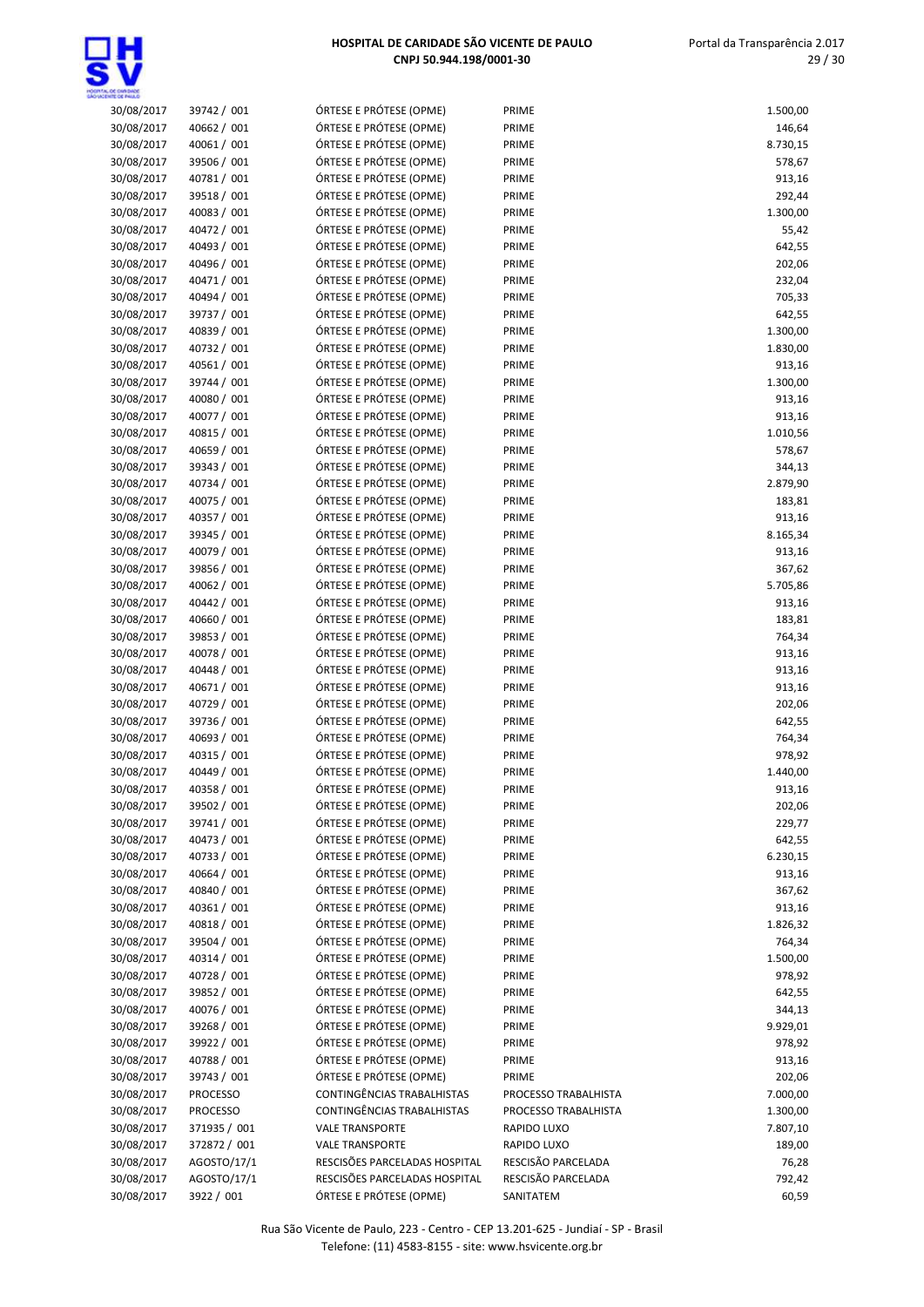| | | | | |
|---|---|---|---|---|
| 30/08/2017 | 39742 / 001 | ÓRTESE E PRÓTESE (OPME) | PRIME | 1.500,00 |
| 30/08/2017 | 40662 / 001 | ÓRTESE E PRÓTESE (OPME) | PRIME | 146,64 |
| 30/08/2017 | 40061 / 001 | ÓRTESE E PRÓTESE (OPME) | PRIME | 8.730,15 |
| 30/08/2017 | 39506 / 001 | ÓRTESE E PRÓTESE (OPME) | PRIME | 578,67 |
| 30/08/2017 | 40781 / 001 | ÓRTESE E PRÓTESE (OPME) | PRIME | 913,16 |
| 30/08/2017 | 39518 / 001 | ÓRTESE E PRÓTESE (OPME) | PRIME | 292,44 |
| 30/08/2017 | 40083 / 001 | ÓRTESE E PRÓTESE (OPME) | PRIME | 1.300,00 |
| 30/08/2017 | 40472 / 001 | ÓRTESE E PRÓTESE (OPME) | PRIME | 55,42 |
| 30/08/2017 | 40493 / 001 | ÓRTESE E PRÓTESE (OPME) | PRIME | 642,55 |
| 30/08/2017 | 40496 / 001 | ÓRTESE E PRÓTESE (OPME) | PRIME | 202,06 |
| 30/08/2017 | 40471 / 001 | ÓRTESE E PRÓTESE (OPME) | PRIME | 232,04 |
| 30/08/2017 | 40494 / 001 | ÓRTESE E PRÓTESE (OPME) | PRIME | 705,33 |
| 30/08/2017 | 39737 / 001 | ÓRTESE E PRÓTESE (OPME) | PRIME | 642,55 |
| 30/08/2017 | 40839 / 001 | ÓRTESE E PRÓTESE (OPME) | PRIME | 1.300,00 |
| 30/08/2017 | 40732 / 001 | ÓRTESE E PRÓTESE (OPME) | PRIME | 1.830,00 |
| 30/08/2017 | 40561 / 001 | ÓRTESE E PRÓTESE (OPME) | PRIME | 913,16 |
| 30/08/2017 | 39744 / 001 | ÓRTESE E PRÓTESE (OPME) | PRIME | 1.300,00 |
| 30/08/2017 | 40080 / 001 | ÓRTESE E PRÓTESE (OPME) | PRIME | 913,16 |
| 30/08/2017 | 40077 / 001 | ÓRTESE E PRÓTESE (OPME) | PRIME | 913,16 |
| 30/08/2017 | 40815 / 001 | ÓRTESE E PRÓTESE (OPME) | PRIME | 1.010,56 |
| 30/08/2017 | 40659 / 001 | ÓRTESE E PRÓTESE (OPME) | PRIME | 578,67 |
| 30/08/2017 | 39343 / 001 | ÓRTESE E PRÓTESE (OPME) | PRIME | 344,13 |
| 30/08/2017 | 40734 / 001 | ÓRTESE E PRÓTESE (OPME) | PRIME | 2.879,90 |
| 30/08/2017 | 40075 / 001 | ÓRTESE E PRÓTESE (OPME) | PRIME | 183,81 |
| 30/08/2017 | 40357 / 001 | ÓRTESE E PRÓTESE (OPME) | PRIME | 913,16 |
| 30/08/2017 | 39345 / 001 | ÓRTESE E PRÓTESE (OPME) | PRIME | 8.165,34 |
| 30/08/2017 | 40079 / 001 | ÓRTESE E PRÓTESE (OPME) | PRIME | 913,16 |
| 30/08/2017 | 39856 / 001 | ÓRTESE E PRÓTESE (OPME) | PRIME | 367,62 |
| 30/08/2017 | 40062 / 001 | ÓRTESE E PRÓTESE (OPME) | PRIME | 5.705,86 |
| 30/08/2017 | 40442 / 001 | ÓRTESE E PRÓTESE (OPME) | PRIME | 913,16 |
| 30/08/2017 | 40660 / 001 | ÓRTESE E PRÓTESE (OPME) | PRIME | 183,81 |
| 30/08/2017 | 39853 / 001 | ÓRTESE E PRÓTESE (OPME) | PRIME | 764,34 |
| 30/08/2017 | 40078 / 001 | ÓRTESE E PRÓTESE (OPME) | PRIME | 913,16 |
| 30/08/2017 | 40448 / 001 | ÓRTESE E PRÓTESE (OPME) | PRIME | 913,16 |
| 30/08/2017 | 40671 / 001 | ÓRTESE E PRÓTESE (OPME) | PRIME | 913,16 |
| 30/08/2017 | 40729 / 001 | ÓRTESE E PRÓTESE (OPME) | PRIME | 202,06 |
| 30/08/2017 | 39736 / 001 | ÓRTESE E PRÓTESE (OPME) | PRIME | 642,55 |
| 30/08/2017 | 40693 / 001 | ÓRTESE E PRÓTESE (OPME) | PRIME | 764,34 |
| 30/08/2017 | 40315 / 001 | ÓRTESE E PRÓTESE (OPME) | PRIME | 978,92 |
| 30/08/2017 | 40449 / 001 | ÓRTESE E PRÓTESE (OPME) | PRIME | 1.440,00 |
| 30/08/2017 | 40358 / 001 | ÓRTESE E PRÓTESE (OPME) | PRIME | 913,16 |
| 30/08/2017 | 39502 / 001 | ÓRTESE E PRÓTESE (OPME) | PRIME | 202,06 |
| 30/08/2017 | 39741 / 001 | ÓRTESE E PRÓTESE (OPME) | PRIME | 229,77 |
| 30/08/2017 | 40473 / 001 | ÓRTESE E PRÓTESE (OPME) | PRIME | 642,55 |
| 30/08/2017 | 40733 / 001 | ÓRTESE E PRÓTESE (OPME) | PRIME | 6.230,15 |
| 30/08/2017 | 40664 / 001 | ÓRTESE E PRÓTESE (OPME) | PRIME | 913,16 |
| 30/08/2017 | 40840 / 001 | ÓRTESE E PRÓTESE (OPME) | PRIME | 367,62 |
| 30/08/2017 | 40361 / 001 | ÓRTESE E PRÓTESE (OPME) | PRIME | 913,16 |
| 30/08/2017 | 40818 / 001 | ÓRTESE E PRÓTESE (OPME) | PRIME | 1.826,32 |
| 30/08/2017 | 39504 / 001 | ÓRTESE E PRÓTESE (OPME) | PRIME | 764,34 |
| 30/08/2017 | 40314 / 001 | ÓRTESE E PRÓTESE (OPME) | PRIME | 1.500,00 |
| 30/08/2017 | 40728 / 001 | ÓRTESE E PRÓTESE (OPME) | PRIME | 978,92 |
| 30/08/2017 | 39852 / 001 | ÓRTESE E PRÓTESE (OPME) | PRIME | 642,55 |
| 30/08/2017 | 40076 / 001 | ÓRTESE E PRÓTESE (OPME) | PRIME | 344,13 |
| 30/08/2017 | 39268 / 001 | ÓRTESE E PRÓTESE (OPME) | PRIME | 9.929,01 |
| 30/08/2017 | 39922 / 001 | ÓRTESE E PRÓTESE (OPME) | PRIME | 978,92 |
| 30/08/2017 | 40788 / 001 | ÓRTESE E PRÓTESE (OPME) | PRIME | 913,16 |
| 30/08/2017 | 39743 / 001 | ÓRTESE E PRÓTESE (OPME) | PRIME | 202,06 |
| 30/08/2017 | PROCESSO | CONTINGÊNCIAS TRABALHISTAS | PROCESSO TRABALHISTA | 7.000,00 |
| 30/08/2017 | PROCESSO | CONTINGÊNCIAS TRABALHISTAS | PROCESSO TRABALHISTA | 1.300,00 |
| 30/08/2017 | 371935 / 001 | VALE TRANSPORTE | RAPIDO LUXO | 7.807,10 |
| 30/08/2017 | 372872 / 001 | VALE TRANSPORTE | RAPIDO LUXO | 189,00 |
| 30/08/2017 | AGOSTO/17/1 | RESCISÕES PARCELADAS HOSPITAL | RESCISÃO PARCELADA | 76,28 |
| 30/08/2017 | AGOSTO/17/1 | RESCISÕES PARCELADAS HOSPITAL | RESCISÃO PARCELADA | 792,42 |
| 30/08/2017 | 3922 / 001 | ÓRTESE E PRÓTESE (OPME) | SANITATEM | 60,59 |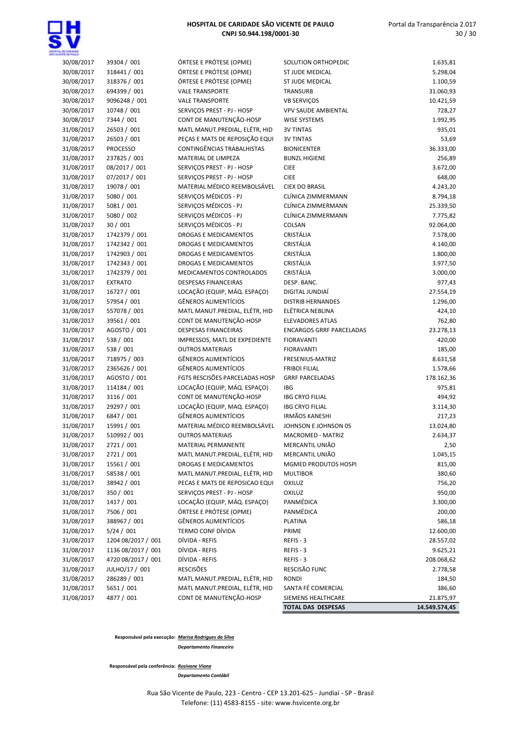| | | | | |
|---|---|---|---|---|
| 30/08/2017 | 39304 / 001 | ÓRTESE E PRÓTESE (OPME) | SOLUTION ORTHOPEDIC | 1.635,81 |
| 30/08/2017 | 318441 / 001 | ÓRTESE E PRÓTESE (OPME) | ST JUDE MEDICAL | 5.298,04 |
| 30/08/2017 | 318376 / 001 | ÓRTESE E PRÓTESE (OPME) | ST JUDE MEDICAL | 1.100,59 |
| 30/08/2017 | 694399 / 001 | VALE TRANSPORTE | TRANSURB | 31.060,93 |
| 30/08/2017 | 9096248 / 001 | VALE TRANSPORTE | VB SERVIÇOS | 10.421,59 |
| 30/08/2017 | 10748 / 001 | SERVIÇOS PREST - PJ - HOSP | VPV SAUDE AMBIENTAL | 728,27 |
| 30/08/2017 | 7344 / 001 | CONT DE MANUTENÇÃO-HOSP | WISE SYSTEMS | 1.992,95 |
| 31/08/2017 | 26503 / 001 | MATL MANUT.PREDIAL, ELÉTR, HID | 3V TINTAS | 935,01 |
| 31/08/2017 | 26503 / 001 | PEÇAS E MATS DE REPOSIÇÃO EQUI | 3V TINTAS | 53,69 |
| 31/08/2017 | PROCESSO | CONTINGÊNCIAS TRABALHISTAS | BIONICENTER | 36.333,00 |
| 31/08/2017 | 237825 / 001 | MATERIAL DE LIMPEZA | BUNZL HIGIENE | 256,89 |
| 31/08/2017 | 08/2017 / 001 | SERVIÇOS PREST - PJ - HOSP | CIEE | 3.672,00 |
| 31/08/2017 | 07/2017 / 001 | SERVIÇOS PREST - PJ - HOSP | CIEE | 648,00 |
| 31/08/2017 | 19078 / 001 | MATERIAL MÉDICO REEMBOLSÁVEL | CIEX DO BRASIL | 4.243,20 |
| 31/08/2017 | 5080 / 001 | SERVIÇOS MÉDICOS - PJ | CLÍNICA ZIMMERMANN | 8.794,18 |
| 31/08/2017 | 5081 / 001 | SERVIÇOS MÉDICOS - PJ | CLÍNICA ZIMMERMANN | 25.339,50 |
| 31/08/2017 | 5080 / 002 | SERVIÇOS MÉDICOS - PJ | CLÍNICA ZIMMERMANN | 7.775,82 |
| 31/08/2017 | 30 / 001 | SERVIÇOS MÉDICOS - PJ | COLSAN | 92.064,00 |
| 31/08/2017 | 1742379 / 001 | DROGAS E MEDICAMENTOS | CRISTÁLIA | 7.578,00 |
| 31/08/2017 | 1742342 / 001 | DROGAS E MEDICAMENTOS | CRISTÁLIA | 4.140,00 |
| 31/08/2017 | 1742903 / 001 | DROGAS E MEDICAMENTOS | CRISTÁLIA | 1.800,00 |
| 31/08/2017 | 1742343 / 001 | DROGAS E MEDICAMENTOS | CRISTÁLIA | 3.977,50 |
| 31/08/2017 | 1742379 / 001 | MEDICAMENTOS CONTROLADOS | CRISTÁLIA | 3.000,00 |
| 31/08/2017 | EXTRATO | DESPESAS FINANCEIRAS | DESP. BANC. | 977,43 |
| 31/08/2017 | 16727 / 001 | LOCAÇÃO (EQUIP, MÁQ. ESPAÇO) | DIGITAL JUNDIAÍ | 27.554,19 |
| 31/08/2017 | 57954 / 001 | GÊNEROS ALIMENTÍCIOS | DISTRIB HERNANDES | 1.296,00 |
| 31/08/2017 | 557078 / 001 | MATL MANUT.PREDIAL, ELÉTR, HID | ELÉTRICA NEBLINA | 424,10 |
| 31/08/2017 | 39561 / 001 | CONT DE MANUTENÇÃO-HOSP | ELEVADORES ATLAS | 762,80 |
| 31/08/2017 | AGOSTO / 001 | DESPESAS FINANCEIRAS | ENCARGOS GRRF PARCELADAS | 23.278,13 |
| 31/08/2017 | 538 / 001 | IMPRESSOS, MATL DE EXPEDIENTE | FIORAVANTI | 420,00 |
| 31/08/2017 | 538 / 001 | OUTROS MATERIAIS | FIORAVANTI | 185,00 |
| 31/08/2017 | 718975 / 003 | GÊNEROS ALIMENTÍCIOS | FRESENIUS-MATRIZ | 8.631,58 |
| 31/08/2017 | 2365626 / 001 | GÊNEROS ALIMENTÍCIOS | FRIBOI FILIAL | 1.578,66 |
| 31/08/2017 | AGOSTO / 001 | FGTS RESCISÕES PARCELADAS HOSP | GRRF PARCELADAS | 178.162,36 |
| 31/08/2017 | 114184 / 001 | LOCAÇÃO (EQUIP, MÁQ. ESPAÇO) | IBG | 975,81 |
| 31/08/2017 | 3116 / 001 | CONT DE MANUTENÇÃO-HOSP | IBG CRYO FILIAL | 494,92 |
| 31/08/2017 | 29297 / 001 | LOCAÇÃO (EQUIP, MAQ. ESPAÇO) | IBG CRYO FILIAL | 3.114,30 |
| 31/08/2017 | 6847 / 001 | GÊNEROS ALIMENTÍCIOS | IRMÃOS KANESHI | 217,23 |
| 31/08/2017 | 15991 / 001 | MATERIAL MÉDICO REEMBOLSÁVEL | JOHNSON E JOHNSON 05 | 13.024,80 |
| 31/08/2017 | 510992 / 001 | OUTROS MATERIAIS | MACROMED - MATRIZ | 2.634,37 |
| 31/08/2017 | 2721 / 001 | MATERIAL PERMANENTE | MERCANTIL UNIÃO | 2,50 |
| 31/08/2017 | 2721 / 001 | MATL MANUT.PREDIAL, ELÉTR, HID | MERCANTIL UNIÃO | 1.045,15 |
| 31/08/2017 | 15561 / 001 | DROGAS E MEDICAMENTOS | MGMED PRODUTOS HOSPI | 815,00 |
| 31/08/2017 | 58538 / 001 | MATL MANUT.PREDIAL, ELÉTR, HID | MULTIBOR | 380,60 |
| 31/08/2017 | 38942 / 001 | PECAS E MATS DE REPOSICAO EQUI | OXILUZ | 756,20 |
| 31/08/2017 | 350 / 001 | SERVIÇOS PREST - PJ - HOSP | OXILUZ | 950,00 |
| 31/08/2017 | 1417 / 001 | LOCAÇÃO (EQUIP, MÁQ. ESPAÇO) | PANMÉDICA | 3.300,00 |
| 31/08/2017 | 7506 / 001 | ÓRTESE E PRÓTESE (OPME) | PANMÉDICA | 200,00 |
| 31/08/2017 | 388967 / 001 | GÊNEROS ALIMENTÍCIOS | PLATINA | 586,18 |
| 31/08/2017 | 5/24 / 001 | TERMO CONF DÍVIDA | PRIME | 12.600,00 |
| 31/08/2017 | 1204 08/2017 / 001 | DÍVIDA - REFIS | REFIS - 3 | 28.557,02 |
| 31/08/2017 | 1136 08/2017 / 001 | DÍVIDA - REFIS | REFIS - 3 | 9.625,21 |
| 31/08/2017 | 4720 08/2017 / 001 | DÍVIDA - REFIS | REFIS - 3 | 208.068,62 |
| 31/08/2017 | JULHO/17 / 001 | RESCISÕES | RESCISÃO FUNC | 2.778,58 |
| 31/08/2017 | 286289 / 001 | MATL MANUT.PREDIAL, ELÉTR, HID | RONDI | 184,50 |
| 31/08/2017 | 5651 / 001 | MATL MANUT.PREDIAL, ELÉTR, HID | SANTA FÉ COMERCIAL | 386,60 |
| 31/08/2017 | 4877 / 001 | CONT DE MANUTENÇÃO-HOSP | SIEMENS HEALTHCARE | 21.875,97 |
| | | | **TOTAL DAS DESPESAS** | **14.549.574,45** |

**Responsável pela execução:** ***Marisa Rodrigues da Silva***
***Departamento Financeiro***

**Responsável pela conferência:** ***Rosivane Viana***
***Departamento Contábil***

Rua São Vicente de Paulo, 223 - Centro - CEP 13.201-625 - Jundiaí - SP - Brasil
Telefone: (11) 4583-8155 - site: www.hsvicente.org.br